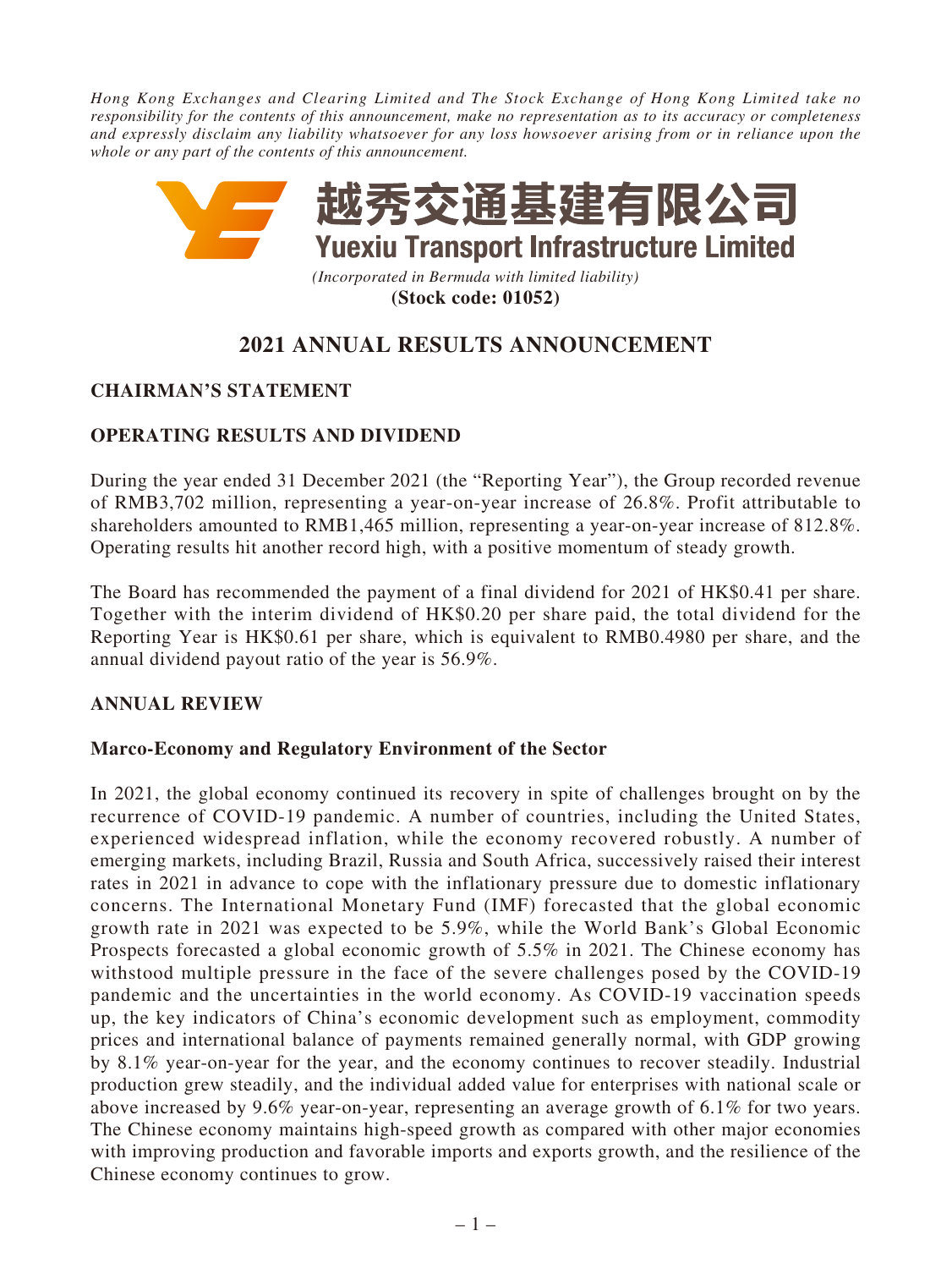*Hong Kong Exchanges and Clearing Limited and The Stock Exchange of Hong Kong Limited take no responsibility for the contents of this announcement, make no representation as to its accuracy or completeness and expressly disclaim any liability whatsoever for any loss howsoever arising from or in reliance upon the whole or any part of the contents of this announcement.*

# 越秀交通基建有限公司
# Yuexiu Transport Infrastructure Limited

*(Incorporated in Bermuda with limited liability)*
**(Stock code: 01052)**

# 2021 ANNUAL RESULTS ANNOUNCEMENT

## CHAIRMAN'S STATEMENT

## OPERATING RESULTS AND DIVIDEND

During the year ended 31 December 2021 (the "Reporting Year"), the Group recorded revenue of RMB3,702 million, representing a year-on-year increase of 26.8%. Profit attributable to shareholders amounted to RMB1,465 million, representing a year-on-year increase of 812.8%. Operating results hit another record high, with a positive momentum of steady growth.

The Board has recommended the payment of a final dividend for 2021 of HK$0.41 per share. Together with the interim dividend of HK$0.20 per share paid, the total dividend for the Reporting Year is HK$0.61 per share, which is equivalent to RMB0.4980 per share, and the annual dividend payout ratio of the year is 56.9%.

## ANNUAL REVIEW

### Marco-Economy and Regulatory Environment of the Sector

In 2021, the global economy continued its recovery in spite of challenges brought on by the recurrence of COVID-19 pandemic. A number of countries, including the United States, experienced widespread inflation, while the economy recovered robustly. A number of emerging markets, including Brazil, Russia and South Africa, successively raised their interest rates in 2021 in advance to cope with the inflationary pressure due to domestic inflationary concerns. The International Monetary Fund (IMF) forecasted that the global economic growth rate in 2021 was expected to be 5.9%, while the World Bank's Global Economic Prospects forecasted a global economic growth of 5.5% in 2021. The Chinese economy has withstood multiple pressure in the face of the severe challenges posed by the COVID-19 pandemic and the uncertainties in the world economy. As COVID-19 vaccination speeds up, the key indicators of China's economic development such as employment, commodity prices and international balance of payments remained generally normal, with GDP growing by 8.1% year-on-year for the year, and the economy continues to recover steadily. Industrial production grew steadily, and the individual added value for enterprises with national scale or above increased by 9.6% year-on-year, representing an average growth of 6.1% for two years. The Chinese economy maintains high-speed growth as compared with other major economies with improving production and favorable imports and exports growth, and the resilience of the Chinese economy continues to grow.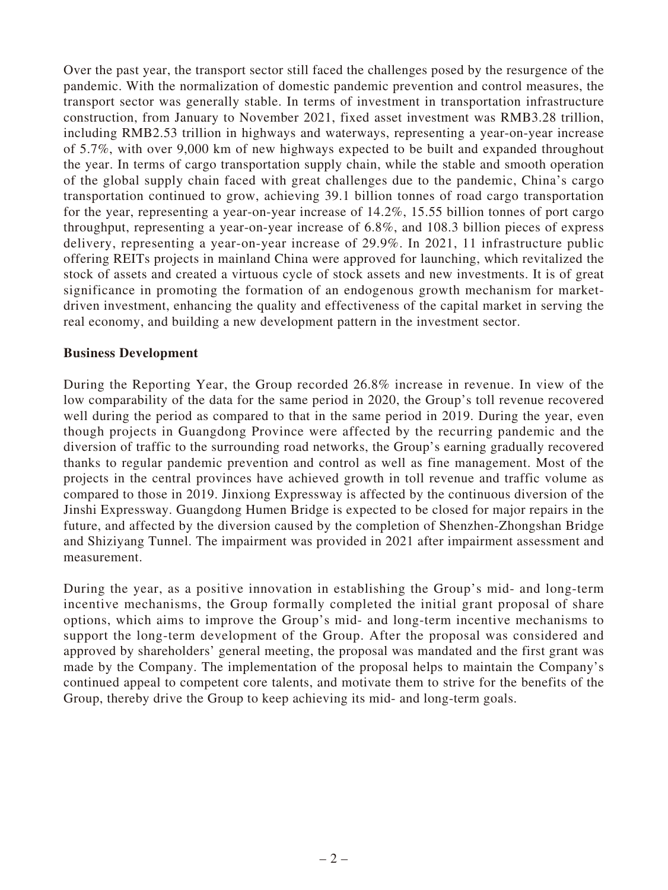Over the past year, the transport sector still faced the challenges posed by the resurgence of the pandemic. With the normalization of domestic pandemic prevention and control measures, the transport sector was generally stable. In terms of investment in transportation infrastructure construction, from January to November 2021, fixed asset investment was RMB3.28 trillion, including RMB2.53 trillion in highways and waterways, representing a year-on-year increase of 5.7%, with over 9,000 km of new highways expected to be built and expanded throughout the year. In terms of cargo transportation supply chain, while the stable and smooth operation of the global supply chain faced with great challenges due to the pandemic, China's cargo transportation continued to grow, achieving 39.1 billion tonnes of road cargo transportation for the year, representing a year-on-year increase of 14.2%, 15.55 billion tonnes of port cargo throughput, representing a year-on-year increase of 6.8%, and 108.3 billion pieces of express delivery, representing a year-on-year increase of 29.9%. In 2021, 11 infrastructure public offering REITs projects in mainland China were approved for launching, which revitalized the stock of assets and created a virtuous cycle of stock assets and new investments. It is of great significance in promoting the formation of an endogenous growth mechanism for market-driven investment, enhancing the quality and effectiveness of the capital market in serving the real economy, and building a new development pattern in the investment sector.

**Business Development**

During the Reporting Year, the Group recorded 26.8% increase in revenue. In view of the low comparability of the data for the same period in 2020, the Group's toll revenue recovered well during the period as compared to that in the same period in 2019. During the year, even though projects in Guangdong Province were affected by the recurring pandemic and the diversion of traffic to the surrounding road networks, the Group's earning gradually recovered thanks to regular pandemic prevention and control as well as fine management. Most of the projects in the central provinces have achieved growth in toll revenue and traffic volume as compared to those in 2019. Jinxiong Expressway is affected by the continuous diversion of the Jinshi Expressway. Guangdong Humen Bridge is expected to be closed for major repairs in the future, and affected by the diversion caused by the completion of Shenzhen-Zhongshan Bridge and Shiziyang Tunnel. The impairment was provided in 2021 after impairment assessment and measurement.

During the year, as a positive innovation in establishing the Group's mid- and long-term incentive mechanisms, the Group formally completed the initial grant proposal of share options, which aims to improve the Group's mid- and long-term incentive mechanisms to support the long-term development of the Group. After the proposal was considered and approved by shareholders' general meeting, the proposal was mandated and the first grant was made by the Company. The implementation of the proposal helps to maintain the Company's continued appeal to competent core talents, and motivate them to strive for the benefits of the Group, thereby drive the Group to keep achieving its mid- and long-term goals.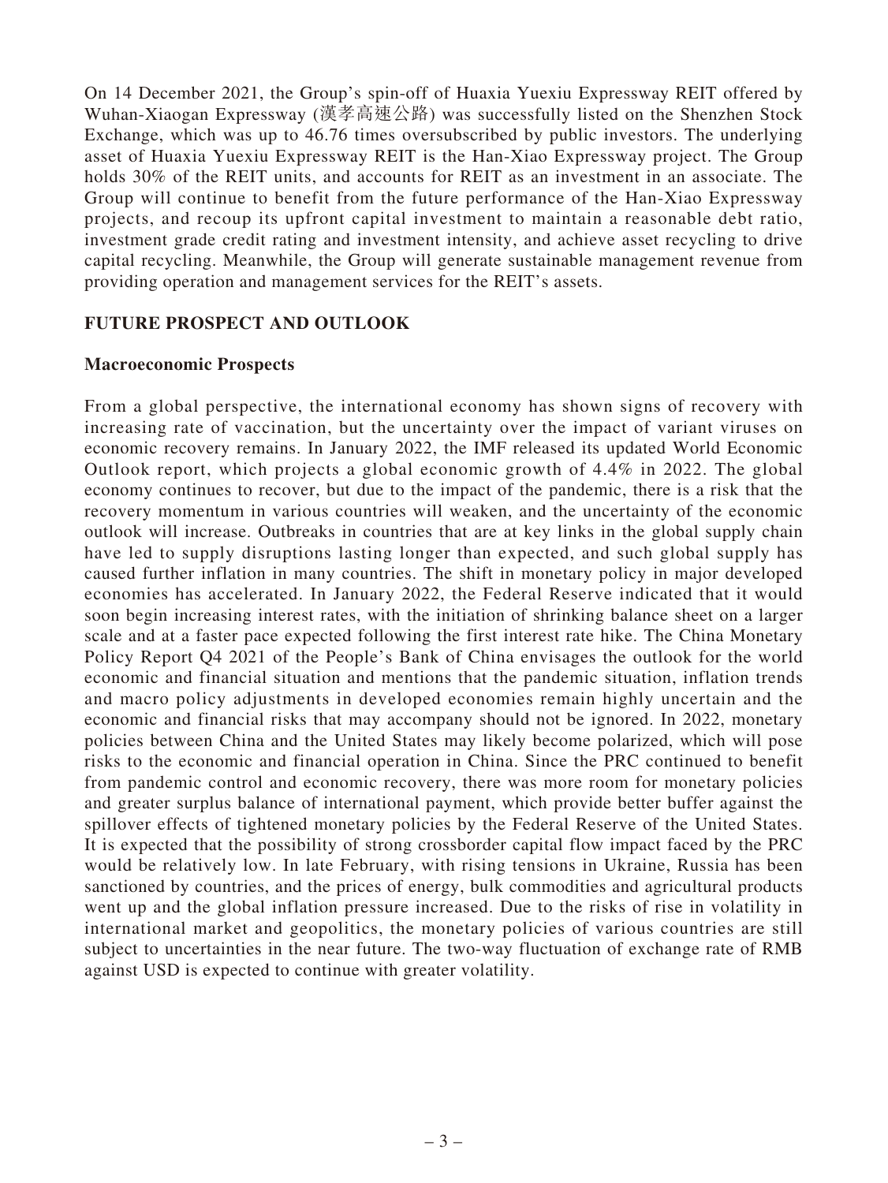On 14 December 2021, the Group's spin-off of Huaxia Yuexiu Expressway REIT offered by Wuhan-Xiaogan Expressway (漢孝高速公路) was successfully listed on the Shenzhen Stock Exchange, which was up to 46.76 times oversubscribed by public investors. The underlying asset of Huaxia Yuexiu Expressway REIT is the Han-Xiao Expressway project. The Group holds 30% of the REIT units, and accounts for REIT as an investment in an associate. The Group will continue to benefit from the future performance of the Han-Xiao Expressway projects, and recoup its upfront capital investment to maintain a reasonable debt ratio, investment grade credit rating and investment intensity, and achieve asset recycling to drive capital recycling. Meanwhile, the Group will generate sustainable management revenue from providing operation and management services for the REIT's assets.

## FUTURE PROSPECT AND OUTLOOK

### Macroeconomic Prospects

From a global perspective, the international economy has shown signs of recovery with increasing rate of vaccination, but the uncertainty over the impact of variant viruses on economic recovery remains. In January 2022, the IMF released its updated World Economic Outlook report, which projects a global economic growth of 4.4% in 2022. The global economy continues to recover, but due to the impact of the pandemic, there is a risk that the recovery momentum in various countries will weaken, and the uncertainty of the economic outlook will increase. Outbreaks in countries that are at key links in the global supply chain have led to supply disruptions lasting longer than expected, and such global supply has caused further inflation in many countries. The shift in monetary policy in major developed economies has accelerated. In January 2022, the Federal Reserve indicated that it would soon begin increasing interest rates, with the initiation of shrinking balance sheet on a larger scale and at a faster pace expected following the first interest rate hike. The China Monetary Policy Report Q4 2021 of the People's Bank of China envisages the outlook for the world economic and financial situation and mentions that the pandemic situation, inflation trends and macro policy adjustments in developed economies remain highly uncertain and the economic and financial risks that may accompany should not be ignored. In 2022, monetary policies between China and the United States may likely become polarized, which will pose risks to the economic and financial operation in China. Since the PRC continued to benefit from pandemic control and economic recovery, there was more room for monetary policies and greater surplus balance of international payment, which provide better buffer against the spillover effects of tightened monetary policies by the Federal Reserve of the United States. It is expected that the possibility of strong crossborder capital flow impact faced by the PRC would be relatively low. In late February, with rising tensions in Ukraine, Russia has been sanctioned by countries, and the prices of energy, bulk commodities and agricultural products went up and the global inflation pressure increased. Due to the risks of rise in volatility in international market and geopolitics, the monetary policies of various countries are still subject to uncertainties in the near future. The two-way fluctuation of exchange rate of RMB against USD is expected to continue with greater volatility.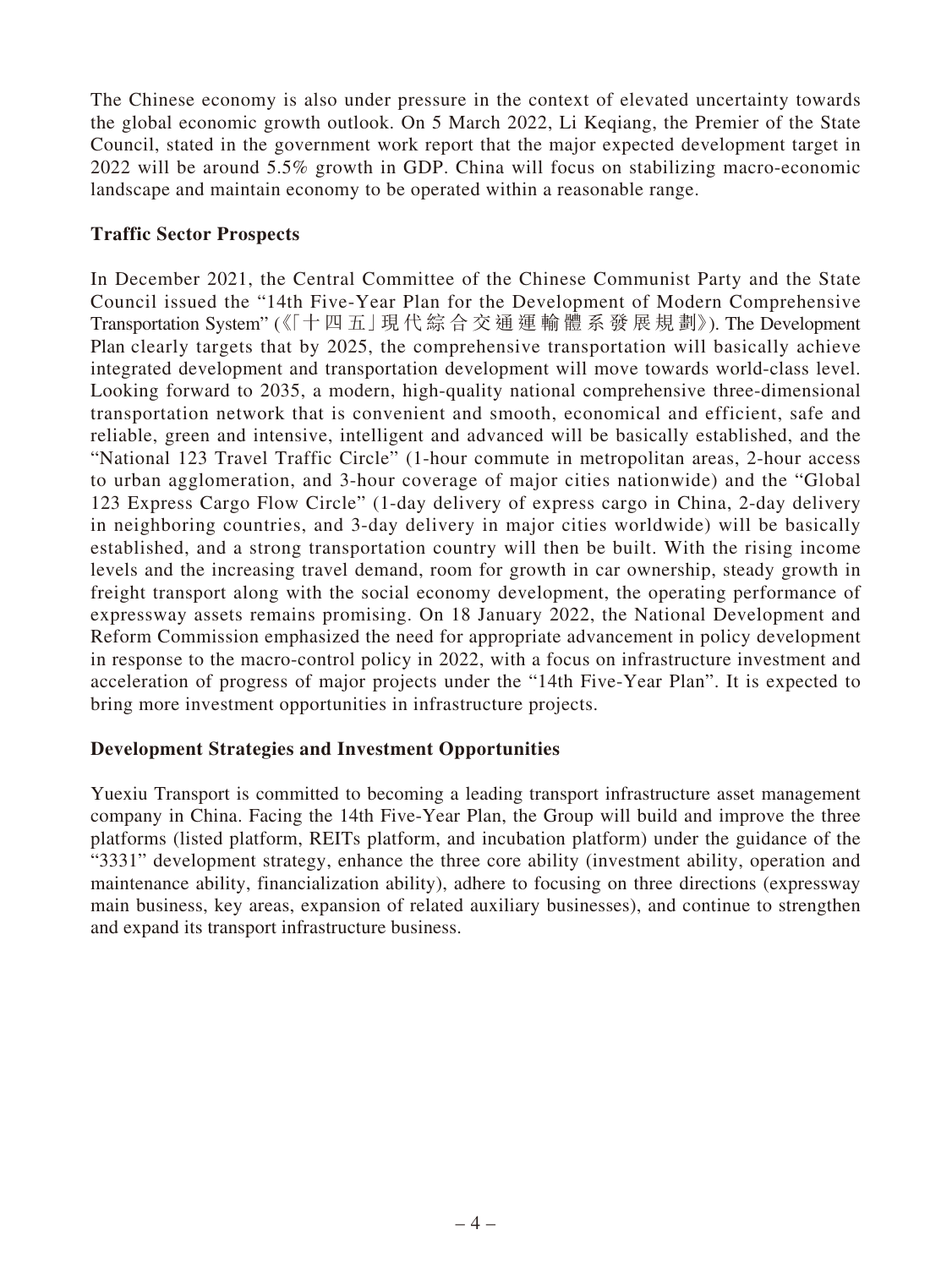The Chinese economy is also under pressure in the context of elevated uncertainty towards the global economic growth outlook. On 5 March 2022, Li Keqiang, the Premier of the State Council, stated in the government work report that the major expected development target in 2022 will be around 5.5% growth in GDP. China will focus on stabilizing macro-economic landscape and maintain economy to be operated within a reasonable range.

**Traffic Sector Prospects**

In December 2021, the Central Committee of the Chinese Communist Party and the State Council issued the "14th Five-Year Plan for the Development of Modern Comprehensive Transportation System" (《「十四五」現代綜合交通運輸體系發展規劃》). The Development Plan clearly targets that by 2025, the comprehensive transportation will basically achieve integrated development and transportation development will move towards world-class level. Looking forward to 2035, a modern, high-quality national comprehensive three-dimensional transportation network that is convenient and smooth, economical and efficient, safe and reliable, green and intensive, intelligent and advanced will be basically established, and the "National 123 Travel Traffic Circle" (1-hour commute in metropolitan areas, 2-hour access to urban agglomeration, and 3-hour coverage of major cities nationwide) and the "Global 123 Express Cargo Flow Circle" (1-day delivery of express cargo in China, 2-day delivery in neighboring countries, and 3-day delivery in major cities worldwide) will be basically established, and a strong transportation country will then be built. With the rising income levels and the increasing travel demand, room for growth in car ownership, steady growth in freight transport along with the social economy development, the operating performance of expressway assets remains promising. On 18 January 2022, the National Development and Reform Commission emphasized the need for appropriate advancement in policy development in response to the macro-control policy in 2022, with a focus on infrastructure investment and acceleration of progress of major projects under the "14th Five-Year Plan". It is expected to bring more investment opportunities in infrastructure projects.

**Development Strategies and Investment Opportunities**

Yuexiu Transport is committed to becoming a leading transport infrastructure asset management company in China. Facing the 14th Five-Year Plan, the Group will build and improve the three platforms (listed platform, REITs platform, and incubation platform) under the guidance of the "3331" development strategy, enhance the three core ability (investment ability, operation and maintenance ability, financialization ability), adhere to focusing on three directions (expressway main business, key areas, expansion of related auxiliary businesses), and continue to strengthen and expand its transport infrastructure business.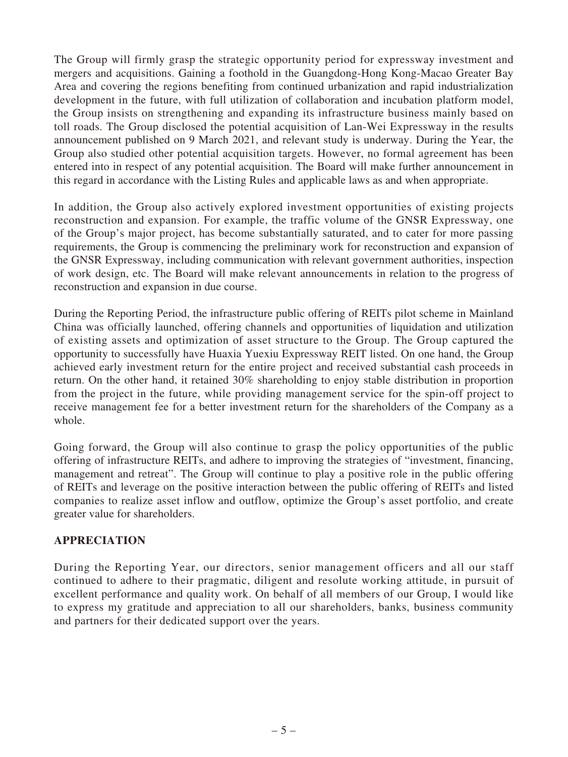The Group will firmly grasp the strategic opportunity period for expressway investment and mergers and acquisitions. Gaining a foothold in the Guangdong-Hong Kong-Macao Greater Bay Area and covering the regions benefiting from continued urbanization and rapid industrialization development in the future, with full utilization of collaboration and incubation platform model, the Group insists on strengthening and expanding its infrastructure business mainly based on toll roads. The Group disclosed the potential acquisition of Lan-Wei Expressway in the results announcement published on 9 March 2021, and relevant study is underway. During the Year, the Group also studied other potential acquisition targets. However, no formal agreement has been entered into in respect of any potential acquisition. The Board will make further announcement in this regard in accordance with the Listing Rules and applicable laws as and when appropriate.

In addition, the Group also actively explored investment opportunities of existing projects reconstruction and expansion. For example, the traffic volume of the GNSR Expressway, one of the Group's major project, has become substantially saturated, and to cater for more passing requirements, the Group is commencing the preliminary work for reconstruction and expansion of the GNSR Expressway, including communication with relevant government authorities, inspection of work design, etc. The Board will make relevant announcements in relation to the progress of reconstruction and expansion in due course.

During the Reporting Period, the infrastructure public offering of REITs pilot scheme in Mainland China was officially launched, offering channels and opportunities of liquidation and utilization of existing assets and optimization of asset structure to the Group. The Group captured the opportunity to successfully have Huaxia Yuexiu Expressway REIT listed. On one hand, the Group achieved early investment return for the entire project and received substantial cash proceeds in return. On the other hand, it retained 30% shareholding to enjoy stable distribution in proportion from the project in the future, while providing management service for the spin-off project to receive management fee for a better investment return for the shareholders of the Company as a whole.

Going forward, the Group will also continue to grasp the policy opportunities of the public offering of infrastructure REITs, and adhere to improving the strategies of "investment, financing, management and retreat". The Group will continue to play a positive role in the public offering of REITs and leverage on the positive interaction between the public offering of REITs and listed companies to realize asset inflow and outflow, optimize the Group's asset portfolio, and create greater value for shareholders.

## APPRECIATION

During the Reporting Year, our directors, senior management officers and all our staff continued to adhere to their pragmatic, diligent and resolute working attitude, in pursuit of excellent performance and quality work. On behalf of all members of our Group, I would like to express my gratitude and appreciation to all our shareholders, banks, business community and partners for their dedicated support over the years.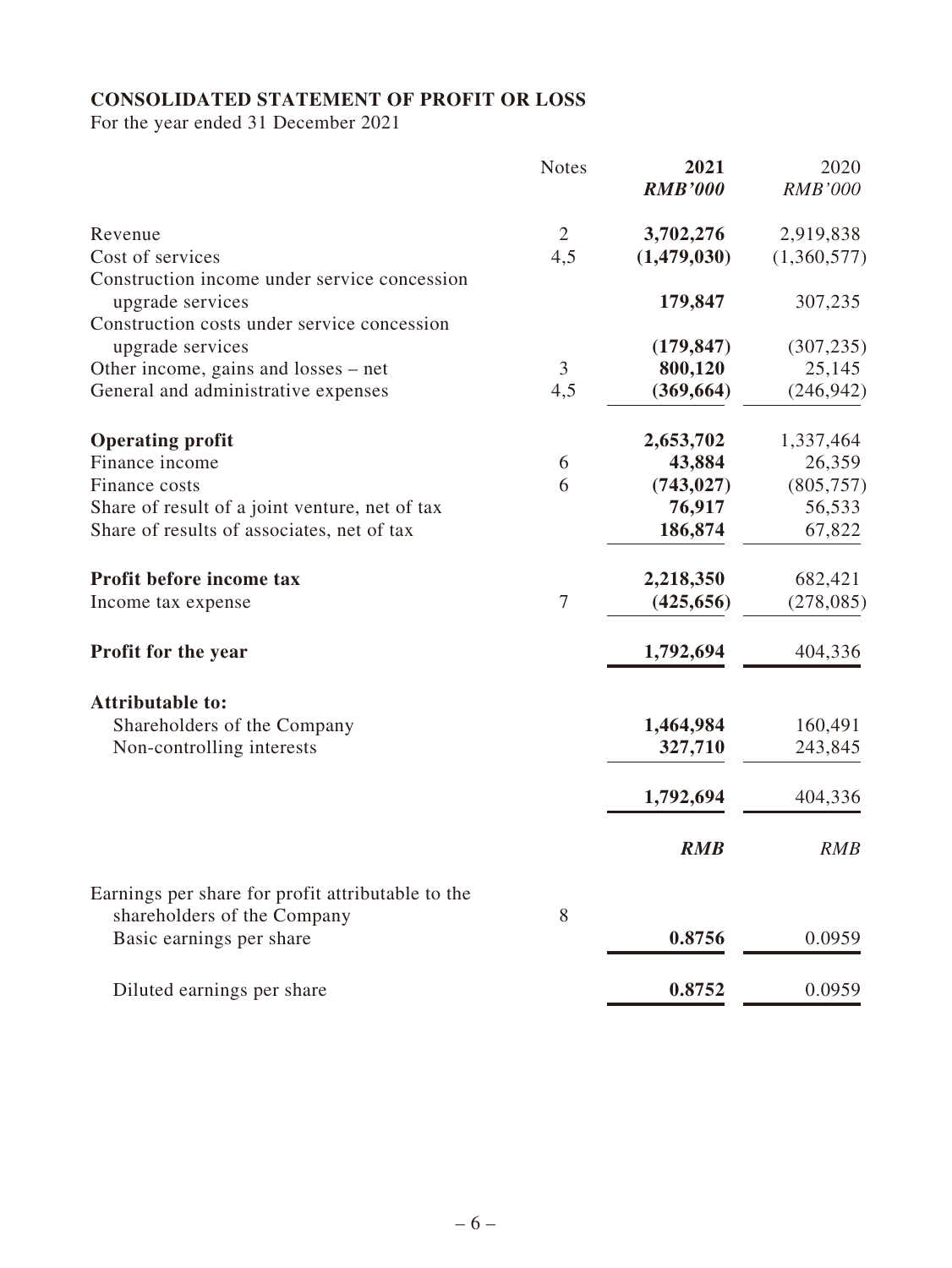## CONSOLIDATED STATEMENT OF PROFIT OR LOSS

For the year ended 31 December 2021

| | Notes | 2021 *RMB'000* | 2020 *RMB'000* |
|---|---|---|---|
| Revenue | 2 | **3,702,276** | 2,919,838 |
| Cost of services | 4,5 | **(1,479,030)** | (1,360,577) |
| Construction income under service concession upgrade services | | **179,847** | 307,235 |
| Construction costs under service concession upgrade services | | **(179,847)** | (307,235) |
| Other income, gains and losses – net | 3 | **800,120** | 25,145 |
| General and administrative expenses | 4,5 | **(369,664)** | (246,942) |
| **Operating profit** | | **2,653,702** | 1,337,464 |
| Finance income | 6 | **43,884** | 26,359 |
| Finance costs | 6 | **(743,027)** | (805,757) |
| Share of result of a joint venture, net of tax | | **76,917** | 56,533 |
| Share of results of associates, net of tax | | **186,874** | 67,822 |
| **Profit before income tax** | | **2,218,350** | 682,421 |
| Income tax expense | 7 | **(425,656)** | (278,085) |
| **Profit for the year** | | **1,792,694** | 404,336 |
| **Attributable to:** | | | |
| Shareholders of the Company | | **1,464,984** | 160,491 |
| Non-controlling interests | | **327,710** | 243,845 |
| | | **1,792,694** | 404,336 |
| | | ***RMB*** | *RMB* |
| Earnings per share for profit attributable to the shareholders of the Company | 8 | | |
| Basic earnings per share | | **0.8756** | 0.0959 |
| Diluted earnings per share | | **0.8752** | 0.0959 |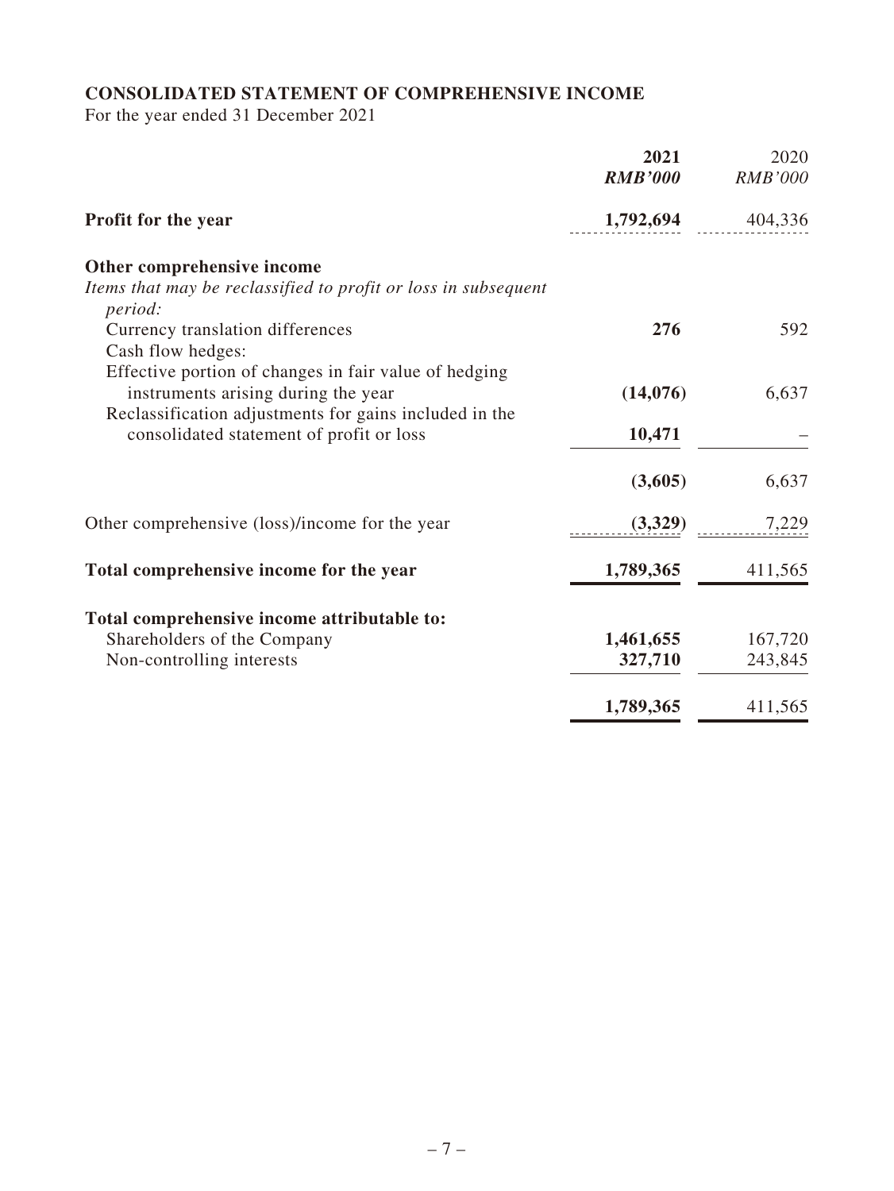## CONSOLIDATED STATEMENT OF COMPREHENSIVE INCOME

For the year ended 31 December 2021

| | **2021** | 2020 |
|---|---|---|
| | ***RMB'000*** | *RMB'000* |
| **Profit for the year** | **1,792,694** | 404,336 |
| **Other comprehensive income** | | |
| *Items that may be reclassified to profit or loss in subsequent period:* | | |
| Currency translation differences | **276** | 592 |
| Cash flow hedges: | | |
| Effective portion of changes in fair value of hedging instruments arising during the year | **(14,076)** | 6,637 |
| Reclassification adjustments for gains included in the consolidated statement of profit or loss | **10,471** | – |
| | **(3,605)** | 6,637 |
| Other comprehensive (loss)/income for the year | **(3,329)** | 7,229 |
| **Total comprehensive income for the year** | **1,789,365** | 411,565 |
| **Total comprehensive income attributable to:** | | |
| Shareholders of the Company | **1,461,655** | 167,720 |
| Non-controlling interests | **327,710** | 243,845 |
| | **1,789,365** | 411,565 |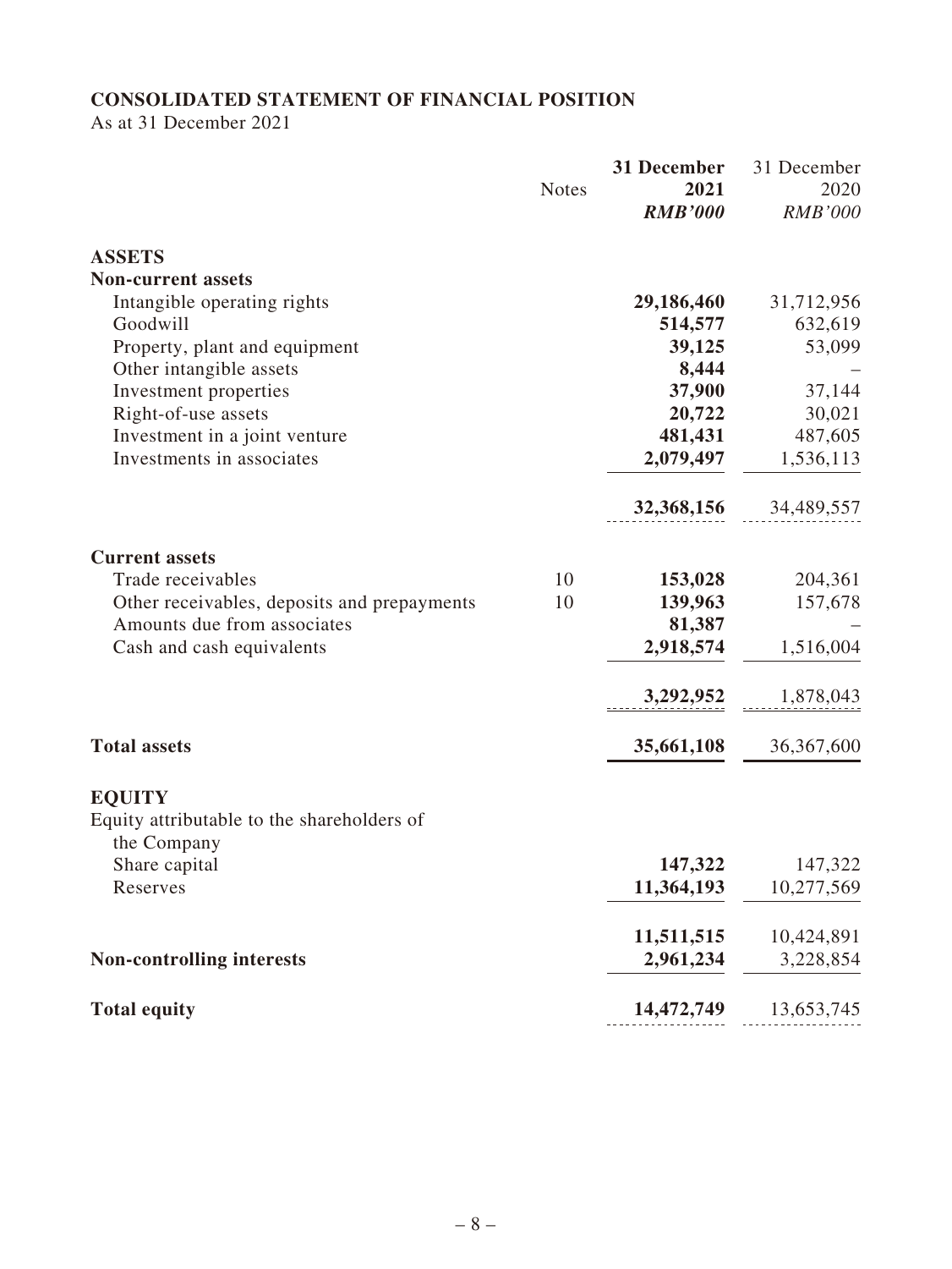## CONSOLIDATED STATEMENT OF FINANCIAL POSITION

As at 31 December 2021

| | Notes | **31 December 2021** ***RMB'000*** | 31 December 2020 *RMB'000* |
|---|---|---|---|
| **ASSETS** | | | |
| **Non-current assets** | | | |
| Intangible operating rights | | **29,186,460** | 31,712,956 |
| Goodwill | | **514,577** | 632,619 |
| Property, plant and equipment | | **39,125** | 53,099 |
| Other intangible assets | | **8,444** | – |
| Investment properties | | **37,900** | 37,144 |
| Right-of-use assets | | **20,722** | 30,021 |
| Investment in a joint venture | | **481,431** | 487,605 |
| Investments in associates | | **2,079,497** | 1,536,113 |
| | | **32,368,156** | 34,489,557 |
| **Current assets** | | | |
| Trade receivables | 10 | **153,028** | 204,361 |
| Other receivables, deposits and prepayments | 10 | **139,963** | 157,678 |
| Amounts due from associates | | **81,387** | – |
| Cash and cash equivalents | | **2,918,574** | 1,516,004 |
| | | **3,292,952** | 1,878,043 |
| **Total assets** | | **35,661,108** | 36,367,600 |
| **EQUITY** | | | |
| Equity attributable to the shareholders of the Company | | | |
| Share capital | | **147,322** | 147,322 |
| Reserves | | **11,364,193** | 10,277,569 |
| | | **11,511,515** | 10,424,891 |
| **Non-controlling interests** | | **2,961,234** | 3,228,854 |
| **Total equity** | | **14,472,749** | 13,653,745 |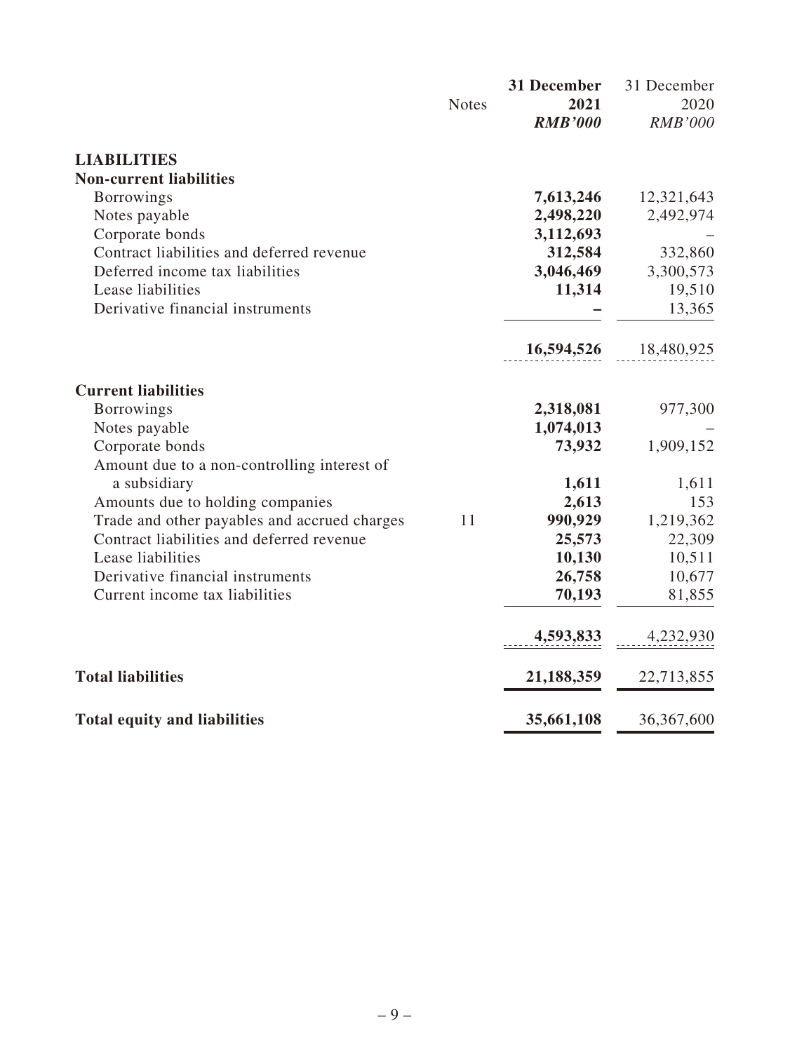| | Notes | 31 December 2021 *RMB'000* | 31 December 2020 *RMB'000* |
|---|---|---|---|
| **LIABILITIES** | | | |
| **Non-current liabilities** | | | |
| Borrowings | | **7,613,246** | 12,321,643 |
| Notes payable | | **2,498,220** | 2,492,974 |
| Corporate bonds | | **3,112,693** | – |
| Contract liabilities and deferred revenue | | **312,584** | 332,860 |
| Deferred income tax liabilities | | **3,046,469** | 3,300,573 |
| Lease liabilities | | **11,314** | 19,510 |
| Derivative financial instruments | | **–** | 13,365 |
| | | **16,594,526** | 18,480,925 |
| **Current liabilities** | | | |
| Borrowings | | **2,318,081** | 977,300 |
| Notes payable | | **1,074,013** | – |
| Corporate bonds | | **73,932** | 1,909,152 |
| Amount due to a non-controlling interest of a subsidiary | | **1,611** | 1,611 |
| Amounts due to holding companies | | **2,613** | 153 |
| Trade and other payables and accrued charges | 11 | **990,929** | 1,219,362 |
| Contract liabilities and deferred revenue | | **25,573** | 22,309 |
| Lease liabilities | | **10,130** | 10,511 |
| Derivative financial instruments | | **26,758** | 10,677 |
| Current income tax liabilities | | **70,193** | 81,855 |
| | | **4,593,833** | 4,232,930 |
| **Total liabilities** | | **21,188,359** | 22,713,855 |
| **Total equity and liabilities** | | **35,661,108** | 36,367,600 |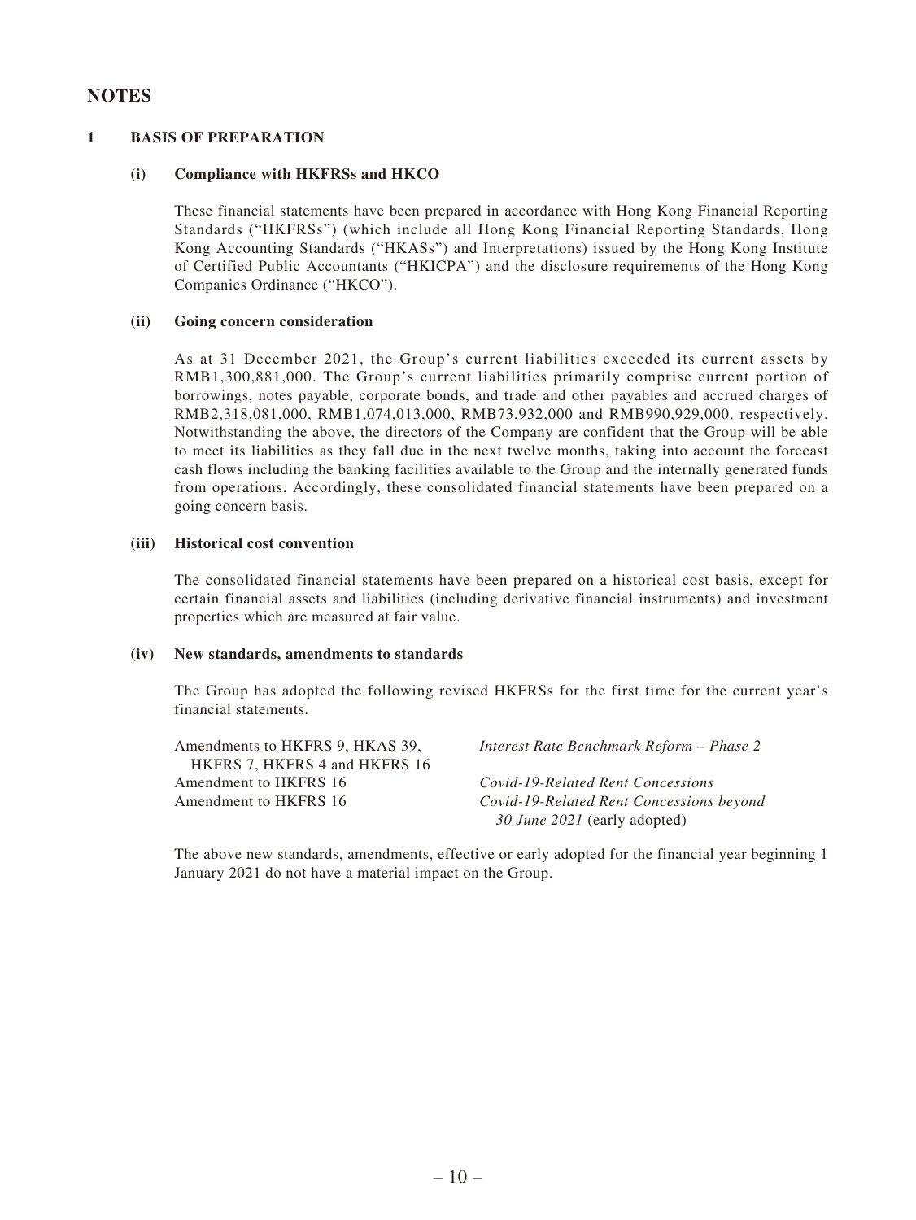# NOTES

## 1 BASIS OF PREPARATION

### (i) Compliance with HKFRSs and HKCO

These financial statements have been prepared in accordance with Hong Kong Financial Reporting Standards ("HKFRSs") (which include all Hong Kong Financial Reporting Standards, Hong Kong Accounting Standards ("HKASs") and Interpretations) issued by the Hong Kong Institute of Certified Public Accountants ("HKICPA") and the disclosure requirements of the Hong Kong Companies Ordinance ("HKCO").

### (ii) Going concern consideration

As at 31 December 2021, the Group's current liabilities exceeded its current assets by RMB1,300,881,000. The Group's current liabilities primarily comprise current portion of borrowings, notes payable, corporate bonds, and trade and other payables and accrued charges of RMB2,318,081,000, RMB1,074,013,000, RMB73,932,000 and RMB990,929,000, respectively. Notwithstanding the above, the directors of the Company are confident that the Group will be able to meet its liabilities as they fall due in the next twelve months, taking into account the forecast cash flows including the banking facilities available to the Group and the internally generated funds from operations. Accordingly, these consolidated financial statements have been prepared on a going concern basis.

### (iii) Historical cost convention

The consolidated financial statements have been prepared on a historical cost basis, except for certain financial assets and liabilities (including derivative financial instruments) and investment properties which are measured at fair value.

### (iv) New standards, amendments to standards

The Group has adopted the following revised HKFRSs for the first time for the current year's financial statements.

| | |
|---|---|
| Amendments to HKFRS 9, HKAS 39, HKFRS 7, HKFRS 4 and HKFRS 16 | *Interest Rate Benchmark Reform – Phase 2* |
| Amendment to HKFRS 16 | *Covid-19-Related Rent Concessions* |
| Amendment to HKFRS 16 | *Covid-19-Related Rent Concessions beyond 30 June 2021* (early adopted) |

The above new standards, amendments, effective or early adopted for the financial year beginning 1 January 2021 do not have a material impact on the Group.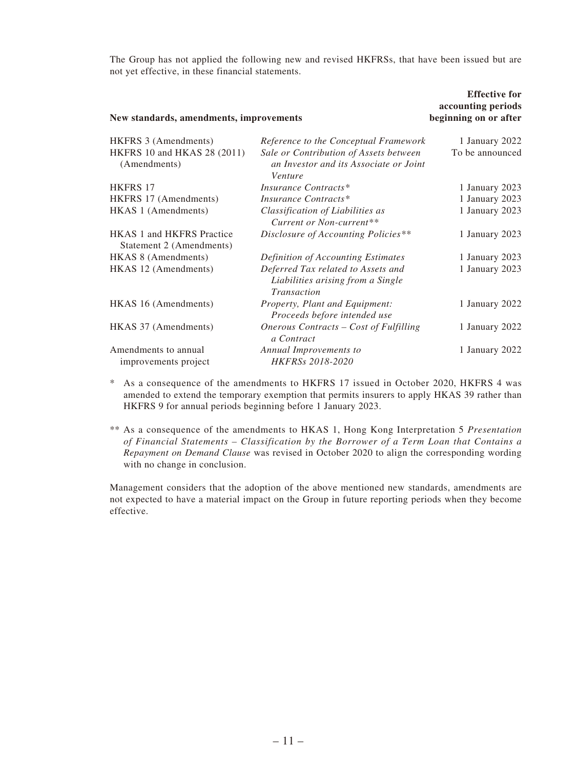The Group has not applied the following new and revised HKFRSs, that have been issued but are not yet effective, in these financial statements.

| New standards, amendments, improvements | | Effective for accounting periods beginning on or after |
|---|---|---|
| HKFRS 3 (Amendments) | *Reference to the Conceptual Framework* | 1 January 2022 |
| HKFRS 10 and HKAS 28 (2011) (Amendments) | *Sale or Contribution of Assets between an Investor and its Associate or Joint Venture* | To be announced |
| HKFRS 17 | *Insurance Contracts\** | 1 January 2023 |
| HKFRS 17 (Amendments) | *Insurance Contracts\** | 1 January 2023 |
| HKAS 1 (Amendments) | *Classification of Liabilities as Current or Non-current\*\** | 1 January 2023 |
| HKAS 1 and HKFRS Practice Statement 2 (Amendments) | *Disclosure of Accounting Policies\*\** | 1 January 2023 |
| HKAS 8 (Amendments) | *Definition of Accounting Estimates* | 1 January 2023 |
| HKAS 12 (Amendments) | *Deferred Tax related to Assets and Liabilities arising from a Single Transaction* | 1 January 2023 |
| HKAS 16 (Amendments) | *Property, Plant and Equipment: Proceeds before intended use* | 1 January 2022 |
| HKAS 37 (Amendments) | *Onerous Contracts – Cost of Fulfilling a Contract* | 1 January 2022 |
| Amendments to annual improvements project | *Annual Improvements to HKFRSs 2018-2020* | 1 January 2022 |

\* As a consequence of the amendments to HKFRS 17 issued in October 2020, HKFRS 4 was amended to extend the temporary exemption that permits insurers to apply HKAS 39 rather than HKFRS 9 for annual periods beginning before 1 January 2023.

\*\* As a consequence of the amendments to HKAS 1, Hong Kong Interpretation 5 *Presentation of Financial Statements – Classification by the Borrower of a Term Loan that Contains a Repayment on Demand Clause* was revised in October 2020 to align the corresponding wording with no change in conclusion.

Management considers that the adoption of the above mentioned new standards, amendments are not expected to have a material impact on the Group in future reporting periods when they become effective.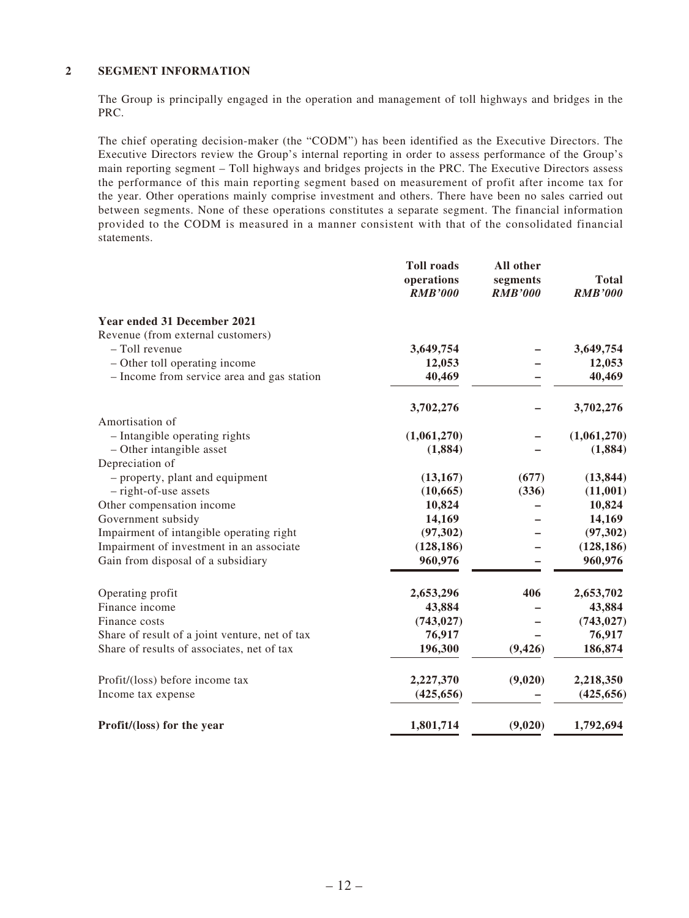## 2 SEGMENT INFORMATION

The Group is principally engaged in the operation and management of toll highways and bridges in the PRC.

The chief operating decision-maker (the "CODM") has been identified as the Executive Directors. The Executive Directors review the Group's internal reporting in order to assess performance of the Group's main reporting segment – Toll highways and bridges projects in the PRC. The Executive Directors assess the performance of this main reporting segment based on measurement of profit after income tax for the year. Other operations mainly comprise investment and others. There have been no sales carried out between segments. None of these operations constitutes a separate segment. The financial information provided to the CODM is measured in a manner consistent with that of the consolidated financial statements.

| | Toll roads operations *RMB'000* | All other segments *RMB'000* | Total *RMB'000* |
|---|---|---|---|
| **Year ended 31 December 2021** | | | |
| Revenue (from external customers) | | | |
| – Toll revenue | **3,649,754** | **–** | **3,649,754** |
| – Other toll operating income | **12,053** | **–** | **12,053** |
| – Income from service area and gas station | **40,469** | **–** | **40,469** |
| | **3,702,276** | **–** | **3,702,276** |
| Amortisation of | | | |
| – Intangible operating rights | **(1,061,270)** | **–** | **(1,061,270)** |
| – Other intangible asset | **(1,884)** | **–** | **(1,884)** |
| Depreciation of | | | |
| – property, plant and equipment | **(13,167)** | **(677)** | **(13,844)** |
| – right-of-use assets | **(10,665)** | **(336)** | **(11,001)** |
| Other compensation income | **10,824** | **–** | **10,824** |
| Government subsidy | **14,169** | **–** | **14,169** |
| Impairment of intangible operating right | **(97,302)** | **–** | **(97,302)** |
| Impairment of investment in an associate | **(128,186)** | **–** | **(128,186)** |
| Gain from disposal of a subsidiary | **960,976** | **–** | **960,976** |
| Operating profit | **2,653,296** | **406** | **2,653,702** |
| Finance income | **43,884** | **–** | **43,884** |
| Finance costs | **(743,027)** | **–** | **(743,027)** |
| Share of result of a joint venture, net of tax | **76,917** | **–** | **76,917** |
| Share of results of associates, net of tax | **196,300** | **(9,426)** | **186,874** |
| Profit/(loss) before income tax | **2,227,370** | **(9,020)** | **2,218,350** |
| Income tax expense | **(425,656)** | **–** | **(425,656)** |
| **Profit/(loss) for the year** | **1,801,714** | **(9,020)** | **1,792,694** |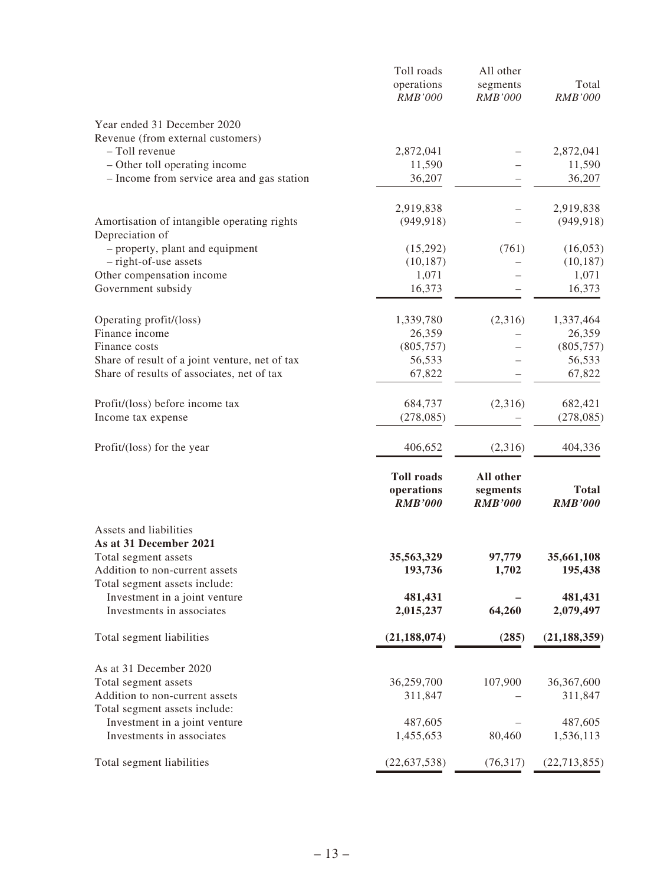| | Toll roads operations *RMB'000* | All other segments *RMB'000* | Total *RMB'000* |
|---|---|---|---|
| Year ended 31 December 2020 | | | |
| Revenue (from external customers) | | | |
| – Toll revenue | 2,872,041 | – | 2,872,041 |
| – Other toll operating income | 11,590 | – | 11,590 |
| – Income from service area and gas station | 36,207 | – | 36,207 |
| | 2,919,838 | – | 2,919,838 |
| Amortisation of intangible operating rights | (949,918) | – | (949,918) |
| Depreciation of | | | |
| – property, plant and equipment | (15,292) | (761) | (16,053) |
| – right-of-use assets | (10,187) | – | (10,187) |
| Other compensation income | 1,071 | – | 1,071 |
| Government subsidy | 16,373 | – | 16,373 |
| Operating profit/(loss) | 1,339,780 | (2,316) | 1,337,464 |
| Finance income | 26,359 | – | 26,359 |
| Finance costs | (805,757) | – | (805,757) |
| Share of result of a joint venture, net of tax | 56,533 | – | 56,533 |
| Share of results of associates, net of tax | 67,822 | – | 67,822 |
| Profit/(loss) before income tax | 684,737 | (2,316) | 682,421 |
| Income tax expense | (278,085) | – | (278,085) |
| Profit/(loss) for the year | 406,652 | (2,316) | 404,336 |

| | **Toll roads operations** ***RMB'000*** | **All other segments** ***RMB'000*** | **Total** ***RMB'000*** |
|---|---|---|---|
| Assets and liabilities | | | |
| **As at 31 December 2021** | | | |
| Total segment assets | **35,563,329** | **97,779** | **35,661,108** |
| Addition to non-current assets | **193,736** | **1,702** | **195,438** |
| Total segment assets include: | | | |
| Investment in a joint venture | **481,431** | **–** | **481,431** |
| Investments in associates | **2,015,237** | **64,260** | **2,079,497** |
| Total segment liabilities | **(21,188,074)** | **(285)** | **(21,188,359)** |
| As at 31 December 2020 | | | |
| Total segment assets | 36,259,700 | 107,900 | 36,367,600 |
| Addition to non-current assets | 311,847 | – | 311,847 |
| Total segment assets include: | | | |
| Investment in a joint venture | 487,605 | – | 487,605 |
| Investments in associates | 1,455,653 | 80,460 | 1,536,113 |
| Total segment liabilities | (22,637,538) | (76,317) | (22,713,855) |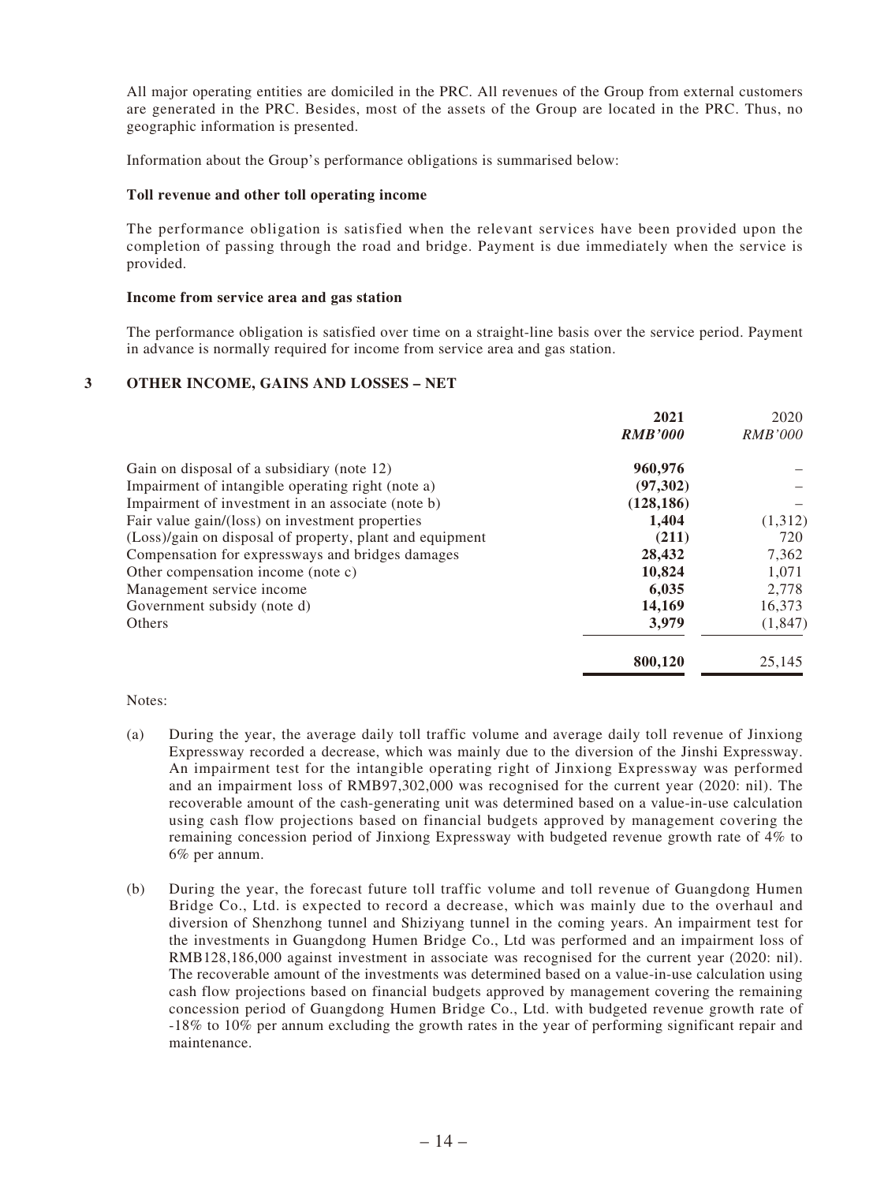All major operating entities are domiciled in the PRC. All revenues of the Group from external customers are generated in the PRC. Besides, most of the assets of the Group are located in the PRC. Thus, no geographic information is presented.

Information about the Group's performance obligations is summarised below:

**Toll revenue and other toll operating income**

The performance obligation is satisfied when the relevant services have been provided upon the completion of passing through the road and bridge. Payment is due immediately when the service is provided.

**Income from service area and gas station**

The performance obligation is satisfied over time on a straight-line basis over the service period. Payment in advance is normally required for income from service area and gas station.

## 3 OTHER INCOME, GAINS AND LOSSES – NET

| | **2021** | 2020 |
|---|---|---|
| | ***RMB'000*** | *RMB'000* |
| Gain on disposal of a subsidiary (note 12) | **960,976** | – |
| Impairment of intangible operating right (note a) | **(97,302)** | – |
| Impairment of investment in an associate (note b) | **(128,186)** | – |
| Fair value gain/(loss) on investment properties | **1,404** | (1,312) |
| (Loss)/gain on disposal of property, plant and equipment | **(211)** | 720 |
| Compensation for expressways and bridges damages | **28,432** | 7,362 |
| Other compensation income (note c) | **10,824** | 1,071 |
| Management service income | **6,035** | 2,778 |
| Government subsidy (note d) | **14,169** | 16,373 |
| Others | **3,979** | (1,847) |
| | **800,120** | 25,145 |

Notes:

(a) During the year, the average daily toll traffic volume and average daily toll revenue of Jinxiong Expressway recorded a decrease, which was mainly due to the diversion of the Jinshi Expressway. An impairment test for the intangible operating right of Jinxiong Expressway was performed and an impairment loss of RMB97,302,000 was recognised for the current year (2020: nil). The recoverable amount of the cash-generating unit was determined based on a value-in-use calculation using cash flow projections based on financial budgets approved by management covering the remaining concession period of Jinxiong Expressway with budgeted revenue growth rate of 4% to 6% per annum.

(b) During the year, the forecast future toll traffic volume and toll revenue of Guangdong Humen Bridge Co., Ltd. is expected to record a decrease, which was mainly due to the overhaul and diversion of Shenzhong tunnel and Shiziyang tunnel in the coming years. An impairment test for the investments in Guangdong Humen Bridge Co., Ltd was performed and an impairment loss of RMB128,186,000 against investment in associate was recognised for the current year (2020: nil). The recoverable amount of the investments was determined based on a value-in-use calculation using cash flow projections based on financial budgets approved by management covering the remaining concession period of Guangdong Humen Bridge Co., Ltd. with budgeted revenue growth rate of -18% to 10% per annum excluding the growth rates in the year of performing significant repair and maintenance.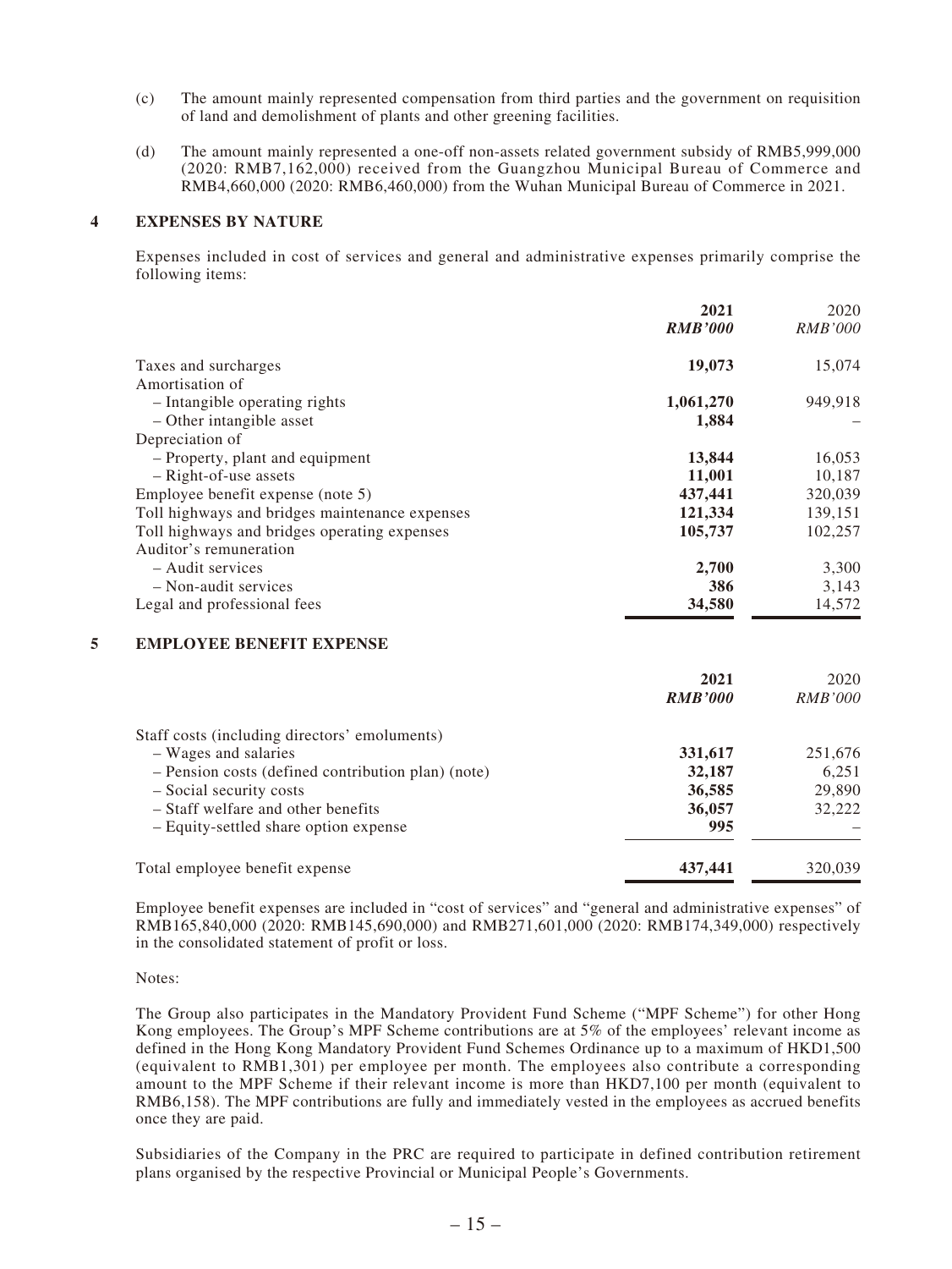(c) The amount mainly represented compensation from third parties and the government on requisition of land and demolishment of plants and other greening facilities.

(d) The amount mainly represented a one-off non-assets related government subsidy of RMB5,999,000 (2020: RMB7,162,000) received from the Guangzhou Municipal Bureau of Commerce and RMB4,660,000 (2020: RMB6,460,000) from the Wuhan Municipal Bureau of Commerce in 2021.

## 4 EXPENSES BY NATURE

Expenses included in cost of services and general and administrative expenses primarily comprise the following items:

| | **2021** | 2020 |
|---|---|---|
| | ***RMB'000*** | *RMB'000* |
| Taxes and surcharges | **19,073** | 15,074 |
| Amortisation of | | |
| – Intangible operating rights | **1,061,270** | 949,918 |
| – Other intangible asset | **1,884** | – |
| Depreciation of | | |
| – Property, plant and equipment | **13,844** | 16,053 |
| – Right-of-use assets | **11,001** | 10,187 |
| Employee benefit expense (note 5) | **437,441** | 320,039 |
| Toll highways and bridges maintenance expenses | **121,334** | 139,151 |
| Toll highways and bridges operating expenses | **105,737** | 102,257 |
| Auditor's remuneration | | |
| – Audit services | **2,700** | 3,300 |
| – Non-audit services | **386** | 3,143 |
| Legal and professional fees | **34,580** | 14,572 |

## 5 EMPLOYEE BENEFIT EXPENSE

| | **2021** | 2020 |
|---|---|---|
| | ***RMB'000*** | *RMB'000* |
| Staff costs (including directors' emoluments) | | |
| – Wages and salaries | **331,617** | 251,676 |
| – Pension costs (defined contribution plan) (note) | **32,187** | 6,251 |
| – Social security costs | **36,585** | 29,890 |
| – Staff welfare and other benefits | **36,057** | 32,222 |
| – Equity-settled share option expense | **995** | – |
| Total employee benefit expense | **437,441** | 320,039 |

Employee benefit expenses are included in "cost of services" and "general and administrative expenses" of RMB165,840,000 (2020: RMB145,690,000) and RMB271,601,000 (2020: RMB174,349,000) respectively in the consolidated statement of profit or loss.

Notes:

The Group also participates in the Mandatory Provident Fund Scheme ("MPF Scheme") for other Hong Kong employees. The Group's MPF Scheme contributions are at 5% of the employees' relevant income as defined in the Hong Kong Mandatory Provident Fund Schemes Ordinance up to a maximum of HKD1,500 (equivalent to RMB1,301) per employee per month. The employees also contribute a corresponding amount to the MPF Scheme if their relevant income is more than HKD7,100 per month (equivalent to RMB6,158). The MPF contributions are fully and immediately vested in the employees as accrued benefits once they are paid.

Subsidiaries of the Company in the PRC are required to participate in defined contribution retirement plans organised by the respective Provincial or Municipal People's Governments.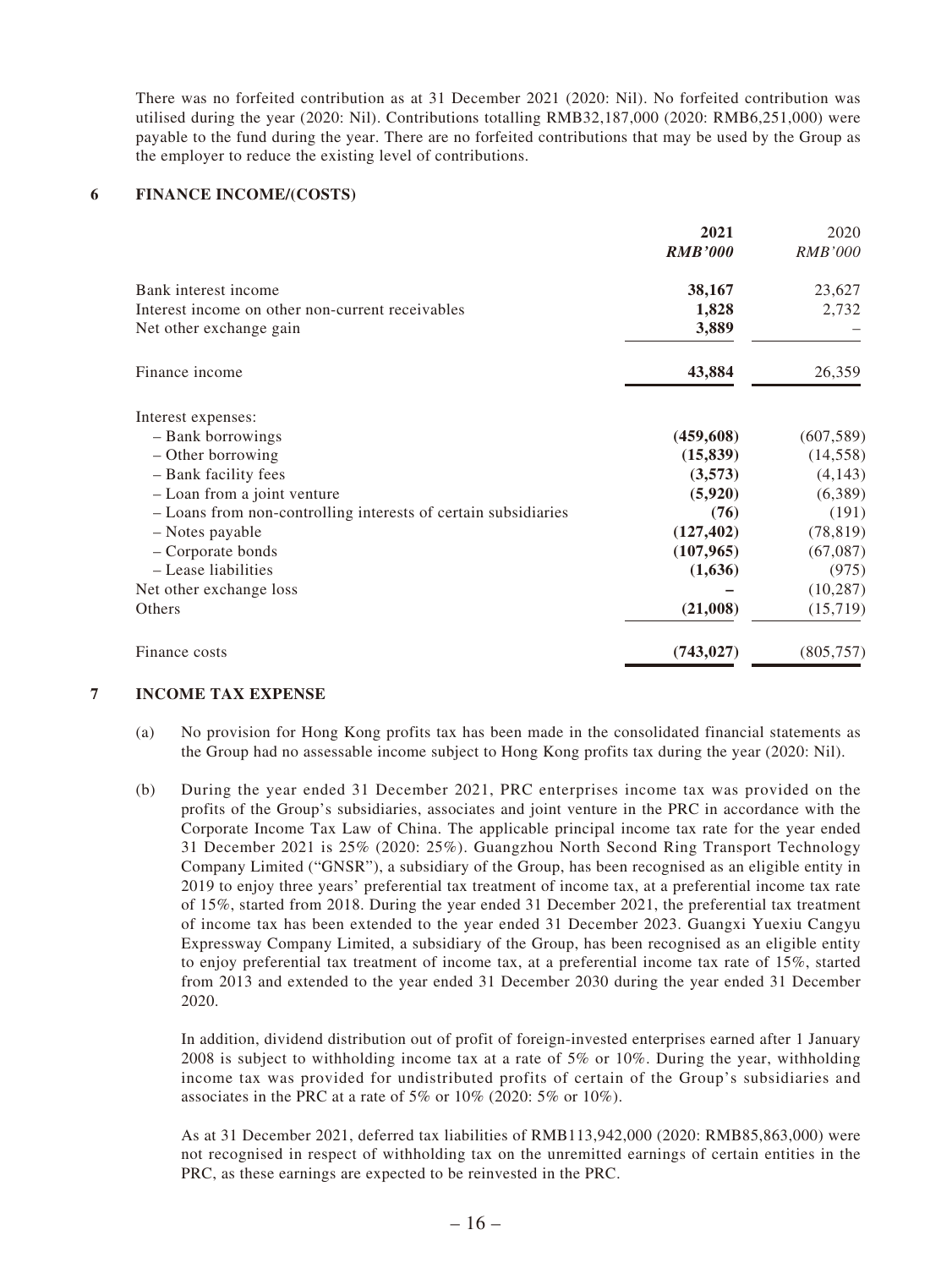There was no forfeited contribution as at 31 December 2021 (2020: Nil). No forfeited contribution was utilised during the year (2020: Nil). Contributions totalling RMB32,187,000 (2020: RMB6,251,000) were payable to the fund during the year. There are no forfeited contributions that may be used by the Group as the employer to reduce the existing level of contributions.

## 6 FINANCE INCOME/(COSTS)

| | **2021** | 2020 |
|---|---|---|
| | ***RMB'000*** | *RMB'000* |
| Bank interest income | **38,167** | 23,627 |
| Interest income on other non-current receivables | **1,828** | 2,732 |
| Net other exchange gain | **3,889** | – |
| Finance income | **43,884** | 26,359 |
| Interest expenses: | | |
| – Bank borrowings | **(459,608)** | (607,589) |
| – Other borrowing | **(15,839)** | (14,558) |
| – Bank facility fees | **(3,573)** | (4,143) |
| – Loan from a joint venture | **(5,920)** | (6,389) |
| – Loans from non-controlling interests of certain subsidiaries | **(76)** | (191) |
| – Notes payable | **(127,402)** | (78,819) |
| – Corporate bonds | **(107,965)** | (67,087) |
| – Lease liabilities | **(1,636)** | (975) |
| Net other exchange loss | **–** | (10,287) |
| Others | **(21,008)** | (15,719) |
| Finance costs | **(743,027)** | (805,757) |

## 7 INCOME TAX EXPENSE

(a) No provision for Hong Kong profits tax has been made in the consolidated financial statements as the Group had no assessable income subject to Hong Kong profits tax during the year (2020: Nil).

(b) During the year ended 31 December 2021, PRC enterprises income tax was provided on the profits of the Group's subsidiaries, associates and joint venture in the PRC in accordance with the Corporate Income Tax Law of China. The applicable principal income tax rate for the year ended 31 December 2021 is 25% (2020: 25%). Guangzhou North Second Ring Transport Technology Company Limited ("GNSR"), a subsidiary of the Group, has been recognised as an eligible entity in 2019 to enjoy three years' preferential tax treatment of income tax, at a preferential income tax rate of 15%, started from 2018. During the year ended 31 December 2021, the preferential tax treatment of income tax has been extended to the year ended 31 December 2023. Guangxi Yuexiu Cangyu Expressway Company Limited, a subsidiary of the Group, has been recognised as an eligible entity to enjoy preferential tax treatment of income tax, at a preferential income tax rate of 15%, started from 2013 and extended to the year ended 31 December 2030 during the year ended 31 December 2020.

In addition, dividend distribution out of profit of foreign-invested enterprises earned after 1 January 2008 is subject to withholding income tax at a rate of 5% or 10%. During the year, withholding income tax was provided for undistributed profits of certain of the Group's subsidiaries and associates in the PRC at a rate of 5% or 10% (2020: 5% or 10%).

As at 31 December 2021, deferred tax liabilities of RMB113,942,000 (2020: RMB85,863,000) were not recognised in respect of withholding tax on the unremitted earnings of certain entities in the PRC, as these earnings are expected to be reinvested in the PRC.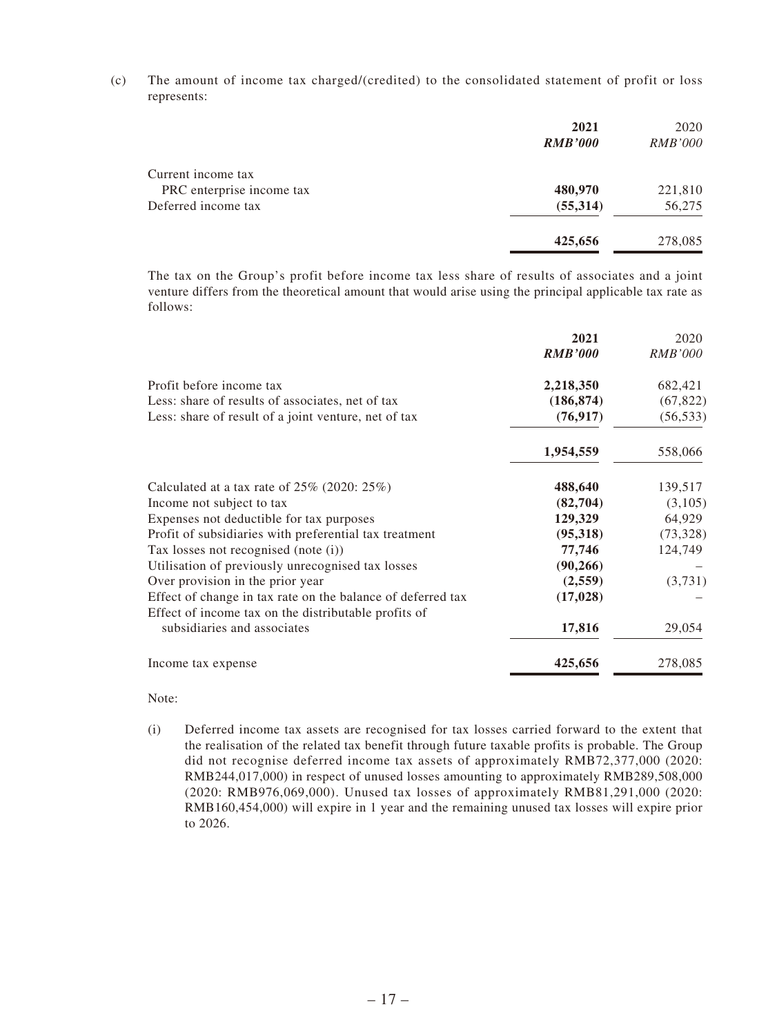(c) The amount of income tax charged/(credited) to the consolidated statement of profit or loss represents:

| | 2021<br>*RMB'000* | 2020<br>*RMB'000* |
|---|---|---|
| Current income tax | | |
| PRC enterprise income tax | **480,970** | 221,810 |
| Deferred income tax | **(55,314)** | 56,275 |
| | **425,656** | 278,085 |

The tax on the Group's profit before income tax less share of results of associates and a joint venture differs from the theoretical amount that would arise using the principal applicable tax rate as follows:

| | 2021<br>*RMB'000* | 2020<br>*RMB'000* |
|---|---|---|
| Profit before income tax | **2,218,350** | 682,421 |
| Less: share of results of associates, net of tax | **(186,874)** | (67,822) |
| Less: share of result of a joint venture, net of tax | **(76,917)** | (56,533) |
| | **1,954,559** | 558,066 |
| Calculated at a tax rate of 25% (2020: 25%) | **488,640** | 139,517 |
| Income not subject to tax | **(82,704)** | (3,105) |
| Expenses not deductible for tax purposes | **129,329** | 64,929 |
| Profit of subsidiaries with preferential tax treatment | **(95,318)** | (73,328) |
| Tax losses not recognised (note (i)) | **77,746** | 124,749 |
| Utilisation of previously unrecognised tax losses | **(90,266)** | – |
| Over provision in the prior year | **(2,559)** | (3,731) |
| Effect of change in tax rate on the balance of deferred tax | **(17,028)** | – |
| Effect of income tax on the distributable profits of subsidiaries and associates | **17,816** | 29,054 |
| Income tax expense | **425,656** | 278,085 |

Note:

(i) Deferred income tax assets are recognised for tax losses carried forward to the extent that the realisation of the related tax benefit through future taxable profits is probable. The Group did not recognise deferred income tax assets of approximately RMB72,377,000 (2020: RMB244,017,000) in respect of unused losses amounting to approximately RMB289,508,000 (2020: RMB976,069,000). Unused tax losses of approximately RMB81,291,000 (2020: RMB160,454,000) will expire in 1 year and the remaining unused tax losses will expire prior to 2026.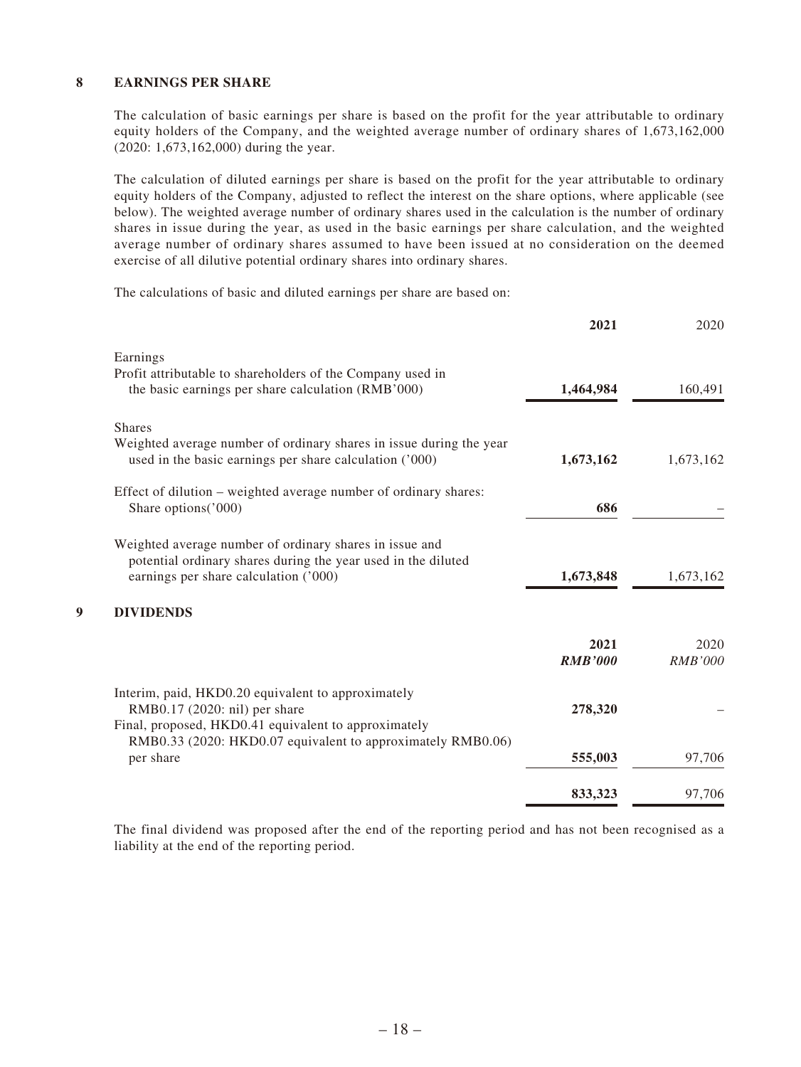## 8 EARNINGS PER SHARE

The calculation of basic earnings per share is based on the profit for the year attributable to ordinary equity holders of the Company, and the weighted average number of ordinary shares of 1,673,162,000 (2020: 1,673,162,000) during the year.

The calculation of diluted earnings per share is based on the profit for the year attributable to ordinary equity holders of the Company, adjusted to reflect the interest on the share options, where applicable (see below). The weighted average number of ordinary shares used in the calculation is the number of ordinary shares in issue during the year, as used in the basic earnings per share calculation, and the weighted average number of ordinary shares assumed to have been issued at no consideration on the deemed exercise of all dilutive potential ordinary shares into ordinary shares.

The calculations of basic and diluted earnings per share are based on:

| | **2021** | 2020 |
|---|---|---|
| Earnings | | |
| Profit attributable to shareholders of the Company used in the basic earnings per share calculation (RMB'000) | **1,464,984** | 160,491 |
| Shares | | |
| Weighted average number of ordinary shares in issue during the year used in the basic earnings per share calculation ('000) | **1,673,162** | 1,673,162 |
| Effect of dilution – weighted average number of ordinary shares: Share options('000) | **686** | – |
| Weighted average number of ordinary shares in issue and potential ordinary shares during the year used in the diluted earnings per share calculation ('000) | **1,673,848** | 1,673,162 |

## 9 DIVIDENDS

| | **2021** *RMB'000* | 2020 *RMB'000* |
|---|---|---|
| Interim, paid, HKD0.20 equivalent to approximately RMB0.17 (2020: nil) per share | **278,320** | – |
| Final, proposed, HKD0.41 equivalent to approximately RMB0.33 (2020: HKD0.07 equivalent to approximately RMB0.06) per share | **555,003** | 97,706 |
| | **833,323** | 97,706 |

The final dividend was proposed after the end of the reporting period and has not been recognised as a liability at the end of the reporting period.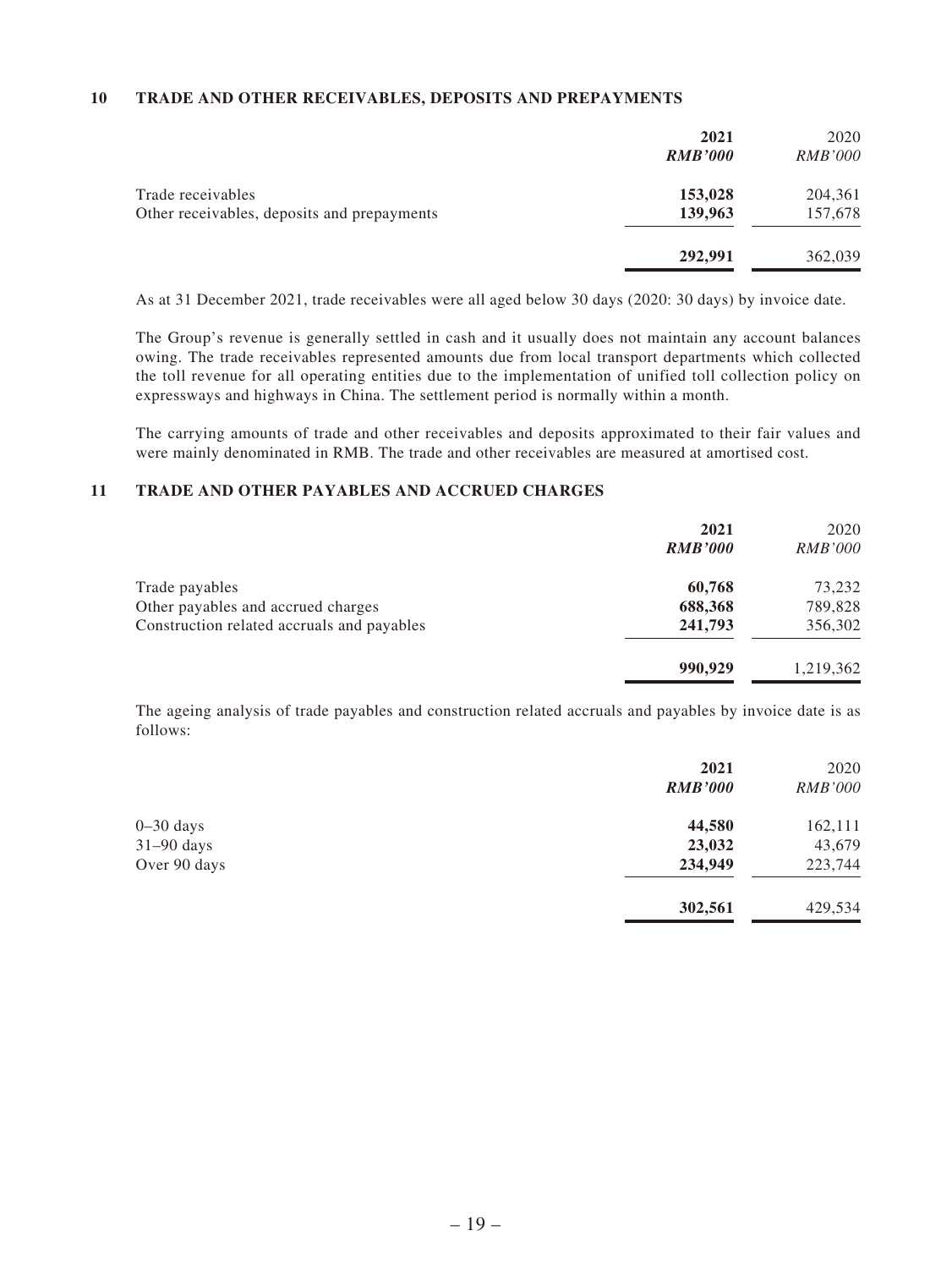## 10 TRADE AND OTHER RECEIVABLES, DEPOSITS AND PREPAYMENTS

| | **2021** | 2020 |
|---|---|---|
| | ***RMB'000*** | *RMB'000* |
| Trade receivables | **153,028** | 204,361 |
| Other receivables, deposits and prepayments | **139,963** | 157,678 |
| | **292,991** | 362,039 |

As at 31 December 2021, trade receivables were all aged below 30 days (2020: 30 days) by invoice date.

The Group's revenue is generally settled in cash and it usually does not maintain any account balances owing. The trade receivables represented amounts due from local transport departments which collected the toll revenue for all operating entities due to the implementation of unified toll collection policy on expressways and highways in China. The settlement period is normally within a month.

The carrying amounts of trade and other receivables and deposits approximated to their fair values and were mainly denominated in RMB. The trade and other receivables are measured at amortised cost.

## 11 TRADE AND OTHER PAYABLES AND ACCRUED CHARGES

| | **2021** | 2020 |
|---|---|---|
| | ***RMB'000*** | *RMB'000* |
| Trade payables | **60,768** | 73,232 |
| Other payables and accrued charges | **688,368** | 789,828 |
| Construction related accruals and payables | **241,793** | 356,302 |
| | **990,929** | 1,219,362 |

The ageing analysis of trade payables and construction related accruals and payables by invoice date is as follows:

| | **2021** | 2020 |
|---|---|---|
| | ***RMB'000*** | *RMB'000* |
| 0–30 days | **44,580** | 162,111 |
| 31–90 days | **23,032** | 43,679 |
| Over 90 days | **234,949** | 223,744 |
| | **302,561** | 429,534 |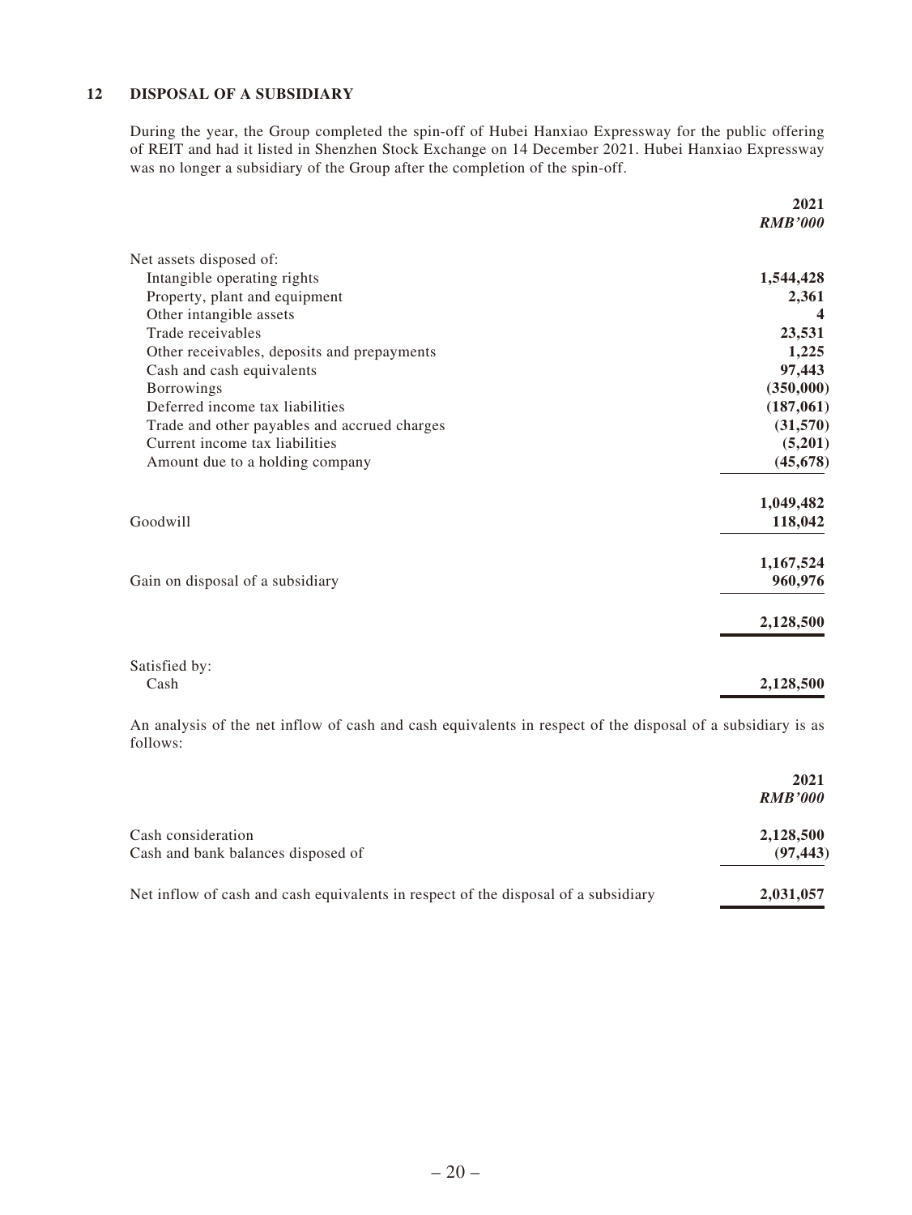## 12 DISPOSAL OF A SUBSIDIARY

During the year, the Group completed the spin-off of Hubei Hanxiao Expressway for the public offering of REIT and had it listed in Shenzhen Stock Exchange on 14 December 2021. Hubei Hanxiao Expressway was no longer a subsidiary of the Group after the completion of the spin-off.

| | 2021 |
|---|---|
| | *RMB'000* |
| Net assets disposed of: | |
| Intangible operating rights | **1,544,428** |
| Property, plant and equipment | **2,361** |
| Other intangible assets | **4** |
| Trade receivables | **23,531** |
| Other receivables, deposits and prepayments | **1,225** |
| Cash and cash equivalents | **97,443** |
| Borrowings | **(350,000)** |
| Deferred income tax liabilities | **(187,061)** |
| Trade and other payables and accrued charges | **(31,570)** |
| Current income tax liabilities | **(5,201)** |
| Amount due to a holding company | **(45,678)** |
| | **1,049,482** |
| Goodwill | **118,042** |
| | **1,167,524** |
| Gain on disposal of a subsidiary | **960,976** |
| | **2,128,500** |
| Satisfied by: | |
| Cash | **2,128,500** |

An analysis of the net inflow of cash and cash equivalents in respect of the disposal of a subsidiary is as follows:

| | 2021 |
|---|---|
| | *RMB'000* |
| Cash consideration | **2,128,500** |
| Cash and bank balances disposed of | **(97,443)** |
| Net inflow of cash and cash equivalents in respect of the disposal of a subsidiary | **2,031,057** |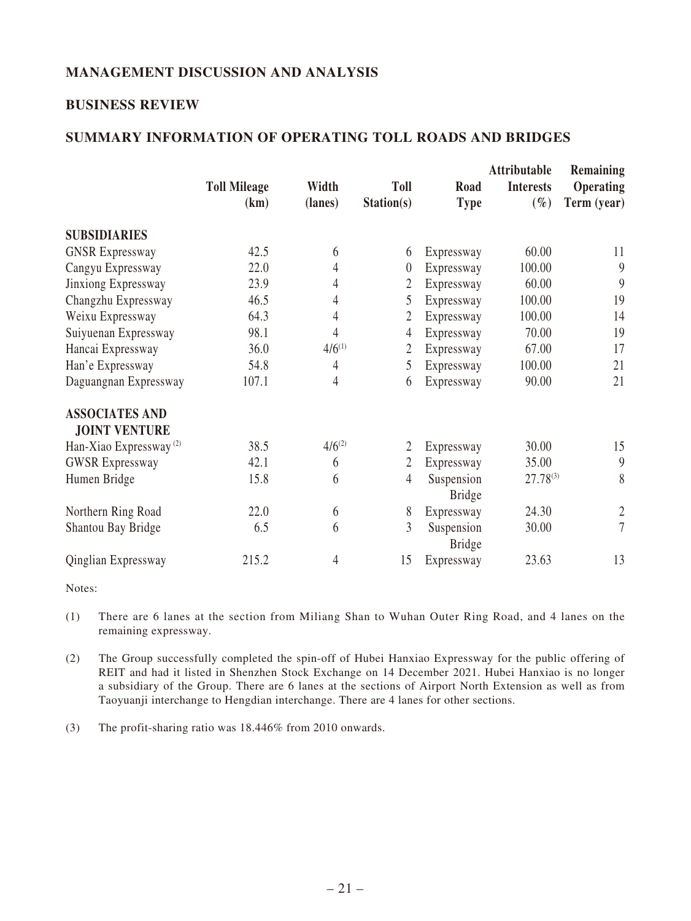## MANAGEMENT DISCUSSION AND ANALYSIS

### BUSINESS REVIEW

### SUMMARY INFORMATION OF OPERATING TOLL ROADS AND BRIDGES

| | Toll Mileage (km) | Width (lanes) | Toll Station(s) | Road Type | Attributable Interests (%) | Remaining Operating Term (year) |
|---|---|---|---|---|---|---|
| **SUBSIDIARIES** | | | | | | |
| GNSR Expressway | 42.5 | 6 | 6 | Expressway | 60.00 | 11 |
| Cangyu Expressway | 22.0 | 4 | 0 | Expressway | 100.00 | 9 |
| Jinxiong Expressway | 23.9 | 4 | 2 | Expressway | 60.00 | 9 |
| Changzhu Expressway | 46.5 | 4 | 5 | Expressway | 100.00 | 19 |
| Weixu Expressway | 64.3 | 4 | 2 | Expressway | 100.00 | 14 |
| Suiyuenan Expressway | 98.1 | 4 | 4 | Expressway | 70.00 | 19 |
| Hancai Expressway | 36.0 | 4/6[1] | 2 | Expressway | 67.00 | 17 |
| Han'e Expressway | 54.8 | 4 | 5 | Expressway | 100.00 | 21 |
| Daguangnan Expressway | 107.1 | 4 | 6 | Expressway | 90.00 | 21 |
| **ASSOCIATES AND JOINT VENTURE** | | | | | | |
| Han-Xiao Expressway[2] | 38.5 | 4/6[2] | 2 | Expressway | 30.00 | 15 |
| GWSR Expressway | 42.1 | 6 | 2 | Expressway | 35.00 | 9 |
| Humen Bridge | 15.8 | 6 | 4 | Suspension Bridge | 27.78[3] | 8 |
| Northern Ring Road | 22.0 | 6 | 8 | Expressway | 24.30 | 2 |
| Shantou Bay Bridge | 6.5 | 6 | 3 | Suspension Bridge | 30.00 | 7 |
| Qinglian Expressway | 215.2 | 4 | 15 | Expressway | 23.63 | 13 |

Notes:

(1) There are 6 lanes at the section from Miliang Shan to Wuhan Outer Ring Road, and 4 lanes on the remaining expressway.

(2) The Group successfully completed the spin-off of Hubei Hanxiao Expressway for the public offering of REIT and had it listed in Shenzhen Stock Exchange on 14 December 2021. Hubei Hanxiao is no longer a subsidiary of the Group. There are 6 lanes at the sections of Airport North Extension as well as from Taoyuanji interchange to Hengdian interchange. There are 4 lanes for other sections.

(3) The profit-sharing ratio was 18.446% from 2010 onwards.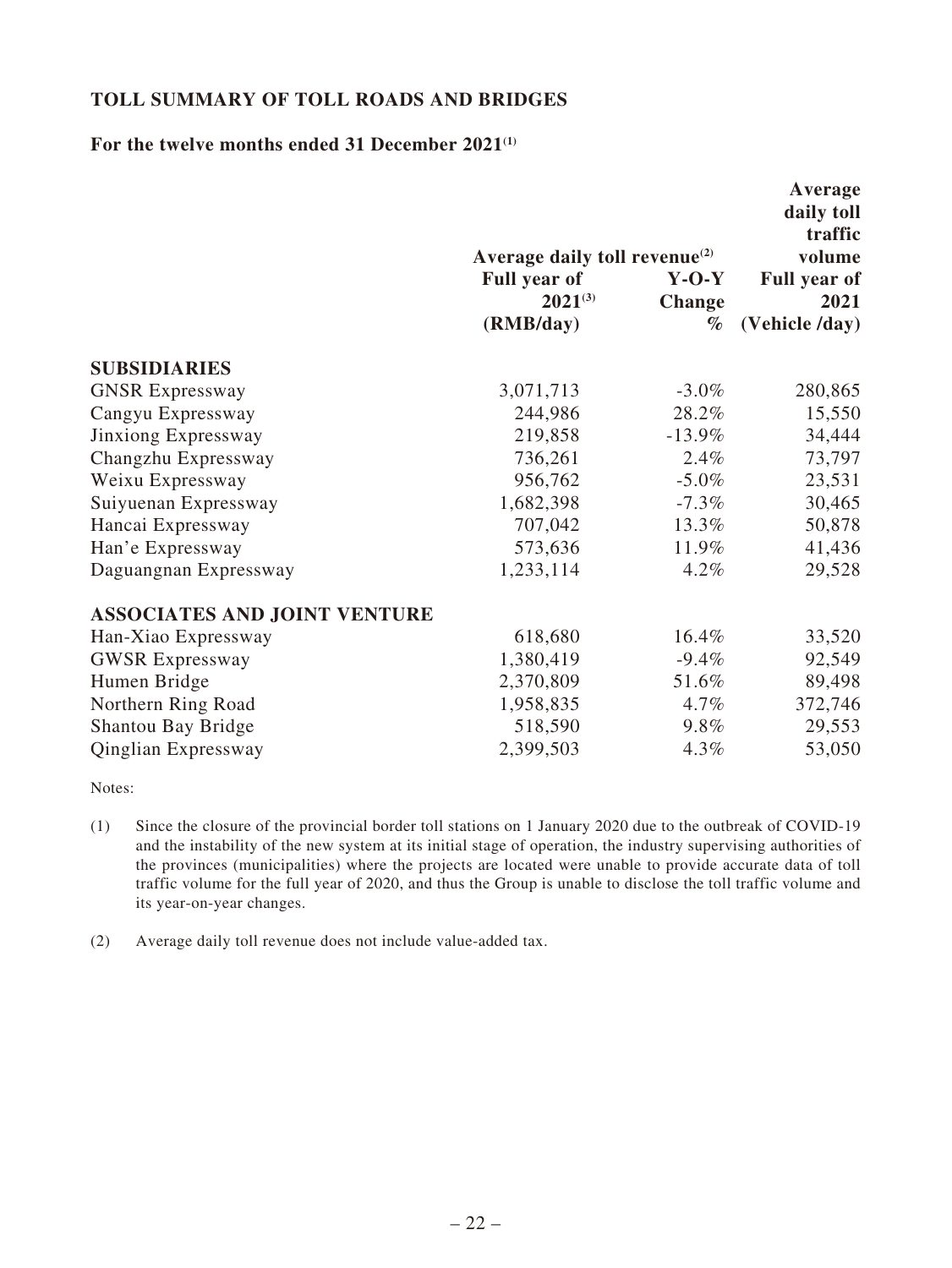## TOLL SUMMARY OF TOLL ROADS AND BRIDGES

### For the twelve months ended 31 December 2021[(1)]

| | Average daily toll revenue[(2)] | | Average daily toll traffic volume |
|---|---|---|---|
| | Full year of 2021[(3)] | Y-O-Y Change | Full year of 2021 |
| | (RMB/day) | % | (Vehicle /day) |
| **SUBSIDIARIES** | | | |
| GNSR Expressway | 3,071,713 | -3.0% | 280,865 |
| Cangyu Expressway | 244,986 | 28.2% | 15,550 |
| Jinxiong Expressway | 219,858 | -13.9% | 34,444 |
| Changzhu Expressway | 736,261 | 2.4% | 73,797 |
| Weixu Expressway | 956,762 | -5.0% | 23,531 |
| Suiyuenan Expressway | 1,682,398 | -7.3% | 30,465 |
| Hancai Expressway | 707,042 | 13.3% | 50,878 |
| Han'e Expressway | 573,636 | 11.9% | 41,436 |
| Daguangnan Expressway | 1,233,114 | 4.2% | 29,528 |
| **ASSOCIATES AND JOINT VENTURE** | | | |
| Han-Xiao Expressway | 618,680 | 16.4% | 33,520 |
| GWSR Expressway | 1,380,419 | -9.4% | 92,549 |
| Humen Bridge | 2,370,809 | 51.6% | 89,498 |
| Northern Ring Road | 1,958,835 | 4.7% | 372,746 |
| Shantou Bay Bridge | 518,590 | 9.8% | 29,553 |
| Qinglian Expressway | 2,399,503 | 4.3% | 53,050 |

Notes:

(1) Since the closure of the provincial border toll stations on 1 January 2020 due to the outbreak of COVID-19 and the instability of the new system at its initial stage of operation, the industry supervising authorities of the provinces (municipalities) where the projects are located were unable to provide accurate data of toll traffic volume for the full year of 2020, and thus the Group is unable to disclose the toll traffic volume and its year-on-year changes.

(2) Average daily toll revenue does not include value-added tax.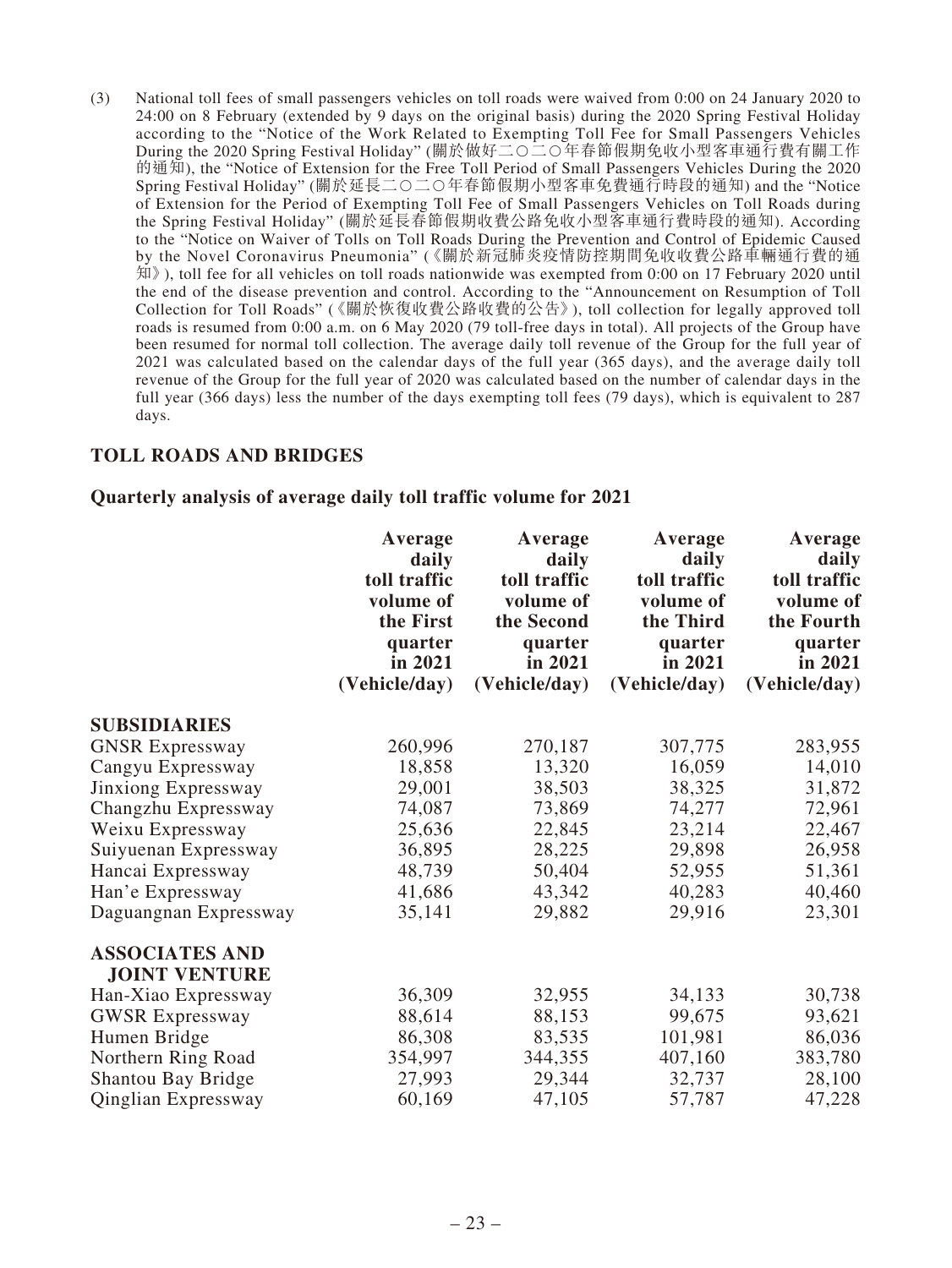(3) National toll fees of small passengers vehicles on toll roads were waived from 0:00 on 24 January 2020 to 24:00 on 8 February (extended by 9 days on the original basis) during the 2020 Spring Festival Holiday according to the "Notice of the Work Related to Exempting Toll Fee for Small Passengers Vehicles During the 2020 Spring Festival Holiday" (關於做好二〇二〇年春節假期免收小型客車通行費有關工作的通知), the "Notice of Extension for the Free Toll Period of Small Passengers Vehicles During the 2020 Spring Festival Holiday" (關於延長二〇二〇年春節假期小型客車免費通行時段的通知) and the "Notice of Extension for the Period of Exempting Toll Fee of Small Passengers Vehicles on Toll Roads during the Spring Festival Holiday" (關於延長春節假期收費公路免收小型客車通行費時段的通知). According to the "Notice on Waiver of Tolls on Toll Roads During the Prevention and Control of Epidemic Caused by the Novel Coronavirus Pneumonia" (《關於新冠肺炎疫情防控期間免收收費公路車輛通行費的通知》), toll fee for all vehicles on toll roads nationwide was exempted from 0:00 on 17 February 2020 until the end of the disease prevention and control. According to the "Announcement on Resumption of Toll Collection for Toll Roads" (《關於恢復收費公路收費的公告》), toll collection for legally approved toll roads is resumed from 0:00 a.m. on 6 May 2020 (79 toll-free days in total). All projects of the Group have been resumed for normal toll collection. The average daily toll revenue of the Group for the full year of 2021 was calculated based on the calendar days of the full year (365 days), and the average daily toll revenue of the Group for the full year of 2020 was calculated based on the number of calendar days in the full year (366 days) less the number of the days exempting toll fees (79 days), which is equivalent to 287 days.

## TOLL ROADS AND BRIDGES

### Quarterly analysis of average daily toll traffic volume for 2021

| | Average daily toll traffic volume of the First quarter in 2021 (Vehicle/day) | Average daily toll traffic volume of the Second quarter in 2021 (Vehicle/day) | Average daily toll traffic volume of the Third quarter in 2021 (Vehicle/day) | Average daily toll traffic volume of the Fourth quarter in 2021 (Vehicle/day) |
|---|---|---|---|---|
| **SUBSIDIARIES** | | | | |
| GNSR Expressway | 260,996 | 270,187 | 307,775 | 283,955 |
| Cangyu Expressway | 18,858 | 13,320 | 16,059 | 14,010 |
| Jinxiong Expressway | 29,001 | 38,503 | 38,325 | 31,872 |
| Changzhu Expressway | 74,087 | 73,869 | 74,277 | 72,961 |
| Weixu Expressway | 25,636 | 22,845 | 23,214 | 22,467 |
| Suiyuenan Expressway | 36,895 | 28,225 | 29,898 | 26,958 |
| Hancai Expressway | 48,739 | 50,404 | 52,955 | 51,361 |
| Han'e Expressway | 41,686 | 43,342 | 40,283 | 40,460 |
| Daguangnan Expressway | 35,141 | 29,882 | 29,916 | 23,301 |
| **ASSOCIATES AND JOINT VENTURE** | | | | |
| Han-Xiao Expressway | 36,309 | 32,955 | 34,133 | 30,738 |
| GWSR Expressway | 88,614 | 88,153 | 99,675 | 93,621 |
| Humen Bridge | 86,308 | 83,535 | 101,981 | 86,036 |
| Northern Ring Road | 354,997 | 344,355 | 407,160 | 383,780 |
| Shantou Bay Bridge | 27,993 | 29,344 | 32,737 | 28,100 |
| Qinglian Expressway | 60,169 | 47,105 | 57,787 | 47,228 |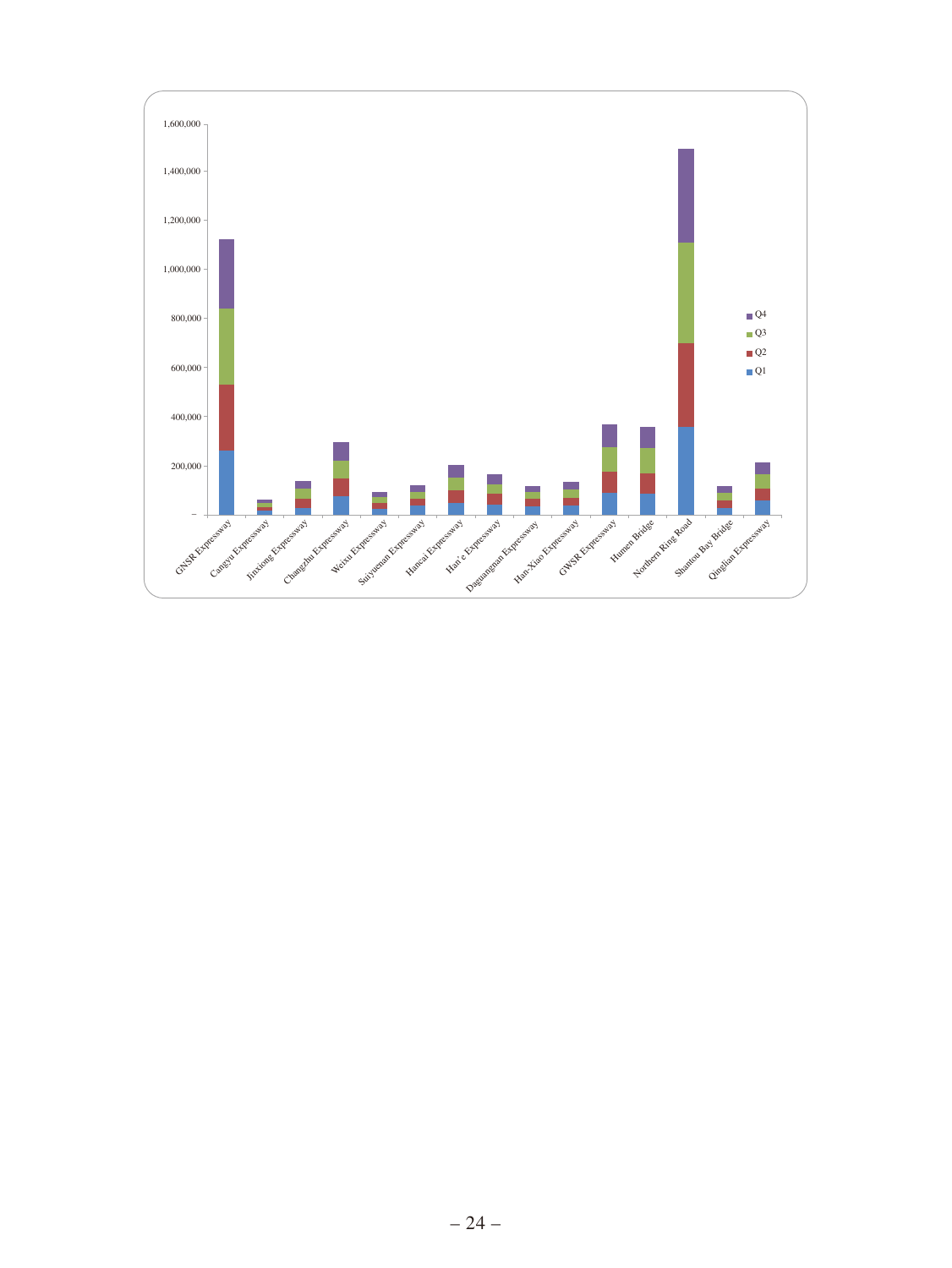| | Q1 | Q2 | Q3 | Q4 |
|---|---|---|---|---|
| GNSR Expressway | | | | |
| Cangyu Expressway | | | | |
| Jinxiong Expressway | | | | |
| Changzhu Expressway | | | | |
| Weixu Expressway | | | | |
| Suiyuenan Expressway | | | | |
| Hancai Expressway | | | | |
| Han'e Expressway | | | | |
| Daguangnan Expressway | | | | |
| Han-Xiao Expressway | | | | |
| GWSR Expressway | | | | |
| Humen Bridge | | | | |
| Northern Ring Road | | | | |
| Shantou Bay Bridge | | | | |
| Qinglian Expressway | | | | |

Y-axis: –, 200,000, 400,000, 600,000, 800,000, 1,000,000, 1,200,000, 1,400,000, 1,600,000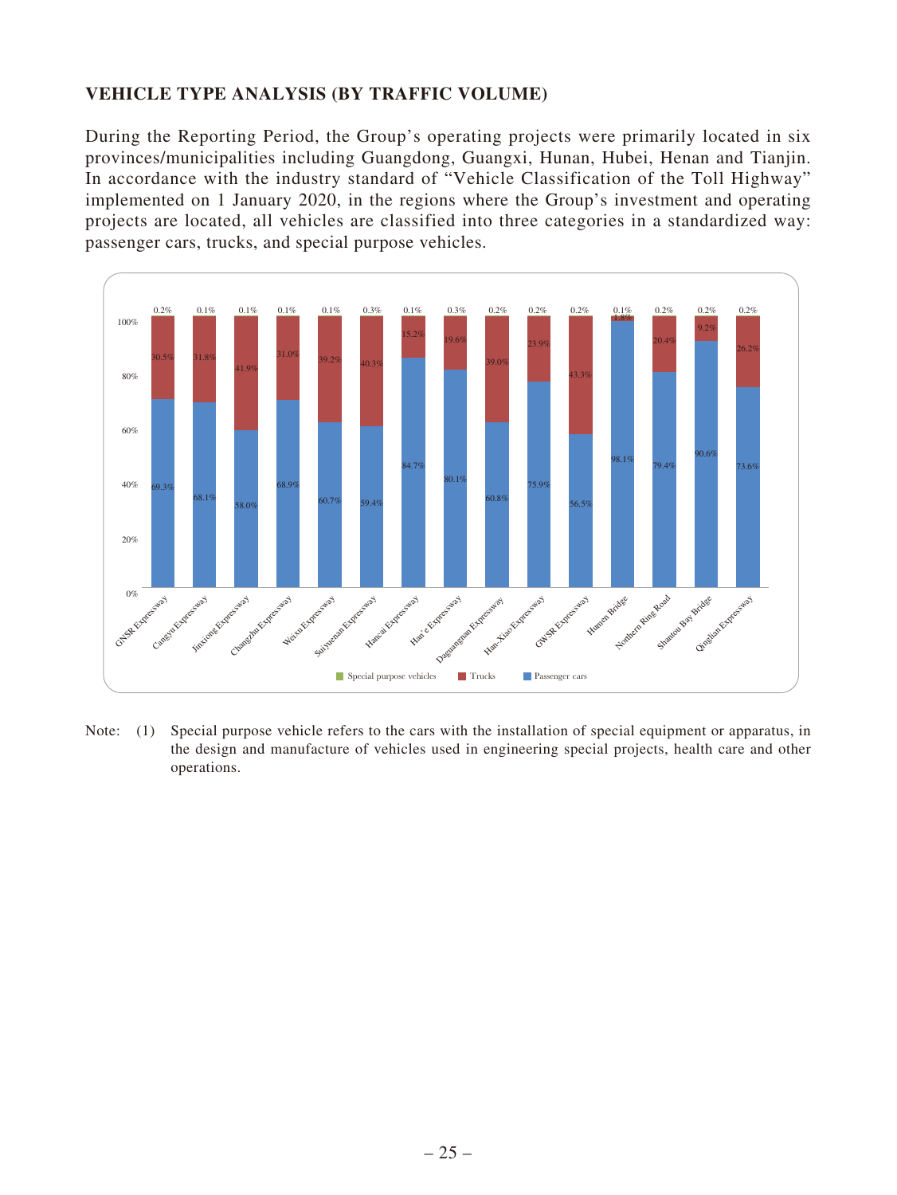## VEHICLE TYPE ANALYSIS (BY TRAFFIC VOLUME)

During the Reporting Period, the Group's operating projects were primarily located in six provinces/municipalities including Guangdong, Guangxi, Hunan, Hubei, Henan and Tianjin. In accordance with the industry standard of "Vehicle Classification of the Toll Highway" implemented on 1 January 2020, in the regions where the Group's investment and operating projects are located, all vehicles are classified into three categories in a standardized way: passenger cars, trucks, and special purpose vehicles.

| Project | Passenger cars | Trucks | Special purpose vehicles |
|---|---|---|---|
| GNSR Expressway | 69.3% | 30.5% | 0.2% |
| Cangyu Expressway | 68.1% | 31.8% | 0.1% |
| Jinxiong Expressway | 58.0% | 41.9% | 0.1% |
| Changzhu Expressway | 68.9% | 31.0% | 0.1% |
| Weixu Expressway | 60.7% | 39.2% | 0.1% |
| Suiyuenan Expressway | 59.4% | 40.3% | 0.3% |
| Hancai Expressway | 84.7% | 15.2% | 0.1% |
| Han'e Expressway | 80.1% | 19.6% | 0.3% |
| Daguangnan Expressway | 60.8% | 39.0% | 0.2% |
| Han-Xiao Expressway | 75.9% | 23.9% | 0.2% |
| GWSR Expressway | 56.5% | 43.3% | 0.2% |
| Humen Bridge | 98.1% | 1.8% | 0.1% |
| Northern Ring Road | 79.4% | 20.4% | 0.2% |
| Shantou Bay Bridge | 90.6% | 9.2% | 0.2% |
| Qinglian Expressway | 73.6% | 26.2% | 0.2% |

Note: (1) Special purpose vehicle refers to the cars with the installation of special equipment or apparatus, in the design and manufacture of vehicles used in engineering special projects, health care and other operations.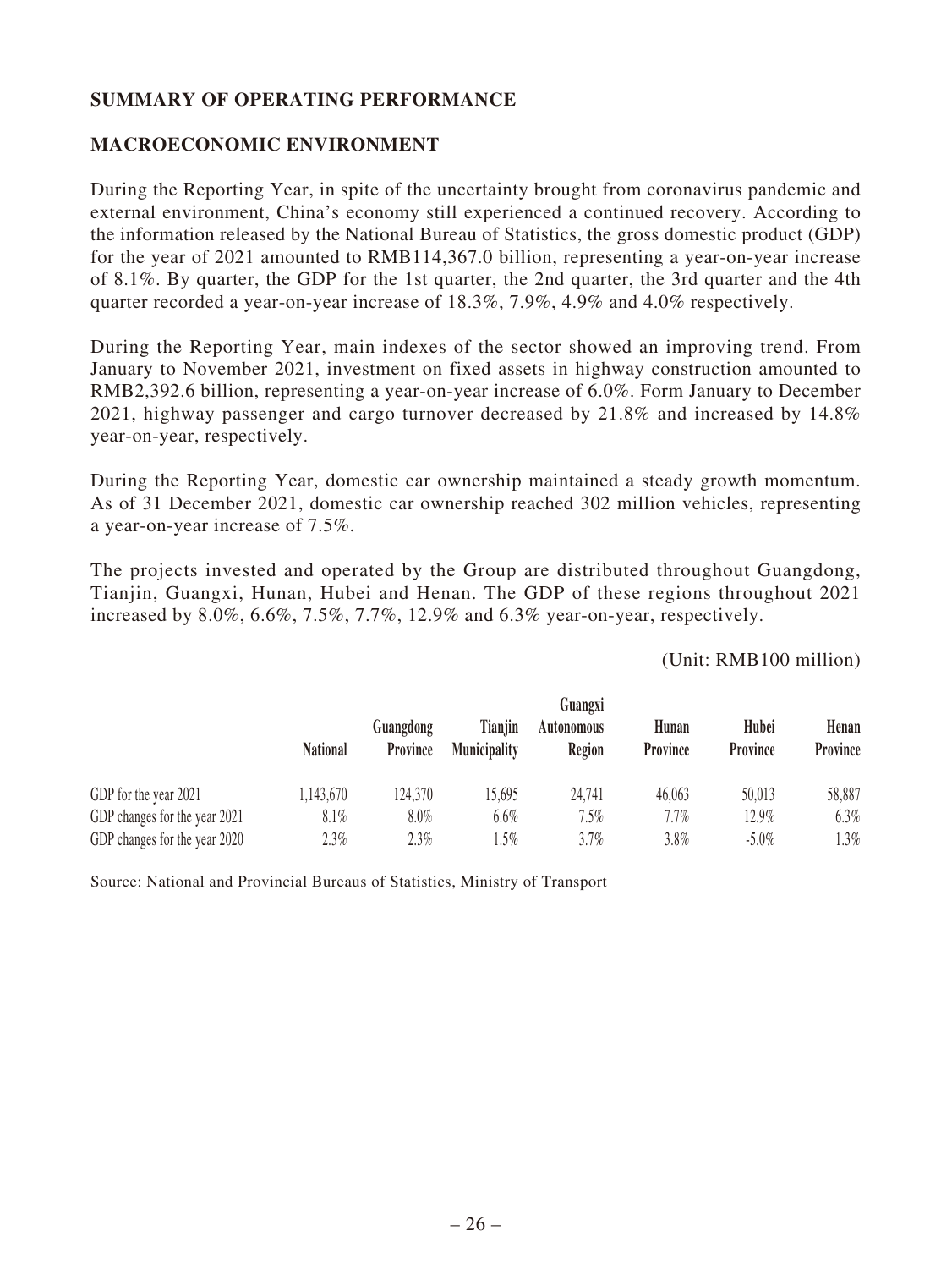## SUMMARY OF OPERATING PERFORMANCE

## MACROECONOMIC ENVIRONMENT

During the Reporting Year, in spite of the uncertainty brought from coronavirus pandemic and external environment, China's economy still experienced a continued recovery. According to the information released by the National Bureau of Statistics, the gross domestic product (GDP) for the year of 2021 amounted to RMB114,367.0 billion, representing a year-on-year increase of 8.1%. By quarter, the GDP for the 1st quarter, the 2nd quarter, the 3rd quarter and the 4th quarter recorded a year-on-year increase of 18.3%, 7.9%, 4.9% and 4.0% respectively.

During the Reporting Year, main indexes of the sector showed an improving trend. From January to November 2021, investment on fixed assets in highway construction amounted to RMB2,392.6 billion, representing a year-on-year increase of 6.0%. Form January to December 2021, highway passenger and cargo turnover decreased by 21.8% and increased by 14.8% year-on-year, respectively.

During the Reporting Year, domestic car ownership maintained a steady growth momentum. As of 31 December 2021, domestic car ownership reached 302 million vehicles, representing a year-on-year increase of 7.5%.

The projects invested and operated by the Group are distributed throughout Guangdong, Tianjin, Guangxi, Hunan, Hubei and Henan. The GDP of these regions throughout 2021 increased by 8.0%, 6.6%, 7.5%, 7.7%, 12.9% and 6.3% year-on-year, respectively.

(Unit: RMB100 million)

| | National | Guangdong Province | Tianjin Municipality | Guangxi Autonomous Region | Hunan Province | Hubei Province | Henan Province |
|---|---|---|---|---|---|---|---|
| GDP for the year 2021 | 1,143,670 | 124,370 | 15,695 | 24,741 | 46,063 | 50,013 | 58,887 |
| GDP changes for the year 2021 | 8.1% | 8.0% | 6.6% | 7.5% | 7.7% | 12.9% | 6.3% |
| GDP changes for the year 2020 | 2.3% | 2.3% | 1.5% | 3.7% | 3.8% | -5.0% | 1.3% |

Source: National and Provincial Bureaus of Statistics, Ministry of Transport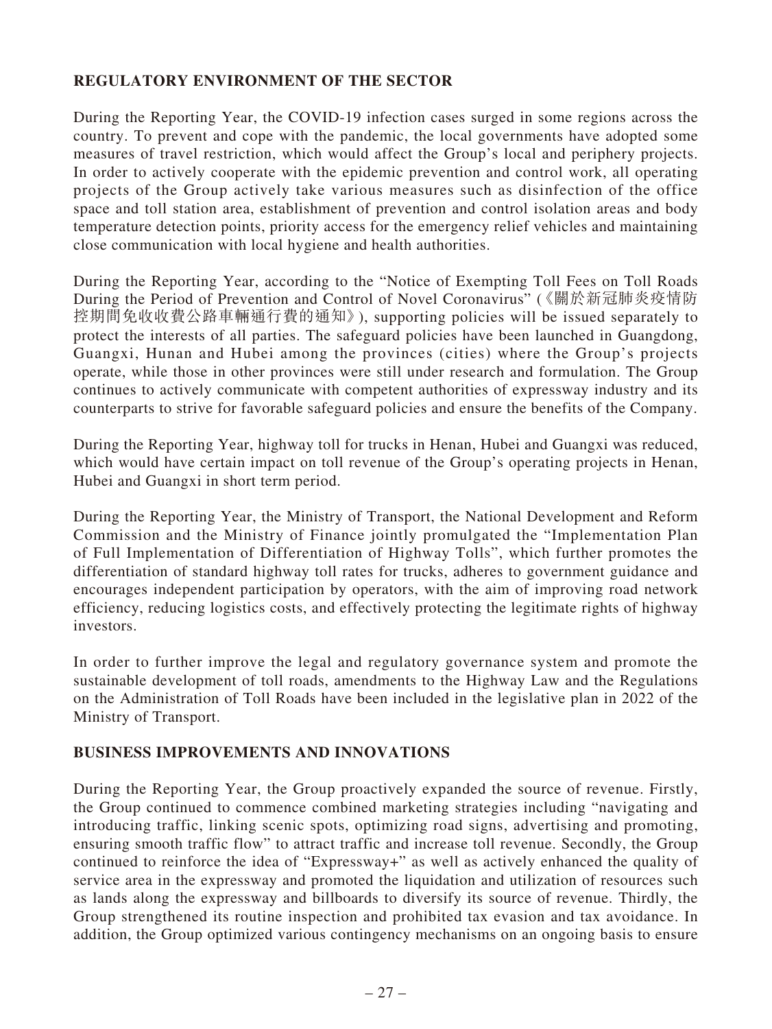## REGULATORY ENVIRONMENT OF THE SECTOR

During the Reporting Year, the COVID-19 infection cases surged in some regions across the country. To prevent and cope with the pandemic, the local governments have adopted some measures of travel restriction, which would affect the Group's local and periphery projects. In order to actively cooperate with the epidemic prevention and control work, all operating projects of the Group actively take various measures such as disinfection of the office space and toll station area, establishment of prevention and control isolation areas and body temperature detection points, priority access for the emergency relief vehicles and maintaining close communication with local hygiene and health authorities.

During the Reporting Year, according to the "Notice of Exempting Toll Fees on Toll Roads During the Period of Prevention and Control of Novel Coronavirus" (《關於新冠肺炎疫情防控期間免收收費公路車輛通行費的通知》), supporting policies will be issued separately to protect the interests of all parties. The safeguard policies have been launched in Guangdong, Guangxi, Hunan and Hubei among the provinces (cities) where the Group's projects operate, while those in other provinces were still under research and formulation. The Group continues to actively communicate with competent authorities of expressway industry and its counterparts to strive for favorable safeguard policies and ensure the benefits of the Company.

During the Reporting Year, highway toll for trucks in Henan, Hubei and Guangxi was reduced, which would have certain impact on toll revenue of the Group's operating projects in Henan, Hubei and Guangxi in short term period.

During the Reporting Year, the Ministry of Transport, the National Development and Reform Commission and the Ministry of Finance jointly promulgated the "Implementation Plan of Full Implementation of Differentiation of Highway Tolls", which further promotes the differentiation of standard highway toll rates for trucks, adheres to government guidance and encourages independent participation by operators, with the aim of improving road network efficiency, reducing logistics costs, and effectively protecting the legitimate rights of highway investors.

In order to further improve the legal and regulatory governance system and promote the sustainable development of toll roads, amendments to the Highway Law and the Regulations on the Administration of Toll Roads have been included in the legislative plan in 2022 of the Ministry of Transport.

## BUSINESS IMPROVEMENTS AND INNOVATIONS

During the Reporting Year, the Group proactively expanded the source of revenue. Firstly, the Group continued to commence combined marketing strategies including "navigating and introducing traffic, linking scenic spots, optimizing road signs, advertising and promoting, ensuring smooth traffic flow" to attract traffic and increase toll revenue. Secondly, the Group continued to reinforce the idea of "Expressway+" as well as actively enhanced the quality of service area in the expressway and promoted the liquidation and utilization of resources such as lands along the expressway and billboards to diversify its source of revenue. Thirdly, the Group strengthened its routine inspection and prohibited tax evasion and tax avoidance. In addition, the Group optimized various contingency mechanisms on an ongoing basis to ensure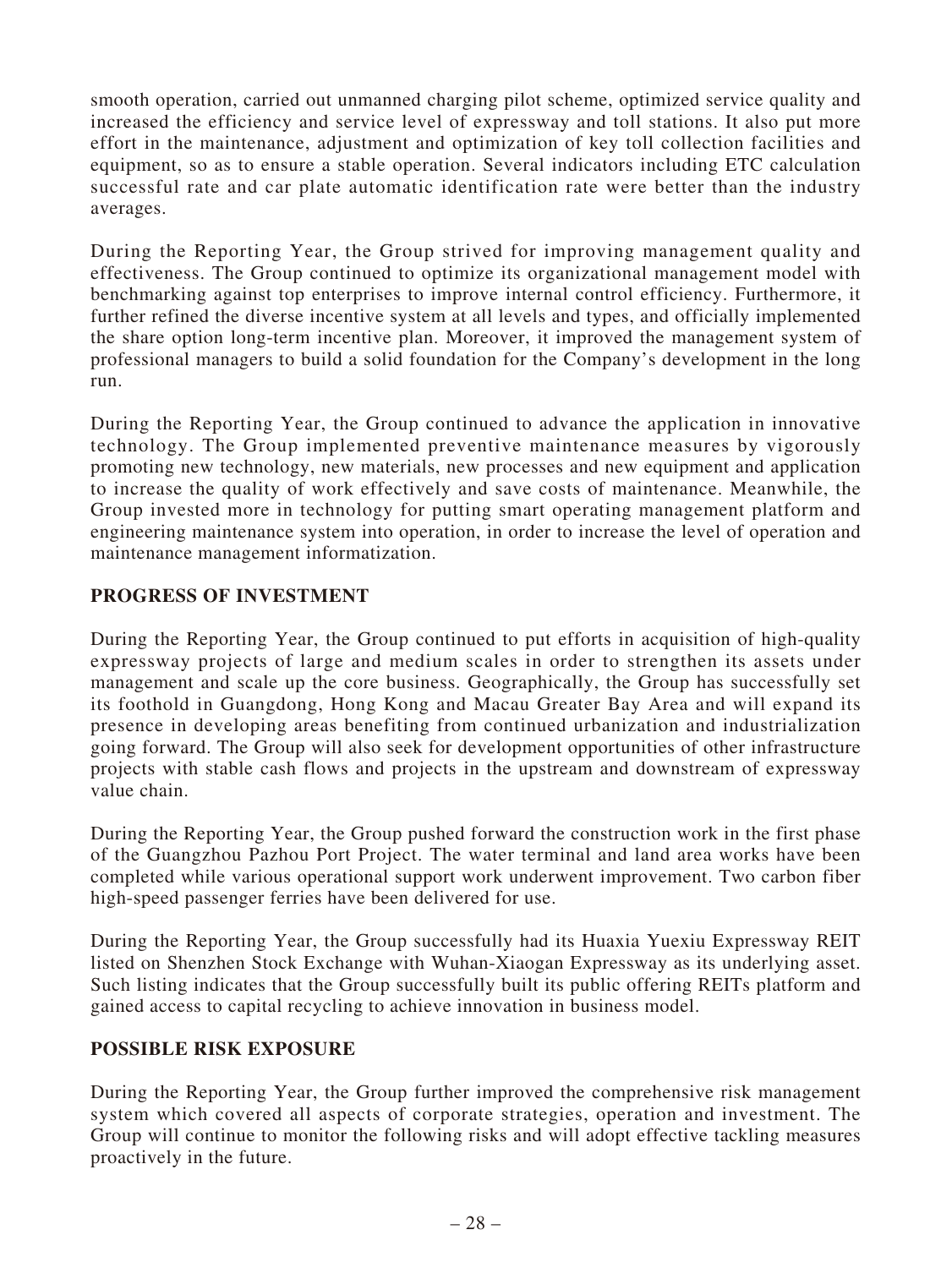smooth operation, carried out unmanned charging pilot scheme, optimized service quality and increased the efficiency and service level of expressway and toll stations. It also put more effort in the maintenance, adjustment and optimization of key toll collection facilities and equipment, so as to ensure a stable operation. Several indicators including ETC calculation successful rate and car plate automatic identification rate were better than the industry averages.

During the Reporting Year, the Group strived for improving management quality and effectiveness. The Group continued to optimize its organizational management model with benchmarking against top enterprises to improve internal control efficiency. Furthermore, it further refined the diverse incentive system at all levels and types, and officially implemented the share option long-term incentive plan. Moreover, it improved the management system of professional managers to build a solid foundation for the Company's development in the long run.

During the Reporting Year, the Group continued to advance the application in innovative technology. The Group implemented preventive maintenance measures by vigorously promoting new technology, new materials, new processes and new equipment and application to increase the quality of work effectively and save costs of maintenance. Meanwhile, the Group invested more in technology for putting smart operating management platform and engineering maintenance system into operation, in order to increase the level of operation and maintenance management informatization.

## PROGRESS OF INVESTMENT

During the Reporting Year, the Group continued to put efforts in acquisition of high-quality expressway projects of large and medium scales in order to strengthen its assets under management and scale up the core business. Geographically, the Group has successfully set its foothold in Guangdong, Hong Kong and Macau Greater Bay Area and will expand its presence in developing areas benefiting from continued urbanization and industrialization going forward. The Group will also seek for development opportunities of other infrastructure projects with stable cash flows and projects in the upstream and downstream of expressway value chain.

During the Reporting Year, the Group pushed forward the construction work in the first phase of the Guangzhou Pazhou Port Project. The water terminal and land area works have been completed while various operational support work underwent improvement. Two carbon fiber high-speed passenger ferries have been delivered for use.

During the Reporting Year, the Group successfully had its Huaxia Yuexiu Expressway REIT listed on Shenzhen Stock Exchange with Wuhan-Xiaogan Expressway as its underlying asset. Such listing indicates that the Group successfully built its public offering REITs platform and gained access to capital recycling to achieve innovation in business model.

## POSSIBLE RISK EXPOSURE

During the Reporting Year, the Group further improved the comprehensive risk management system which covered all aspects of corporate strategies, operation and investment. The Group will continue to monitor the following risks and will adopt effective tackling measures proactively in the future.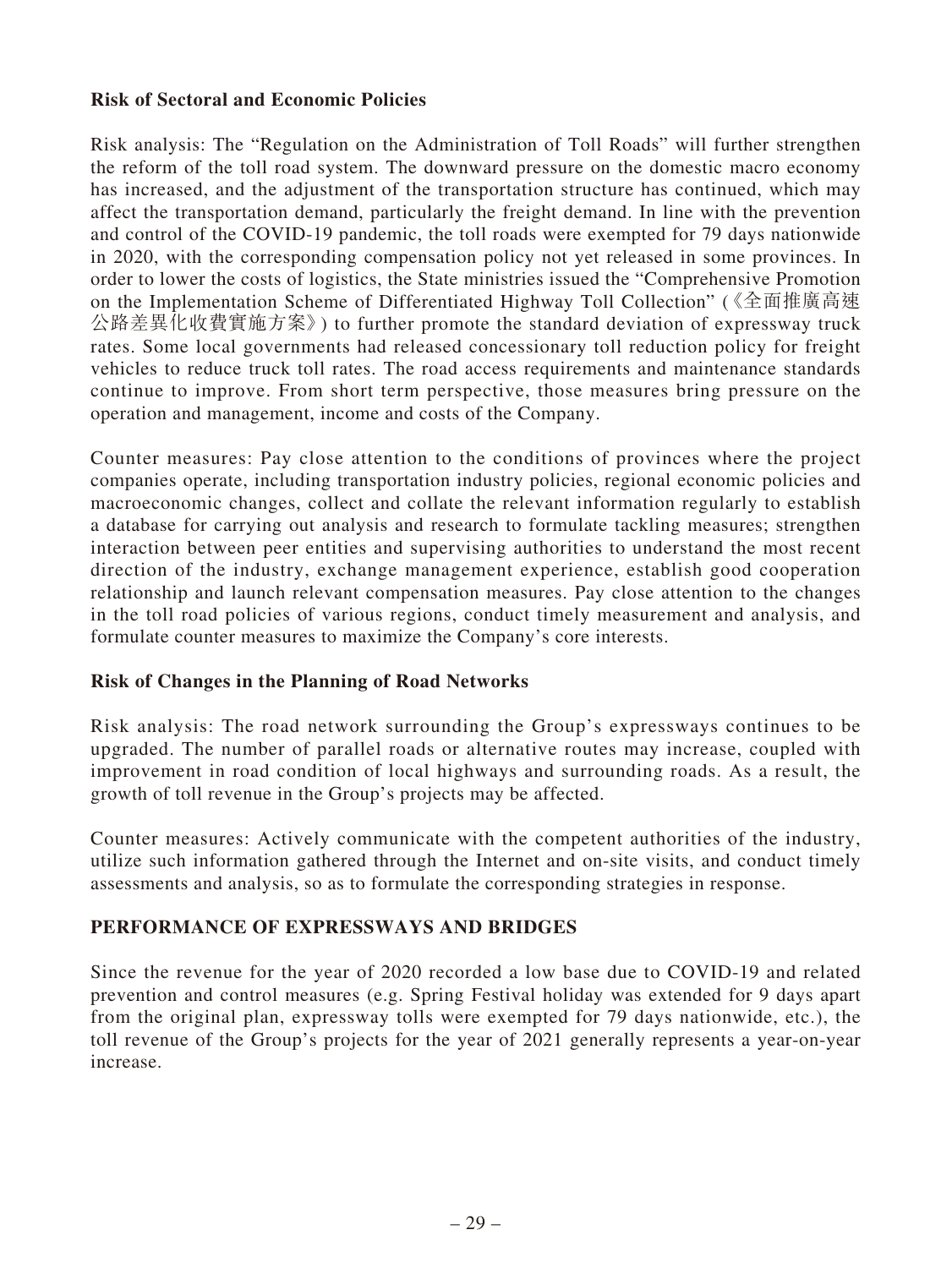**Risk of Sectoral and Economic Policies**

Risk analysis: The "Regulation on the Administration of Toll Roads" will further strengthen the reform of the toll road system. The downward pressure on the domestic macro economy has increased, and the adjustment of the transportation structure has continued, which may affect the transportation demand, particularly the freight demand. In line with the prevention and control of the COVID-19 pandemic, the toll roads were exempted for 79 days nationwide in 2020, with the corresponding compensation policy not yet released in some provinces. In order to lower the costs of logistics, the State ministries issued the "Comprehensive Promotion on the Implementation Scheme of Differentiated Highway Toll Collection" (《全面推廣高速公路差異化收費實施方案》) to further promote the standard deviation of expressway truck rates. Some local governments had released concessionary toll reduction policy for freight vehicles to reduce truck toll rates. The road access requirements and maintenance standards continue to improve. From short term perspective, those measures bring pressure on the operation and management, income and costs of the Company.

Counter measures: Pay close attention to the conditions of provinces where the project companies operate, including transportation industry policies, regional economic policies and macroeconomic changes, collect and collate the relevant information regularly to establish a database for carrying out analysis and research to formulate tackling measures; strengthen interaction between peer entities and supervising authorities to understand the most recent direction of the industry, exchange management experience, establish good cooperation relationship and launch relevant compensation measures. Pay close attention to the changes in the toll road policies of various regions, conduct timely measurement and analysis, and formulate counter measures to maximize the Company's core interests.

**Risk of Changes in the Planning of Road Networks**

Risk analysis: The road network surrounding the Group's expressways continues to be upgraded. The number of parallel roads or alternative routes may increase, coupled with improvement in road condition of local highways and surrounding roads. As a result, the growth of toll revenue in the Group's projects may be affected.

Counter measures: Actively communicate with the competent authorities of the industry, utilize such information gathered through the Internet and on-site visits, and conduct timely assessments and analysis, so as to formulate the corresponding strategies in response.

## PERFORMANCE OF EXPRESSWAYS AND BRIDGES

Since the revenue for the year of 2020 recorded a low base due to COVID-19 and related prevention and control measures (e.g. Spring Festival holiday was extended for 9 days apart from the original plan, expressway tolls were exempted for 79 days nationwide, etc.), the toll revenue of the Group's projects for the year of 2021 generally represents a year-on-year increase.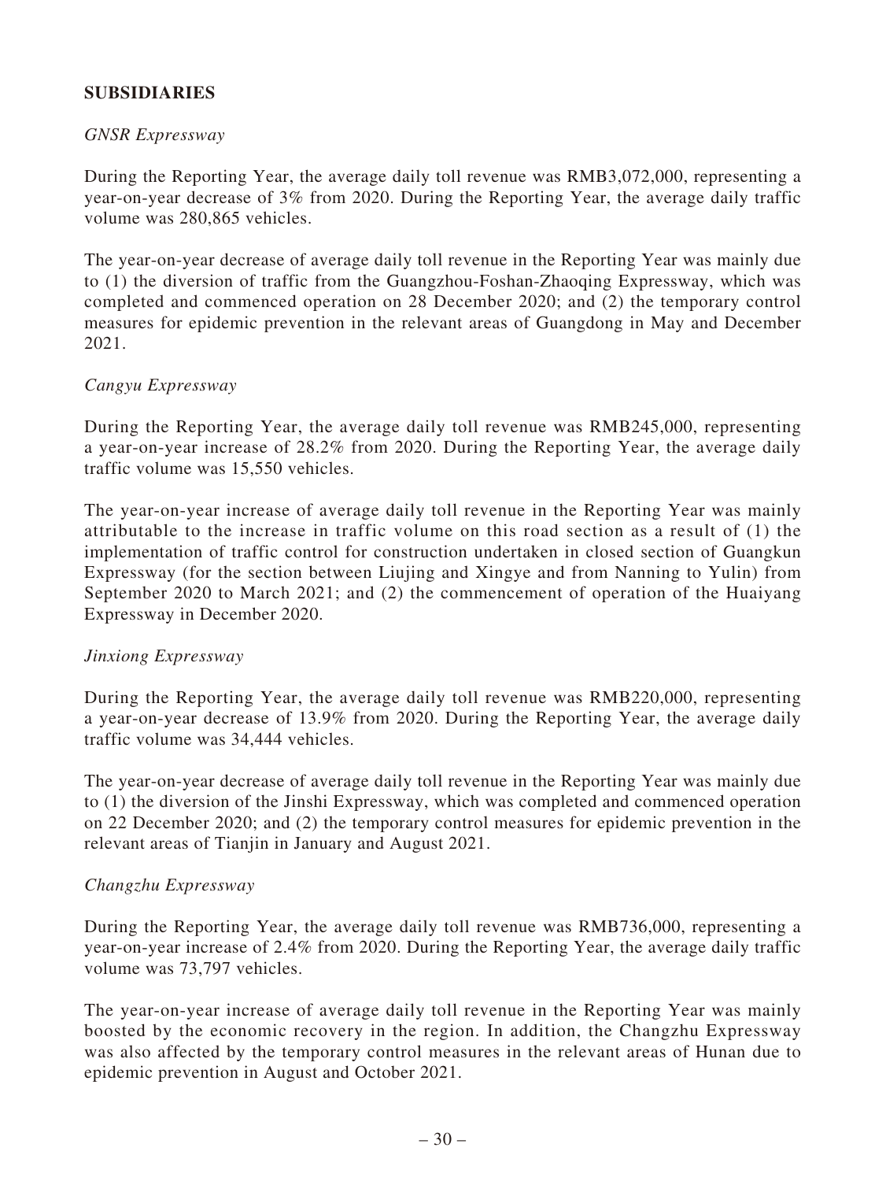## SUBSIDIARIES

*GNSR Expressway*

During the Reporting Year, the average daily toll revenue was RMB3,072,000, representing a year-on-year decrease of 3% from 2020. During the Reporting Year, the average daily traffic volume was 280,865 vehicles.

The year-on-year decrease of average daily toll revenue in the Reporting Year was mainly due to (1) the diversion of traffic from the Guangzhou-Foshan-Zhaoqing Expressway, which was completed and commenced operation on 28 December 2020; and (2) the temporary control measures for epidemic prevention in the relevant areas of Guangdong in May and December 2021.

*Cangyu Expressway*

During the Reporting Year, the average daily toll revenue was RMB245,000, representing a year-on-year increase of 28.2% from 2020. During the Reporting Year, the average daily traffic volume was 15,550 vehicles.

The year-on-year increase of average daily toll revenue in the Reporting Year was mainly attributable to the increase in traffic volume on this road section as a result of (1) the implementation of traffic control for construction undertaken in closed section of Guangkun Expressway (for the section between Liujing and Xingye and from Nanning to Yulin) from September 2020 to March 2021; and (2) the commencement of operation of the Huaiyang Expressway in December 2020.

*Jinxiong Expressway*

During the Reporting Year, the average daily toll revenue was RMB220,000, representing a year-on-year decrease of 13.9% from 2020. During the Reporting Year, the average daily traffic volume was 34,444 vehicles.

The year-on-year decrease of average daily toll revenue in the Reporting Year was mainly due to (1) the diversion of the Jinshi Expressway, which was completed and commenced operation on 22 December 2020; and (2) the temporary control measures for epidemic prevention in the relevant areas of Tianjin in January and August 2021.

*Changzhu Expressway*

During the Reporting Year, the average daily toll revenue was RMB736,000, representing a year-on-year increase of 2.4% from 2020. During the Reporting Year, the average daily traffic volume was 73,797 vehicles.

The year-on-year increase of average daily toll revenue in the Reporting Year was mainly boosted by the economic recovery in the region. In addition, the Changzhu Expressway was also affected by the temporary control measures in the relevant areas of Hunan due to epidemic prevention in August and October 2021.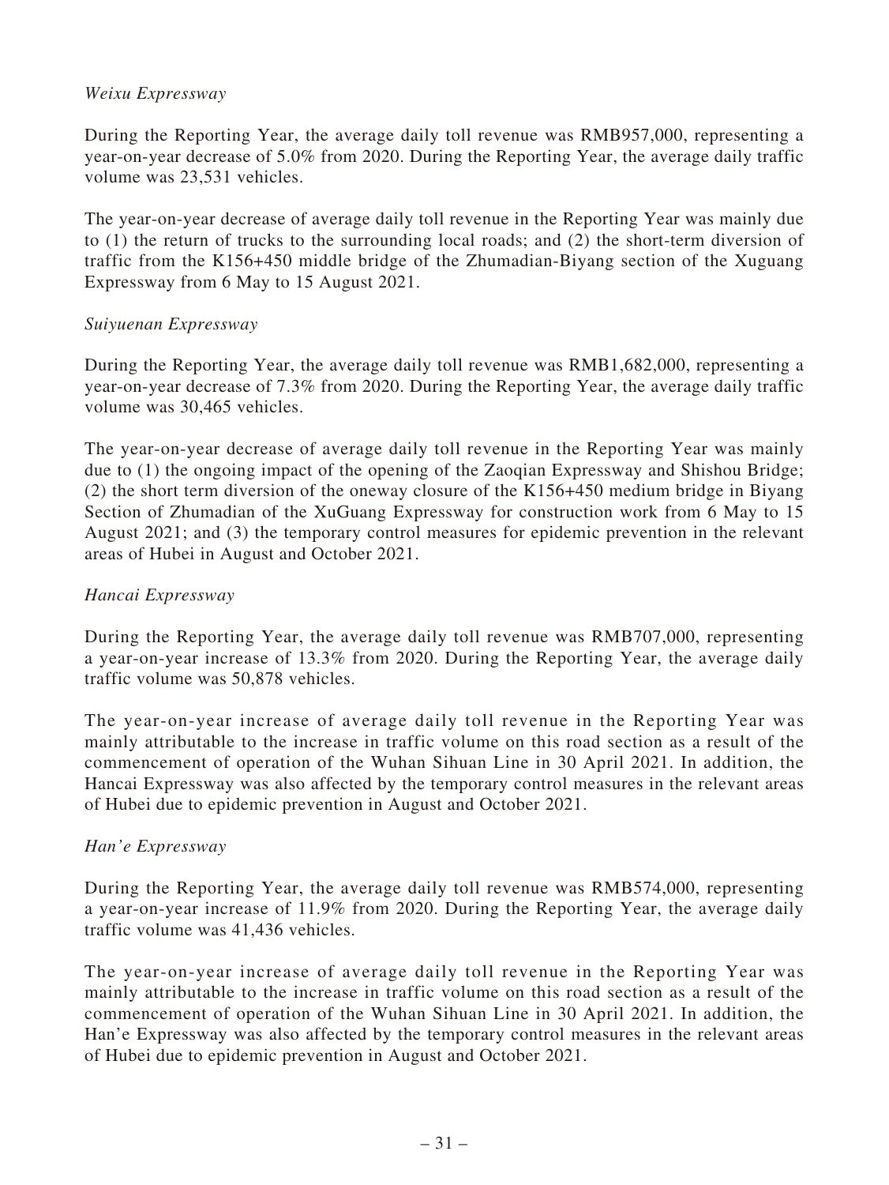*Weixu Expressway*

During the Reporting Year, the average daily toll revenue was RMB957,000, representing a year-on-year decrease of 5.0% from 2020. During the Reporting Year, the average daily traffic volume was 23,531 vehicles.

The year-on-year decrease of average daily toll revenue in the Reporting Year was mainly due to (1) the return of trucks to the surrounding local roads; and (2) the short-term diversion of traffic from the K156+450 middle bridge of the Zhumadian-Biyang section of the Xuguang Expressway from 6 May to 15 August 2021.

*Suiyuenan Expressway*

During the Reporting Year, the average daily toll revenue was RMB1,682,000, representing a year-on-year decrease of 7.3% from 2020. During the Reporting Year, the average daily traffic volume was 30,465 vehicles.

The year-on-year decrease of average daily toll revenue in the Reporting Year was mainly due to (1) the ongoing impact of the opening of the Zaoqian Expressway and Shishou Bridge; (2) the short term diversion of the oneway closure of the K156+450 medium bridge in Biyang Section of Zhumadian of the XuGuang Expressway for construction work from 6 May to 15 August 2021; and (3) the temporary control measures for epidemic prevention in the relevant areas of Hubei in August and October 2021.

*Hancai Expressway*

During the Reporting Year, the average daily toll revenue was RMB707,000, representing a year-on-year increase of 13.3% from 2020. During the Reporting Year, the average daily traffic volume was 50,878 vehicles.

The year-on-year increase of average daily toll revenue in the Reporting Year was mainly attributable to the increase in traffic volume on this road section as a result of the commencement of operation of the Wuhan Sihuan Line in 30 April 2021. In addition, the Hancai Expressway was also affected by the temporary control measures in the relevant areas of Hubei due to epidemic prevention in August and October 2021.

*Han'e Expressway*

During the Reporting Year, the average daily toll revenue was RMB574,000, representing a year-on-year increase of 11.9% from 2020. During the Reporting Year, the average daily traffic volume was 41,436 vehicles.

The year-on-year increase of average daily toll revenue in the Reporting Year was mainly attributable to the increase in traffic volume on this road section as a result of the commencement of operation of the Wuhan Sihuan Line in 30 April 2021. In addition, the Han'e Expressway was also affected by the temporary control measures in the relevant areas of Hubei due to epidemic prevention in August and October 2021.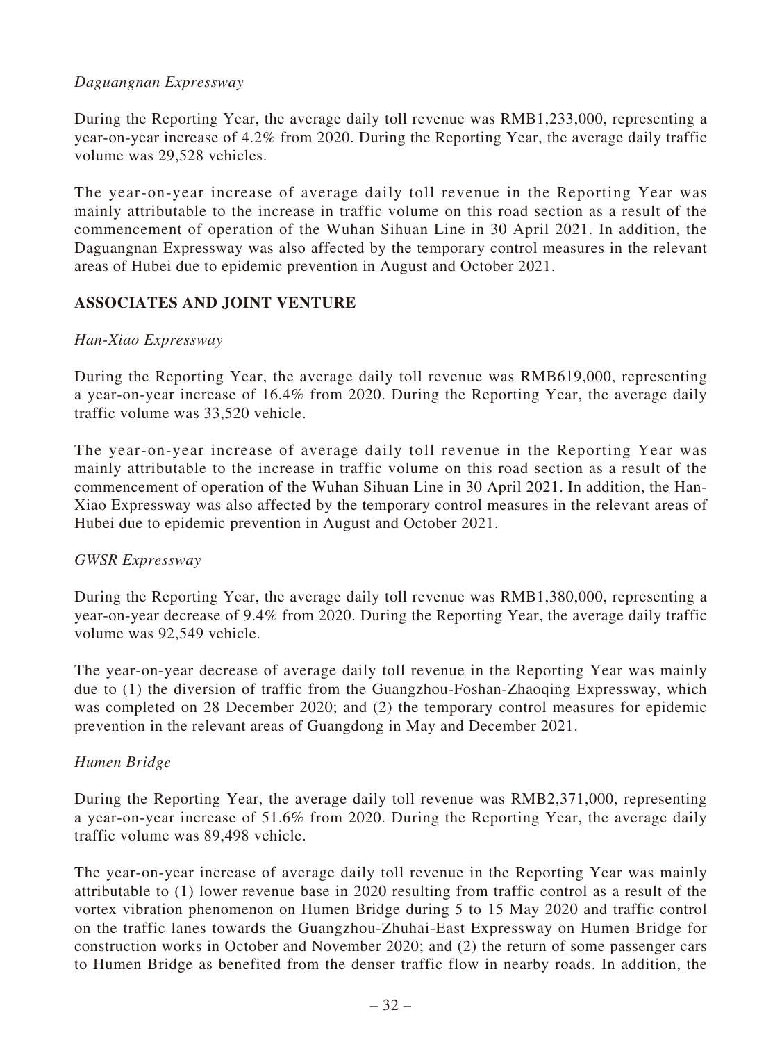*Daguangnan Expressway*

During the Reporting Year, the average daily toll revenue was RMB1,233,000, representing a year-on-year increase of 4.2% from 2020. During the Reporting Year, the average daily traffic volume was 29,528 vehicles.

The year-on-year increase of average daily toll revenue in the Reporting Year was mainly attributable to the increase in traffic volume on this road section as a result of the commencement of operation of the Wuhan Sihuan Line in 30 April 2021. In addition, the Daguangnan Expressway was also affected by the temporary control measures in the relevant areas of Hubei due to epidemic prevention in August and October 2021.

## ASSOCIATES AND JOINT VENTURE

*Han-Xiao Expressway*

During the Reporting Year, the average daily toll revenue was RMB619,000, representing a year-on-year increase of 16.4% from 2020. During the Reporting Year, the average daily traffic volume was 33,520 vehicle.

The year-on-year increase of average daily toll revenue in the Reporting Year was mainly attributable to the increase in traffic volume on this road section as a result of the commencement of operation of the Wuhan Sihuan Line in 30 April 2021. In addition, the Han-Xiao Expressway was also affected by the temporary control measures in the relevant areas of Hubei due to epidemic prevention in August and October 2021.

*GWSR Expressway*

During the Reporting Year, the average daily toll revenue was RMB1,380,000, representing a year-on-year decrease of 9.4% from 2020. During the Reporting Year, the average daily traffic volume was 92,549 vehicle.

The year-on-year decrease of average daily toll revenue in the Reporting Year was mainly due to (1) the diversion of traffic from the Guangzhou-Foshan-Zhaoqing Expressway, which was completed on 28 December 2020; and (2) the temporary control measures for epidemic prevention in the relevant areas of Guangdong in May and December 2021.

*Humen Bridge*

During the Reporting Year, the average daily toll revenue was RMB2,371,000, representing a year-on-year increase of 51.6% from 2020. During the Reporting Year, the average daily traffic volume was 89,498 vehicle.

The year-on-year increase of average daily toll revenue in the Reporting Year was mainly attributable to (1) lower revenue base in 2020 resulting from traffic control as a result of the vortex vibration phenomenon on Humen Bridge during 5 to 15 May 2020 and traffic control on the traffic lanes towards the Guangzhou-Zhuhai-East Expressway on Humen Bridge for construction works in October and November 2020; and (2) the return of some passenger cars to Humen Bridge as benefited from the denser traffic flow in nearby roads. In addition, the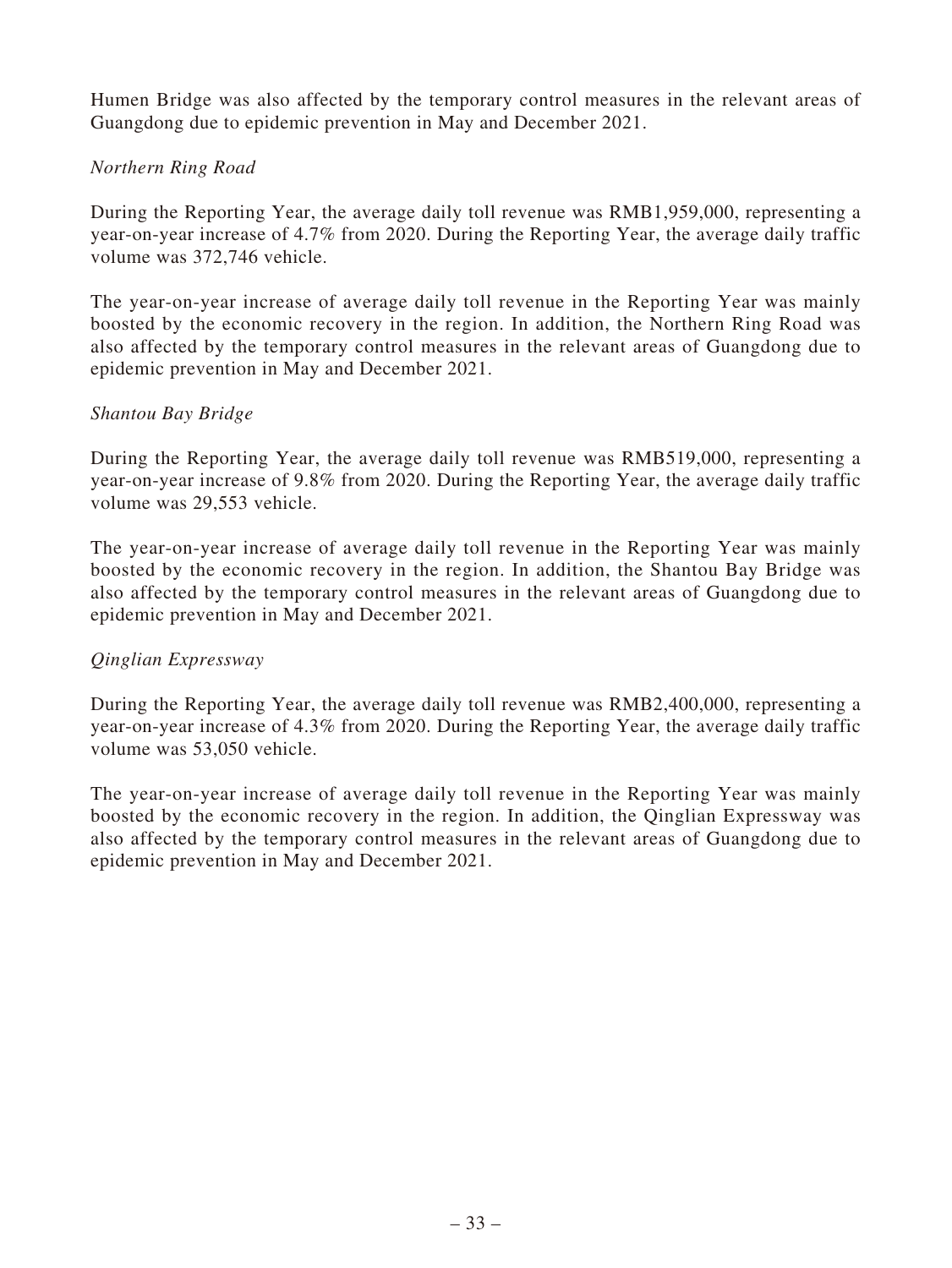Humen Bridge was also affected by the temporary control measures in the relevant areas of Guangdong due to epidemic prevention in May and December 2021.

*Northern Ring Road*

During the Reporting Year, the average daily toll revenue was RMB1,959,000, representing a year-on-year increase of 4.7% from 2020. During the Reporting Year, the average daily traffic volume was 372,746 vehicle.

The year-on-year increase of average daily toll revenue in the Reporting Year was mainly boosted by the economic recovery in the region. In addition, the Northern Ring Road was also affected by the temporary control measures in the relevant areas of Guangdong due to epidemic prevention in May and December 2021.

*Shantou Bay Bridge*

During the Reporting Year, the average daily toll revenue was RMB519,000, representing a year-on-year increase of 9.8% from 2020. During the Reporting Year, the average daily traffic volume was 29,553 vehicle.

The year-on-year increase of average daily toll revenue in the Reporting Year was mainly boosted by the economic recovery in the region. In addition, the Shantou Bay Bridge was also affected by the temporary control measures in the relevant areas of Guangdong due to epidemic prevention in May and December 2021.

*Qinglian Expressway*

During the Reporting Year, the average daily toll revenue was RMB2,400,000, representing a year-on-year increase of 4.3% from 2020. During the Reporting Year, the average daily traffic volume was 53,050 vehicle.

The year-on-year increase of average daily toll revenue in the Reporting Year was mainly boosted by the economic recovery in the region. In addition, the Qinglian Expressway was also affected by the temporary control measures in the relevant areas of Guangdong due to epidemic prevention in May and December 2021.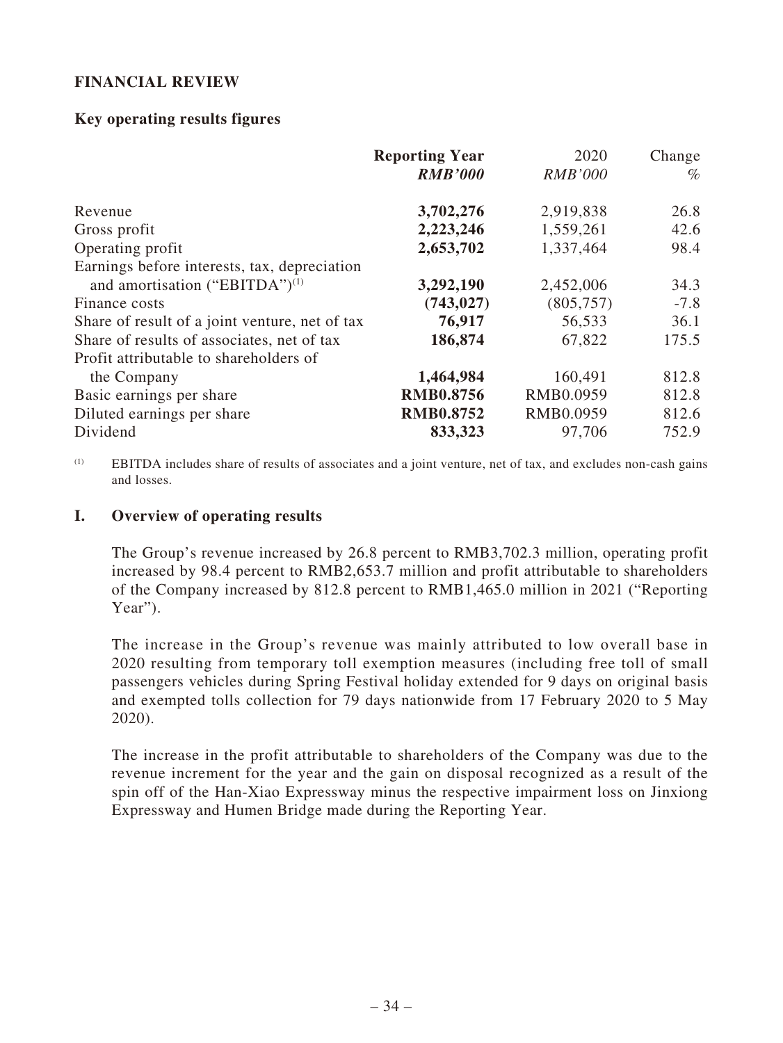## FINANCIAL REVIEW

### Key operating results figures

| | **Reporting Year** | 2020 | Change |
|---|---|---|---|
| | ***RMB'000*** | *RMB'000* | *%* |
| Revenue | **3,702,276** | 2,919,838 | 26.8 |
| Gross profit | **2,223,246** | 1,559,261 | 42.6 |
| Operating profit | **2,653,702** | 1,337,464 | 98.4 |
| Earnings before interests, tax, depreciation and amortisation ("EBITDA")[1] | **3,292,190** | 2,452,006 | 34.3 |
| Finance costs | **(743,027)** | (805,757) | -7.8 |
| Share of result of a joint venture, net of tax | **76,917** | 56,533 | 36.1 |
| Share of results of associates, net of tax | **186,874** | 67,822 | 175.5 |
| Profit attributable to shareholders of the Company | **1,464,984** | 160,491 | 812.8 |
| Basic earnings per share | **RMB0.8756** | RMB0.0959 | 812.8 |
| Diluted earnings per share | **RMB0.8752** | RMB0.0959 | 812.6 |
| Dividend | **833,323** | 97,706 | 752.9 |

(1) EBITDA includes share of results of associates and a joint venture, net of tax, and excludes non-cash gains and losses.

### I. Overview of operating results

The Group's revenue increased by 26.8 percent to RMB3,702.3 million, operating profit increased by 98.4 percent to RMB2,653.7 million and profit attributable to shareholders of the Company increased by 812.8 percent to RMB1,465.0 million in 2021 ("Reporting Year").

The increase in the Group's revenue was mainly attributed to low overall base in 2020 resulting from temporary toll exemption measures (including free toll of small passengers vehicles during Spring Festival holiday extended for 9 days on original basis and exempted tolls collection for 79 days nationwide from 17 February 2020 to 5 May 2020).

The increase in the profit attributable to shareholders of the Company was due to the revenue increment for the year and the gain on disposal recognized as a result of the spin off of the Han-Xiao Expressway minus the respective impairment loss on Jinxiong Expressway and Humen Bridge made during the Reporting Year.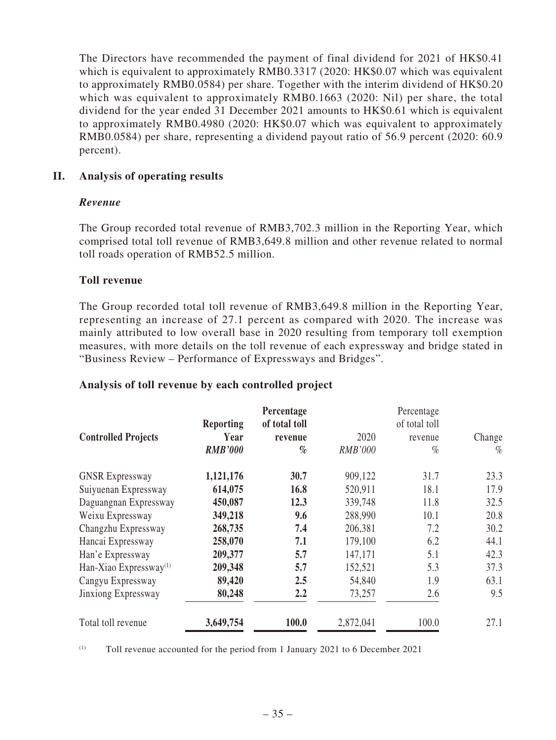The Directors have recommended the payment of final dividend for 2021 of HK$0.41 which is equivalent to approximately RMB0.3317 (2020: HK$0.07 which was equivalent to approximately RMB0.0584) per share. Together with the interim dividend of HK$0.20 which was equivalent to approximately RMB0.1663 (2020: Nil) per share, the total dividend for the year ended 31 December 2021 amounts to HK$0.61 which is equivalent to approximately RMB0.4980 (2020: HK$0.07 which was equivalent to approximately RMB0.0584) per share, representing a dividend payout ratio of 56.9 percent (2020: 60.9 percent).

## II. Analysis of operating results

### *Revenue*

The Group recorded total revenue of RMB3,702.3 million in the Reporting Year, which comprised total toll revenue of RMB3,649.8 million and other revenue related to normal toll roads operation of RMB52.5 million.

### Toll revenue

The Group recorded total toll revenue of RMB3,649.8 million in the Reporting Year, representing an increase of 27.1 percent as compared with 2020. The increase was mainly attributed to low overall base in 2020 resulting from temporary toll exemption measures, with more details on the toll revenue of each expressway and bridge stated in "Business Review – Performance of Expressways and Bridges".

### Analysis of toll revenue by each controlled project

| Controlled Projects | Reporting Year | Percentage of total toll revenue | 2020 | Percentage of total toll revenue | Change |
|---|---|---|---|---|---|
| | ***RMB'000*** | ***%*** | *RMB'000* | *%* | *%* |
| GNSR Expressway | **1,121,176** | **30.7** | 909,122 | 31.7 | 23.3 |
| Suiyuenan Expressway | **614,075** | **16.8** | 520,911 | 18.1 | 17.9 |
| Daguangnan Expressway | **450,087** | **12.3** | 339,748 | 11.8 | 32.5 |
| Weixu Expressway | **349,218** | **9.6** | 288,990 | 10.1 | 20.8 |
| Changzhu Expressway | **268,735** | **7.4** | 206,381 | 7.2 | 30.2 |
| Hancai Expressway | **258,070** | **7.1** | 179,100 | 6.2 | 44.1 |
| Han'e Expressway | **209,377** | **5.7** | 147,171 | 5.1 | 42.3 |
| Han-Xiao Expressway[1] | **209,348** | **5.7** | 152,521 | 5.3 | 37.3 |
| Cangyu Expressway | **89,420** | **2.5** | 54,840 | 1.9 | 63.1 |
| Jinxiong Expressway | **80,248** | **2.2** | 73,257 | 2.6 | 9.5 |
| Total toll revenue | **3,649,754** | **100.0** | 2,872,041 | 100.0 | 27.1 |

[1] Toll revenue accounted for the period from 1 January 2021 to 6 December 2021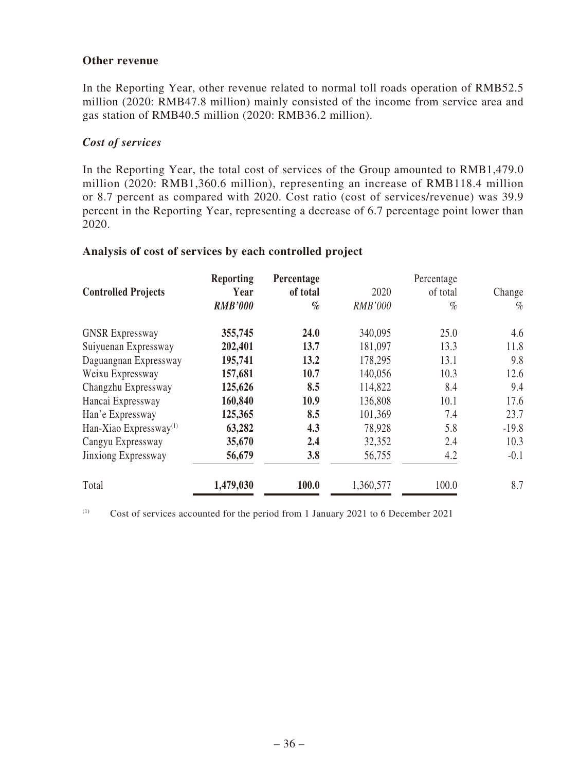**Other revenue**

In the Reporting Year, other revenue related to normal toll roads operation of RMB52.5 million (2020: RMB47.8 million) mainly consisted of the income from service area and gas station of RMB40.5 million (2020: RMB36.2 million).

***Cost of services***

In the Reporting Year, the total cost of services of the Group amounted to RMB1,479.0 million (2020: RMB1,360.6 million), representing an increase of RMB118.4 million or 8.7 percent as compared with 2020. Cost ratio (cost of services/revenue) was 39.9 percent in the Reporting Year, representing a decrease of 6.7 percentage point lower than 2020.

**Analysis of cost of services by each controlled project**

| Controlled Projects | Reporting Year *RMB'000* | Percentage of total *%* | 2020 *RMB'000* | Percentage of total *%* | Change *%* |
|---|---|---|---|---|---|
| GNSR Expressway | **355,745** | **24.0** | 340,095 | 25.0 | 4.6 |
| Suiyuenan Expressway | **202,401** | **13.7** | 181,097 | 13.3 | 11.8 |
| Daguangnan Expressway | **195,741** | **13.2** | 178,295 | 13.1 | 9.8 |
| Weixu Expressway | **157,681** | **10.7** | 140,056 | 10.3 | 12.6 |
| Changzhu Expressway | **125,626** | **8.5** | 114,822 | 8.4 | 9.4 |
| Hancai Expressway | **160,840** | **10.9** | 136,808 | 10.1 | 17.6 |
| Han'e Expressway | **125,365** | **8.5** | 101,369 | 7.4 | 23.7 |
| Han-Xiao Expressway[(1)] | **63,282** | **4.3** | 78,928 | 5.8 | -19.8 |
| Cangyu Expressway | **35,670** | **2.4** | 32,352 | 2.4 | 10.3 |
| Jinxiong Expressway | **56,679** | **3.8** | 56,755 | 4.2 | -0.1 |
| Total | **1,479,030** | **100.0** | 1,360,577 | 100.0 | 8.7 |

(1) Cost of services accounted for the period from 1 January 2021 to 6 December 2021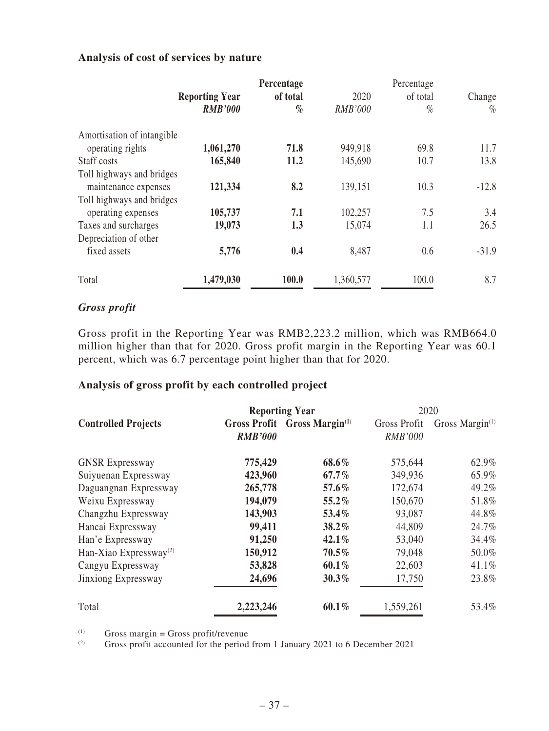### Analysis of cost of services by nature

| | Reporting Year | Percentage of total | 2020 | Percentage of total | Change |
|---|---|---|---|---|---|
| | *RMB'000* | *%* | *RMB'000* | *%* | *%* |
| Amortisation of intangible operating rights | **1,061,270** | **71.8** | 949,918 | 69.8 | 11.7 |
| Staff costs | **165,840** | **11.2** | 145,690 | 10.7 | 13.8 |
| Toll highways and bridges maintenance expenses | **121,334** | **8.2** | 139,151 | 10.3 | -12.8 |
| Toll highways and bridges operating expenses | **105,737** | **7.1** | 102,257 | 7.5 | 3.4 |
| Taxes and surcharges | **19,073** | **1.3** | 15,074 | 1.1 | 26.5 |
| Depreciation of other fixed assets | **5,776** | **0.4** | 8,487 | 0.6 | -31.9 |
| Total | **1,479,030** | **100.0** | 1,360,577 | 100.0 | 8.7 |

***Gross profit***

Gross profit in the Reporting Year was RMB2,223.2 million, which was RMB664.0 million higher than that for 2020. Gross profit margin in the Reporting Year was 60.1 percent, which was 6.7 percentage point higher than that for 2020.

### Analysis of gross profit by each controlled project

| Controlled Projects | Reporting Year | | 2020 | |
|---|---|---|---|---|
| | Gross Profit | Gross Margin[(1)] | Gross Profit | Gross Margin[(1)] |
| | *RMB'000* | | *RMB'000* | |
| GNSR Expressway | **775,429** | **68.6%** | 575,644 | 62.9% |
| Suiyuenan Expressway | **423,960** | **67.7%** | 349,936 | 65.9% |
| Daguangnan Expressway | **265,778** | **57.6%** | 172,674 | 49.2% |
| Weixu Expressway | **194,079** | **55.2%** | 150,670 | 51.8% |
| Changzhu Expressway | **143,903** | **53.4%** | 93,087 | 44.8% |
| Hancai Expressway | **99,411** | **38.2%** | 44,809 | 24.7% |
| Han'e Expressway | **91,250** | **42.1%** | 53,040 | 34.4% |
| Han-Xiao Expressway[(2)] | **150,912** | **70.5%** | 79,048 | 50.0% |
| Cangyu Expressway | **53,828** | **60.1%** | 22,603 | 41.1% |
| Jinxiong Expressway | **24,696** | **30.3%** | 17,750 | 23.8% |
| Total | **2,223,246** | **60.1%** | 1,559,261 | 53.4% |

(1) Gross margin = Gross profit/revenue

(2) Gross profit accounted for the period from 1 January 2021 to 6 December 2021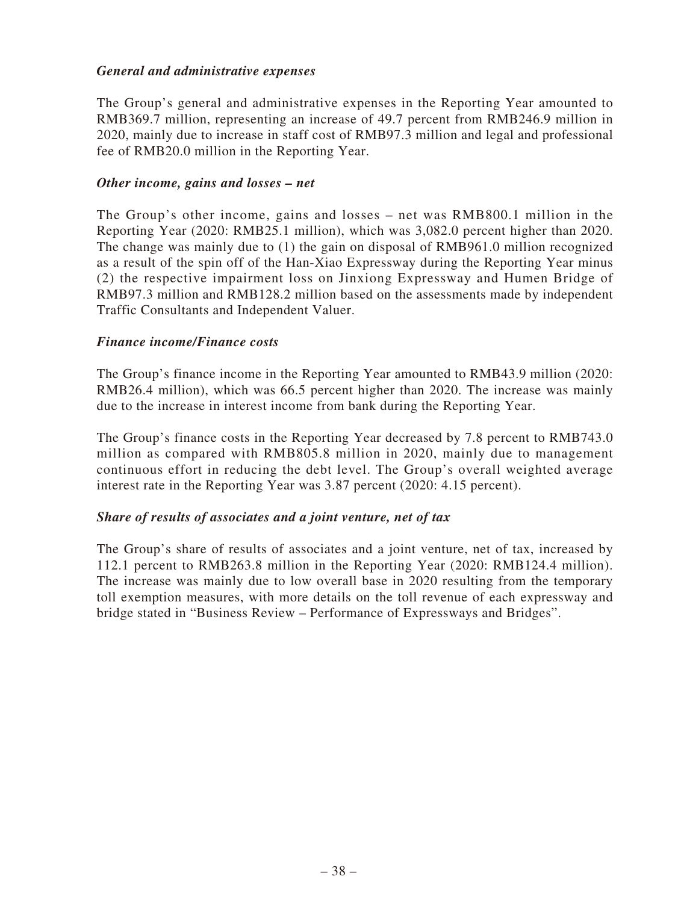***General and administrative expenses***

The Group's general and administrative expenses in the Reporting Year amounted to RMB369.7 million, representing an increase of 49.7 percent from RMB246.9 million in 2020, mainly due to increase in staff cost of RMB97.3 million and legal and professional fee of RMB20.0 million in the Reporting Year.

***Other income, gains and losses – net***

The Group's other income, gains and losses – net was RMB800.1 million in the Reporting Year (2020: RMB25.1 million), which was 3,082.0 percent higher than 2020. The change was mainly due to (1) the gain on disposal of RMB961.0 million recognized as a result of the spin off of the Han-Xiao Expressway during the Reporting Year minus (2) the respective impairment loss on Jinxiong Expressway and Humen Bridge of RMB97.3 million and RMB128.2 million based on the assessments made by independent Traffic Consultants and Independent Valuer.

***Finance income/Finance costs***

The Group's finance income in the Reporting Year amounted to RMB43.9 million (2020: RMB26.4 million), which was 66.5 percent higher than 2020. The increase was mainly due to the increase in interest income from bank during the Reporting Year.

The Group's finance costs in the Reporting Year decreased by 7.8 percent to RMB743.0 million as compared with RMB805.8 million in 2020, mainly due to management continuous effort in reducing the debt level. The Group's overall weighted average interest rate in the Reporting Year was 3.87 percent (2020: 4.15 percent).

***Share of results of associates and a joint venture, net of tax***

The Group's share of results of associates and a joint venture, net of tax, increased by 112.1 percent to RMB263.8 million in the Reporting Year (2020: RMB124.4 million). The increase was mainly due to low overall base in 2020 resulting from the temporary toll exemption measures, with more details on the toll revenue of each expressway and bridge stated in "Business Review – Performance of Expressways and Bridges".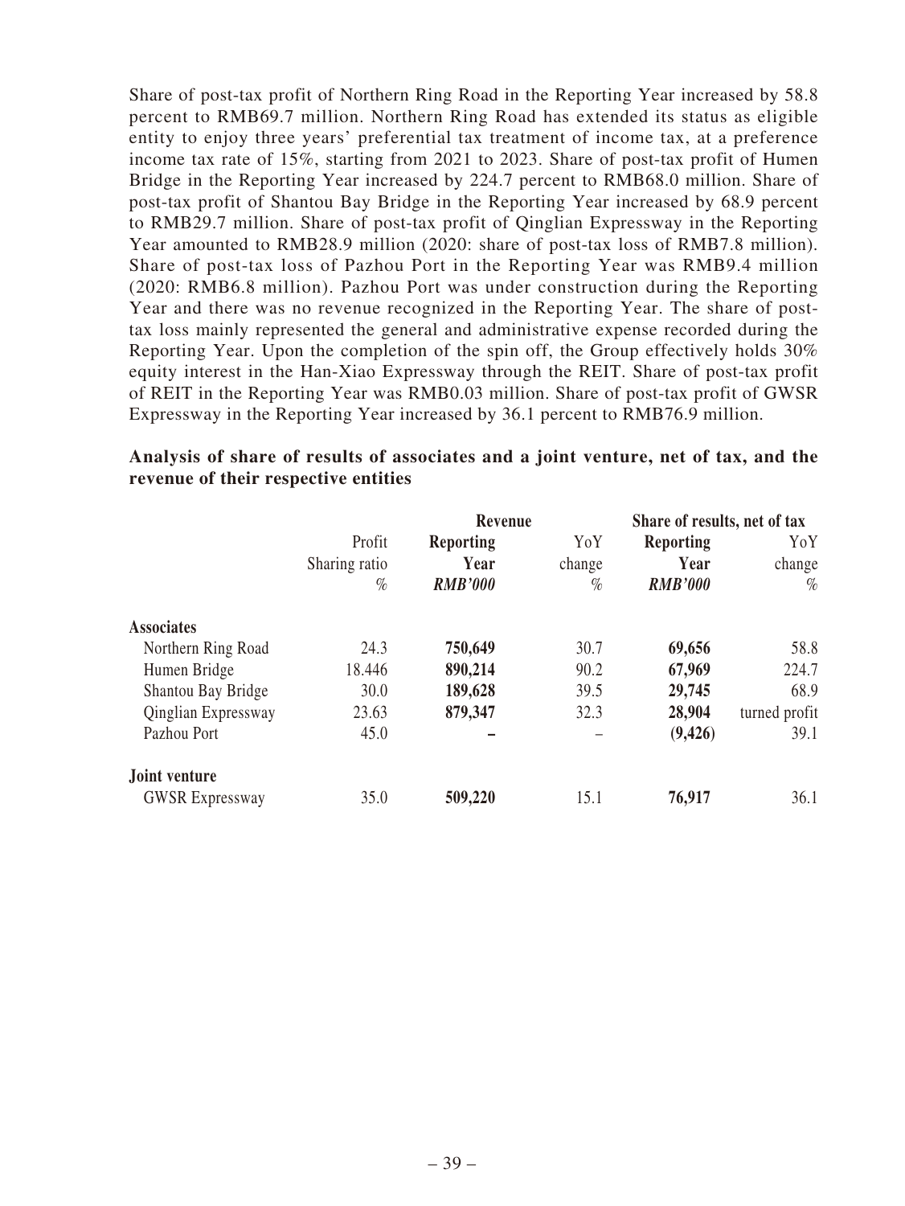Share of post-tax profit of Northern Ring Road in the Reporting Year increased by 58.8 percent to RMB69.7 million. Northern Ring Road has extended its status as eligible entity to enjoy three years' preferential tax treatment of income tax, at a preference income tax rate of 15%, starting from 2021 to 2023. Share of post-tax profit of Humen Bridge in the Reporting Year increased by 224.7 percent to RMB68.0 million. Share of post-tax profit of Shantou Bay Bridge in the Reporting Year increased by 68.9 percent to RMB29.7 million. Share of post-tax profit of Qinglian Expressway in the Reporting Year amounted to RMB28.9 million (2020: share of post-tax loss of RMB7.8 million). Share of post-tax loss of Pazhou Port in the Reporting Year was RMB9.4 million (2020: RMB6.8 million). Pazhou Port was under construction during the Reporting Year and there was no revenue recognized in the Reporting Year. The share of post-tax loss mainly represented the general and administrative expense recorded during the Reporting Year. Upon the completion of the spin off, the Group effectively holds 30% equity interest in the Han-Xiao Expressway through the REIT. Share of post-tax profit of REIT in the Reporting Year was RMB0.03 million. Share of post-tax profit of GWSR Expressway in the Reporting Year increased by 36.1 percent to RMB76.9 million.

**Analysis of share of results of associates and a joint venture, net of tax, and the revenue of their respective entities**

| | Profit Sharing ratio | **Revenue** | | **Share of results, net of tax** | |
|---|---|---|---|---|---|
| | | **Reporting Year** | YoY change | **Reporting Year** | YoY change |
| | % | ***RMB'000*** | % | ***RMB'000*** | % |
| **Associates** | | | | | |
| Northern Ring Road | 24.3 | **750,649** | 30.7 | **69,656** | 58.8 |
| Humen Bridge | 18.446 | **890,214** | 90.2 | **67,969** | 224.7 |
| Shantou Bay Bridge | 30.0 | **189,628** | 39.5 | **29,745** | 68.9 |
| Qinglian Expressway | 23.63 | **879,347** | 32.3 | **28,904** | turned profit |
| Pazhou Port | 45.0 | **–** | – | **(9,426)** | 39.1 |
| **Joint venture** | | | | | |
| GWSR Expressway | 35.0 | **509,220** | 15.1 | **76,917** | 36.1 |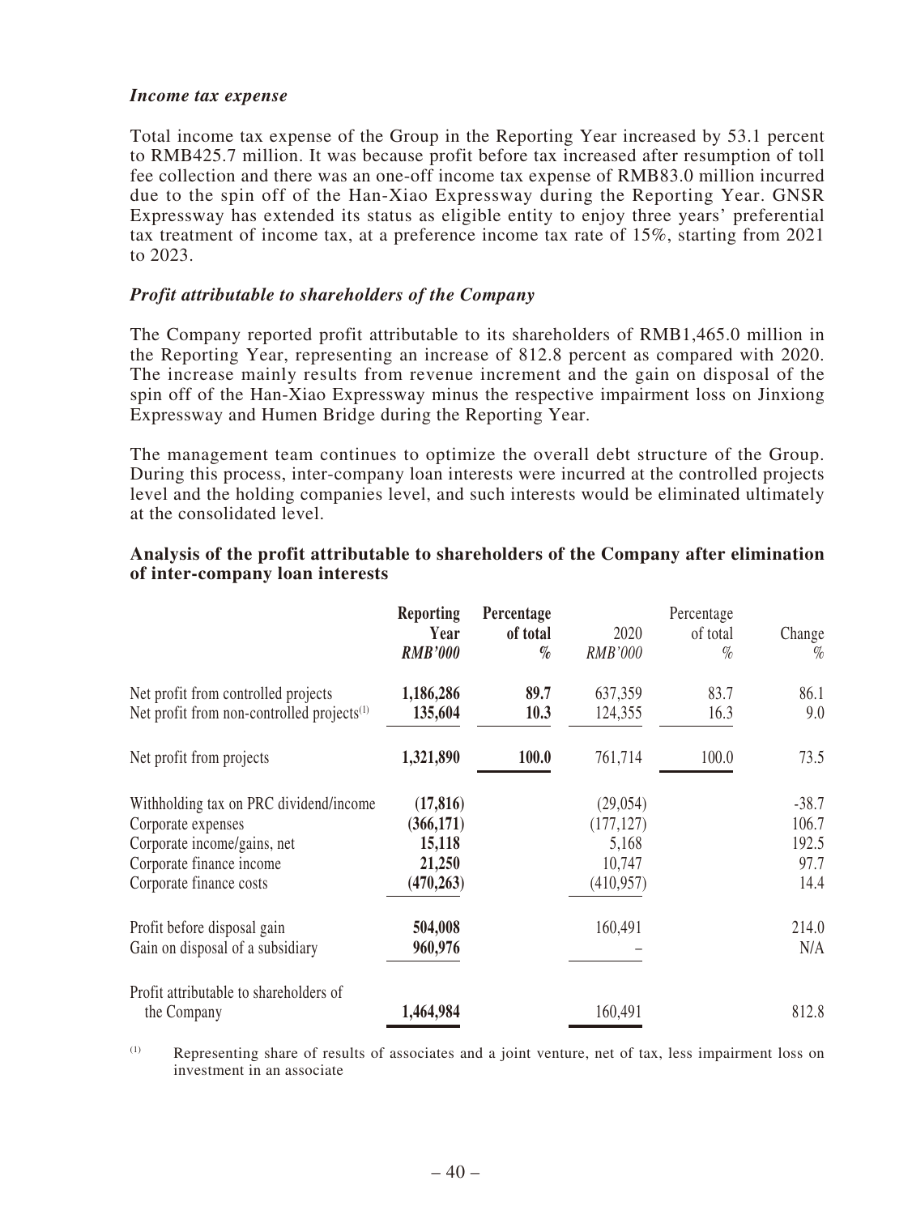### *Income tax expense*

Total income tax expense of the Group in the Reporting Year increased by 53.1 percent to RMB425.7 million. It was because profit before tax increased after resumption of toll fee collection and there was an one-off income tax expense of RMB83.0 million incurred due to the spin off of the Han-Xiao Expressway during the Reporting Year. GNSR Expressway has extended its status as eligible entity to enjoy three years' preferential tax treatment of income tax, at a preference income tax rate of 15%, starting from 2021 to 2023.

### *Profit attributable to shareholders of the Company*

The Company reported profit attributable to its shareholders of RMB1,465.0 million in the Reporting Year, representing an increase of 812.8 percent as compared with 2020. The increase mainly results from revenue increment and the gain on disposal of the spin off of the Han-Xiao Expressway minus the respective impairment loss on Jinxiong Expressway and Humen Bridge during the Reporting Year.

The management team continues to optimize the overall debt structure of the Group. During this process, inter-company loan interests were incurred at the controlled projects level and the holding companies level, and such interests would be eliminated ultimately at the consolidated level.

**Analysis of the profit attributable to shareholders of the Company after elimination of inter-company loan interests**

| | **Reporting Year** *RMB'000* | **Percentage of total** *%* | 2020 *RMB'000* | Percentage of total *%* | Change *%* |
|---|---|---|---|---|---|
| Net profit from controlled projects | **1,186,286** | **89.7** | 637,359 | 83.7 | 86.1 |
| Net profit from non-controlled projects[(1)] | **135,604** | **10.3** | 124,355 | 16.3 | 9.0 |
| Net profit from projects | **1,321,890** | **100.0** | 761,714 | 100.0 | 73.5 |
| Withholding tax on PRC dividend/income | **(17,816)** | | (29,054) | | -38.7 |
| Corporate expenses | **(366,171)** | | (177,127) | | 106.7 |
| Corporate income/gains, net | **15,118** | | 5,168 | | 192.5 |
| Corporate finance income | **21,250** | | 10,747 | | 97.7 |
| Corporate finance costs | **(470,263)** | | (410,957) | | 14.4 |
| Profit before disposal gain | **504,008** | | 160,491 | | 214.0 |
| Gain on disposal of a subsidiary | **960,976** | | – | | N/A |
| Profit attributable to shareholders of the Company | **1,464,984** | | 160,491 | | 812.8 |

(1) Representing share of results of associates and a joint venture, net of tax, less impairment loss on investment in an associate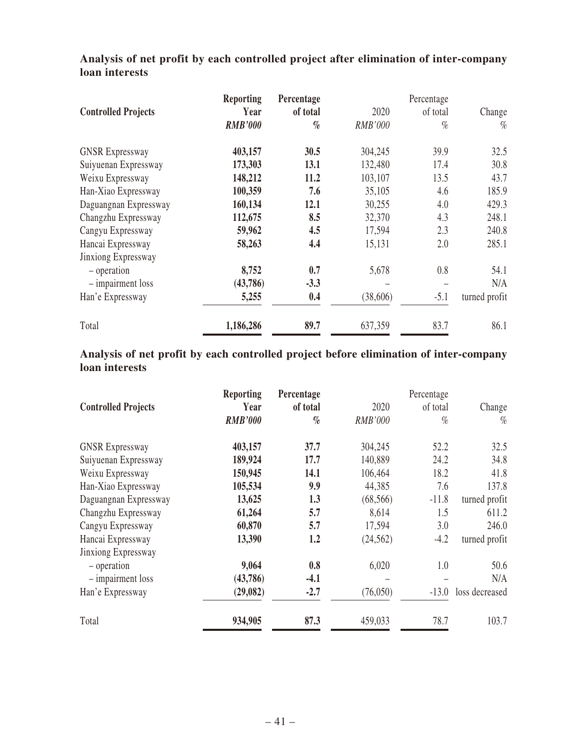**Analysis of net profit by each controlled project after elimination of inter-company loan interests**

| Controlled Projects | Reporting Year | Percentage of total | 2020 | Percentage of total | Change |
|---|---|---|---|---|---|
| | ***RMB'000*** | ***%*** | *RMB'000* | *%* | *%* |
| GNSR Expressway | **403,157** | **30.5** | 304,245 | 39.9 | 32.5 |
| Suiyuenan Expressway | **173,303** | **13.1** | 132,480 | 17.4 | 30.8 |
| Weixu Expressway | **148,212** | **11.2** | 103,107 | 13.5 | 43.7 |
| Han-Xiao Expressway | **100,359** | **7.6** | 35,105 | 4.6 | 185.9 |
| Daguangnan Expressway | **160,134** | **12.1** | 30,255 | 4.0 | 429.3 |
| Changzhu Expressway | **112,675** | **8.5** | 32,370 | 4.3 | 248.1 |
| Cangyu Expressway | **59,962** | **4.5** | 17,594 | 2.3 | 240.8 |
| Hancai Expressway | **58,263** | **4.4** | 15,131 | 2.0 | 285.1 |
| Jinxiong Expressway | | | | | |
| – operation | **8,752** | **0.7** | 5,678 | 0.8 | 54.1 |
| – impairment loss | **(43,786)** | **-3.3** | – | – | N/A |
| Han'e Expressway | **5,255** | **0.4** | (38,606) | -5.1 | turned profit |
| Total | **1,186,286** | **89.7** | 637,359 | 83.7 | 86.1 |

**Analysis of net profit by each controlled project before elimination of inter-company loan interests**

| Controlled Projects | Reporting Year | Percentage of total | 2020 | Percentage of total | Change |
|---|---|---|---|---|---|
| | ***RMB'000*** | ***%*** | *RMB'000* | *%* | *%* |
| GNSR Expressway | **403,157** | **37.7** | 304,245 | 52.2 | 32.5 |
| Suiyuenan Expressway | **189,924** | **17.7** | 140,889 | 24.2 | 34.8 |
| Weixu Expressway | **150,945** | **14.1** | 106,464 | 18.2 | 41.8 |
| Han-Xiao Expressway | **105,534** | **9.9** | 44,385 | 7.6 | 137.8 |
| Daguangnan Expressway | **13,625** | **1.3** | (68,566) | -11.8 | turned profit |
| Changzhu Expressway | **61,264** | **5.7** | 8,614 | 1.5 | 611.2 |
| Cangyu Expressway | **60,870** | **5.7** | 17,594 | 3.0 | 246.0 |
| Hancai Expressway | **13,390** | **1.2** | (24,562) | -4.2 | turned profit |
| Jinxiong Expressway | | | | | |
| – operation | **9,064** | **0.8** | 6,020 | 1.0 | 50.6 |
| – impairment loss | **(43,786)** | **-4.1** | – | – | N/A |
| Han'e Expressway | **(29,082)** | **-2.7** | (76,050) | -13.0 | loss decreased |
| Total | **934,905** | **87.3** | 459,033 | 78.7 | 103.7 |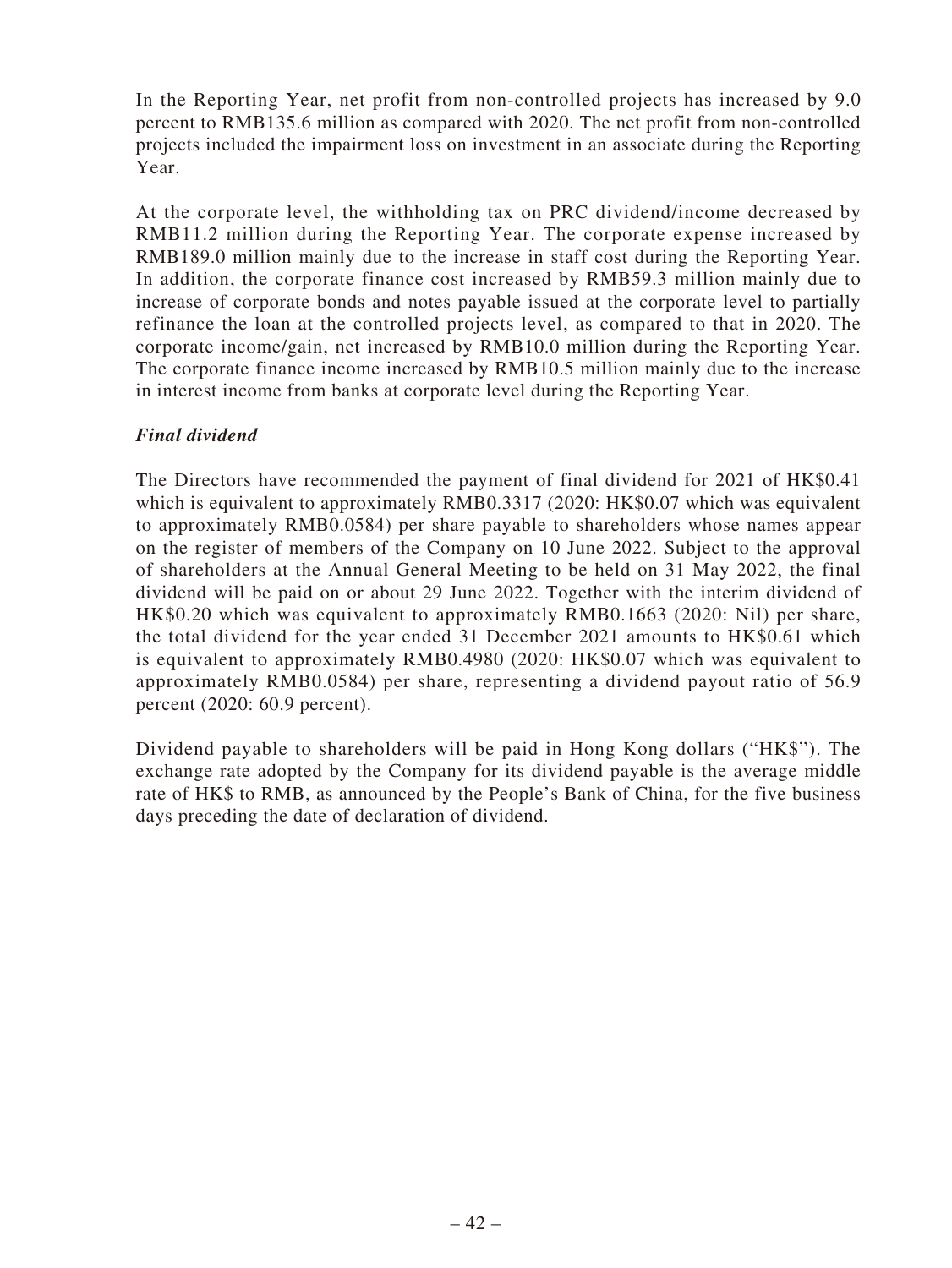In the Reporting Year, net profit from non-controlled projects has increased by 9.0 percent to RMB135.6 million as compared with 2020. The net profit from non-controlled projects included the impairment loss on investment in an associate during the Reporting Year.

At the corporate level, the withholding tax on PRC dividend/income decreased by RMB11.2 million during the Reporting Year. The corporate expense increased by RMB189.0 million mainly due to the increase in staff cost during the Reporting Year. In addition, the corporate finance cost increased by RMB59.3 million mainly due to increase of corporate bonds and notes payable issued at the corporate level to partially refinance the loan at the controlled projects level, as compared to that in 2020. The corporate income/gain, net increased by RMB10.0 million during the Reporting Year. The corporate finance income increased by RMB10.5 million mainly due to the increase in interest income from banks at corporate level during the Reporting Year.

***Final dividend***

The Directors have recommended the payment of final dividend for 2021 of HK$0.41 which is equivalent to approximately RMB0.3317 (2020: HK$0.07 which was equivalent to approximately RMB0.0584) per share payable to shareholders whose names appear on the register of members of the Company on 10 June 2022. Subject to the approval of shareholders at the Annual General Meeting to be held on 31 May 2022, the final dividend will be paid on or about 29 June 2022. Together with the interim dividend of HK$0.20 which was equivalent to approximately RMB0.1663 (2020: Nil) per share, the total dividend for the year ended 31 December 2021 amounts to HK$0.61 which is equivalent to approximately RMB0.4980 (2020: HK$0.07 which was equivalent to approximately RMB0.0584) per share, representing a dividend payout ratio of 56.9 percent (2020: 60.9 percent).

Dividend payable to shareholders will be paid in Hong Kong dollars ("HK$"). The exchange rate adopted by the Company for its dividend payable is the average middle rate of HK$ to RMB, as announced by the People's Bank of China, for the five business days preceding the date of declaration of dividend.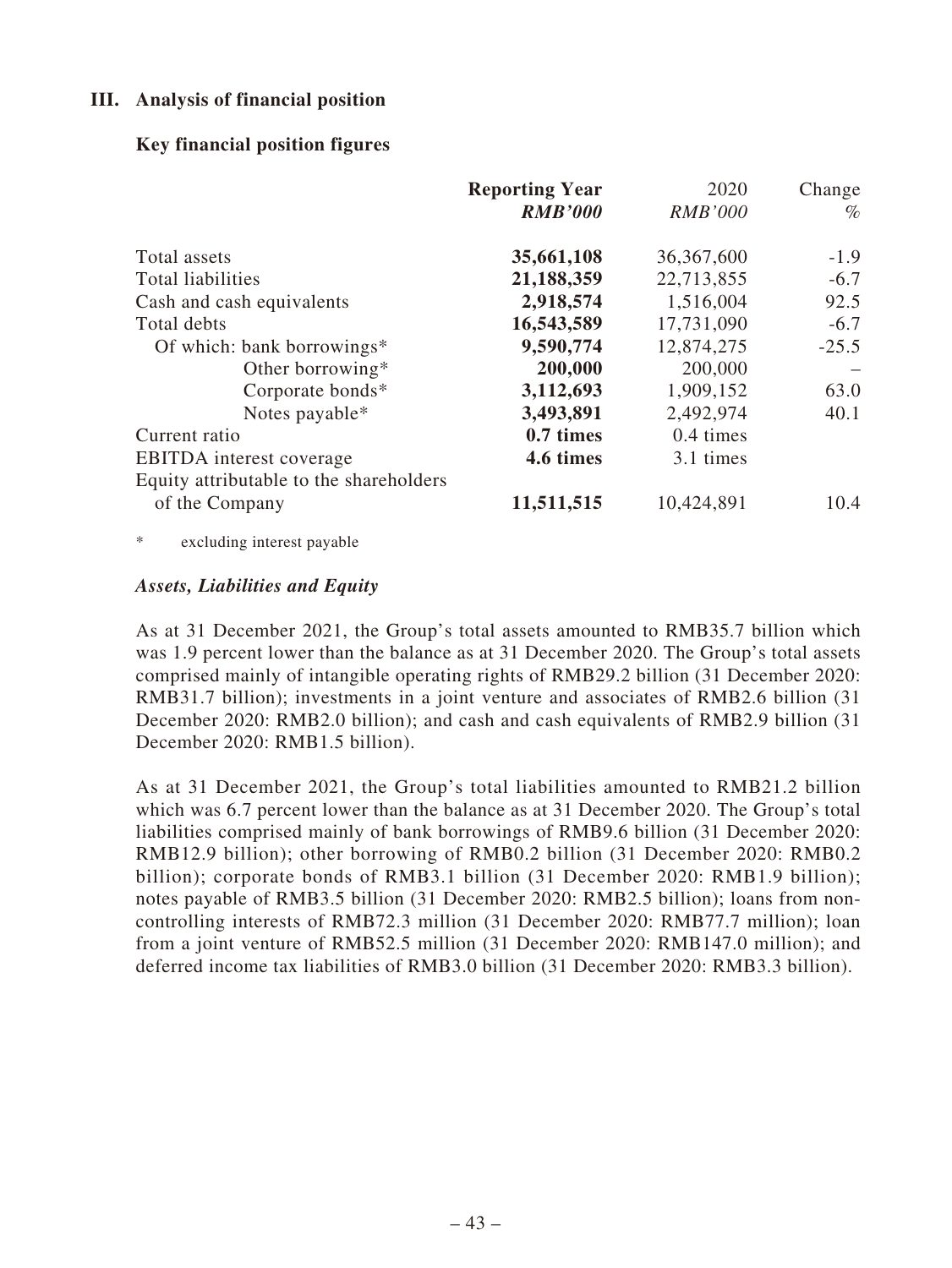## III. Analysis of financial position

### Key financial position figures

| | Reporting Year | 2020 | Change |
|---|---|---|---|
| | ***RMB'000*** | *RMB'000* | *%* |
| Total assets | **35,661,108** | 36,367,600 | -1.9 |
| Total liabilities | **21,188,359** | 22,713,855 | -6.7 |
| Cash and cash equivalents | **2,918,574** | 1,516,004 | 92.5 |
| Total debts | **16,543,589** | 17,731,090 | -6.7 |
| Of which: bank borrowings* | **9,590,774** | 12,874,275 | -25.5 |
| Other borrowing* | **200,000** | 200,000 | – |
| Corporate bonds* | **3,112,693** | 1,909,152 | 63.0 |
| Notes payable* | **3,493,891** | 2,492,974 | 40.1 |
| Current ratio | **0.7 times** | 0.4 times | |
| EBITDA interest coverage | **4.6 times** | 3.1 times | |
| Equity attributable to the shareholders of the Company | **11,511,515** | 10,424,891 | 10.4 |

\* excluding interest payable

#### *Assets, Liabilities and Equity*

As at 31 December 2021, the Group's total assets amounted to RMB35.7 billion which was 1.9 percent lower than the balance as at 31 December 2020. The Group's total assets comprised mainly of intangible operating rights of RMB29.2 billion (31 December 2020: RMB31.7 billion); investments in a joint venture and associates of RMB2.6 billion (31 December 2020: RMB2.0 billion); and cash and cash equivalents of RMB2.9 billion (31 December 2020: RMB1.5 billion).

As at 31 December 2021, the Group's total liabilities amounted to RMB21.2 billion which was 6.7 percent lower than the balance as at 31 December 2020. The Group's total liabilities comprised mainly of bank borrowings of RMB9.6 billion (31 December 2020: RMB12.9 billion); other borrowing of RMB0.2 billion (31 December 2020: RMB0.2 billion); corporate bonds of RMB3.1 billion (31 December 2020: RMB1.9 billion); notes payable of RMB3.5 billion (31 December 2020: RMB2.5 billion); loans from non-controlling interests of RMB72.3 million (31 December 2020: RMB77.7 million); loan from a joint venture of RMB52.5 million (31 December 2020: RMB147.0 million); and deferred income tax liabilities of RMB3.0 billion (31 December 2020: RMB3.3 billion).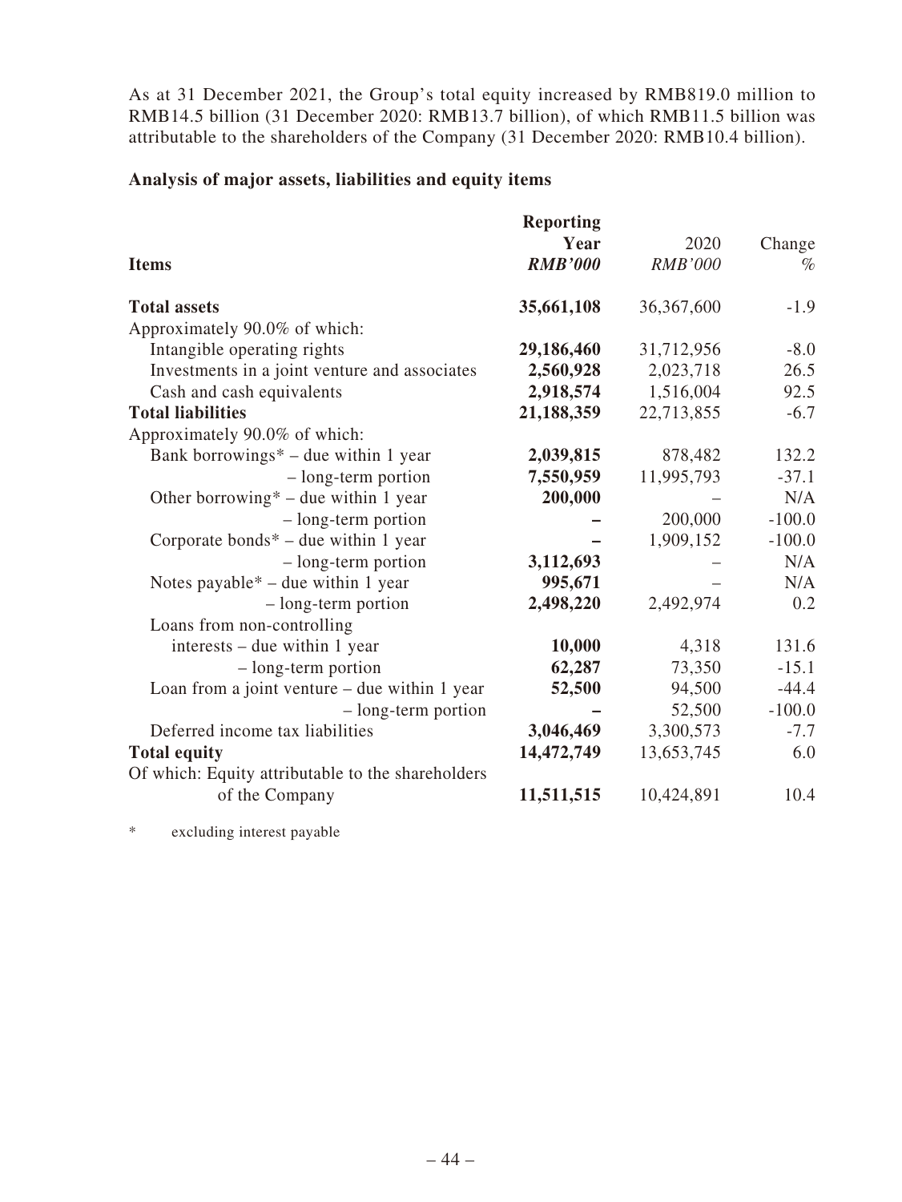As at 31 December 2021, the Group's total equity increased by RMB819.0 million to RMB14.5 billion (31 December 2020: RMB13.7 billion), of which RMB11.5 billion was attributable to the shareholders of the Company (31 December 2020: RMB10.4 billion).

**Analysis of major assets, liabilities and equity items**

| Items | Reporting Year *RMB'000* | 2020 *RMB'000* | Change % |
|---|---|---|---|
| **Total assets** | **35,661,108** | 36,367,600 | -1.9 |
| Approximately 90.0% of which: | | | |
| Intangible operating rights | **29,186,460** | 31,712,956 | -8.0 |
| Investments in a joint venture and associates | **2,560,928** | 2,023,718 | 26.5 |
| Cash and cash equivalents | **2,918,574** | 1,516,004 | 92.5 |
| **Total liabilities** | **21,188,359** | 22,713,855 | -6.7 |
| Approximately 90.0% of which: | | | |
| Bank borrowings* – due within 1 year | **2,039,815** | 878,482 | 132.2 |
| – long-term portion | **7,550,959** | 11,995,793 | -37.1 |
| Other borrowing* – due within 1 year | **200,000** | – | N/A |
| – long-term portion | **–** | 200,000 | -100.0 |
| Corporate bonds* – due within 1 year | **–** | 1,909,152 | -100.0 |
| – long-term portion | **3,112,693** | – | N/A |
| Notes payable* – due within 1 year | **995,671** | – | N/A |
| – long-term portion | **2,498,220** | 2,492,974 | 0.2 |
| Loans from non-controlling interests – due within 1 year | **10,000** | 4,318 | 131.6 |
| – long-term portion | **62,287** | 73,350 | -15.1 |
| Loan from a joint venture – due within 1 year | **52,500** | 94,500 | -44.4 |
| – long-term portion | **–** | 52,500 | -100.0 |
| Deferred income tax liabilities | **3,046,469** | 3,300,573 | -7.7 |
| **Total equity** | **14,472,749** | 13,653,745 | 6.0 |
| Of which: Equity attributable to the shareholders of the Company | **11,511,515** | 10,424,891 | 10.4 |

\* excluding interest payable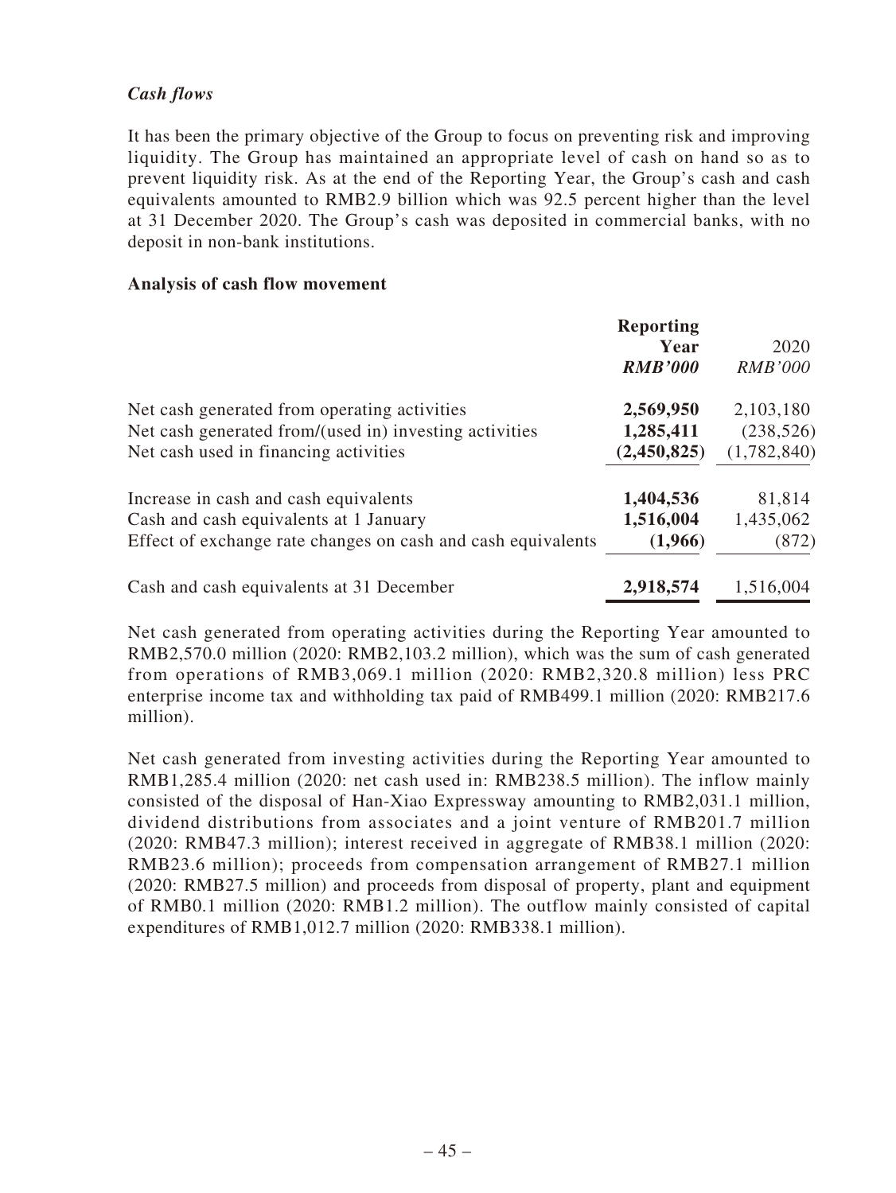### *Cash flows*

It has been the primary objective of the Group to focus on preventing risk and improving liquidity. The Group has maintained an appropriate level of cash on hand so as to prevent liquidity risk. As at the end of the Reporting Year, the Group's cash and cash equivalents amounted to RMB2.9 billion which was 92.5 percent higher than the level at 31 December 2020. The Group's cash was deposited in commercial banks, with no deposit in non-bank institutions.

**Analysis of cash flow movement**

| | **Reporting Year** *RMB'000* | 2020 *RMB'000* |
|---|---|---|
| Net cash generated from operating activities | **2,569,950** | 2,103,180 |
| Net cash generated from/(used in) investing activities | **1,285,411** | (238,526) |
| Net cash used in financing activities | **(2,450,825)** | (1,782,840) |
| Increase in cash and cash equivalents | **1,404,536** | 81,814 |
| Cash and cash equivalents at 1 January | **1,516,004** | 1,435,062 |
| Effect of exchange rate changes on cash and cash equivalents | **(1,966)** | (872) |
| Cash and cash equivalents at 31 December | **2,918,574** | 1,516,004 |

Net cash generated from operating activities during the Reporting Year amounted to RMB2,570.0 million (2020: RMB2,103.2 million), which was the sum of cash generated from operations of RMB3,069.1 million (2020: RMB2,320.8 million) less PRC enterprise income tax and withholding tax paid of RMB499.1 million (2020: RMB217.6 million).

Net cash generated from investing activities during the Reporting Year amounted to RMB1,285.4 million (2020: net cash used in: RMB238.5 million). The inflow mainly consisted of the disposal of Han-Xiao Expressway amounting to RMB2,031.1 million, dividend distributions from associates and a joint venture of RMB201.7 million (2020: RMB47.3 million); interest received in aggregate of RMB38.1 million (2020: RMB23.6 million); proceeds from compensation arrangement of RMB27.1 million (2020: RMB27.5 million) and proceeds from disposal of property, plant and equipment of RMB0.1 million (2020: RMB1.2 million). The outflow mainly consisted of capital expenditures of RMB1,012.7 million (2020: RMB338.1 million).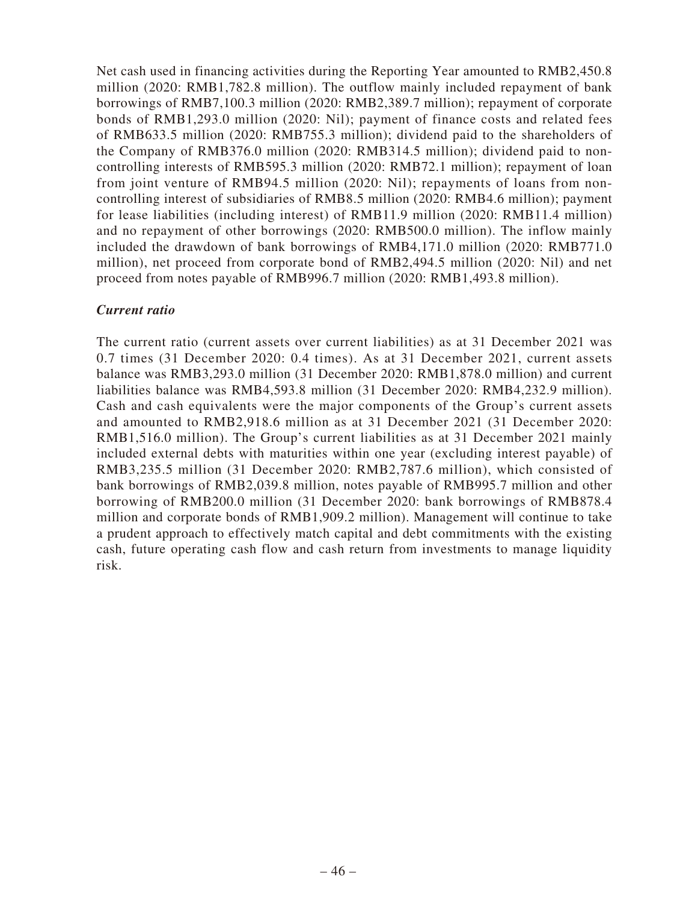Net cash used in financing activities during the Reporting Year amounted to RMB2,450.8 million (2020: RMB1,782.8 million). The outflow mainly included repayment of bank borrowings of RMB7,100.3 million (2020: RMB2,389.7 million); repayment of corporate bonds of RMB1,293.0 million (2020: Nil); payment of finance costs and related fees of RMB633.5 million (2020: RMB755.3 million); dividend paid to the shareholders of the Company of RMB376.0 million (2020: RMB314.5 million); dividend paid to non-controlling interests of RMB595.3 million (2020: RMB72.1 million); repayment of loan from joint venture of RMB94.5 million (2020: Nil); repayments of loans from non-controlling interest of subsidiaries of RMB8.5 million (2020: RMB4.6 million); payment for lease liabilities (including interest) of RMB11.9 million (2020: RMB11.4 million) and no repayment of other borrowings (2020: RMB500.0 million). The inflow mainly included the drawdown of bank borrowings of RMB4,171.0 million (2020: RMB771.0 million), net proceed from corporate bond of RMB2,494.5 million (2020: Nil) and net proceed from notes payable of RMB996.7 million (2020: RMB1,493.8 million).

***Current ratio***

The current ratio (current assets over current liabilities) as at 31 December 2021 was 0.7 times (31 December 2020: 0.4 times). As at 31 December 2021, current assets balance was RMB3,293.0 million (31 December 2020: RMB1,878.0 million) and current liabilities balance was RMB4,593.8 million (31 December 2020: RMB4,232.9 million). Cash and cash equivalents were the major components of the Group's current assets and amounted to RMB2,918.6 million as at 31 December 2021 (31 December 2020: RMB1,516.0 million). The Group's current liabilities as at 31 December 2021 mainly included external debts with maturities within one year (excluding interest payable) of RMB3,235.5 million (31 December 2020: RMB2,787.6 million), which consisted of bank borrowings of RMB2,039.8 million, notes payable of RMB995.7 million and other borrowing of RMB200.0 million (31 December 2020: bank borrowings of RMB878.4 million and corporate bonds of RMB1,909.2 million). Management will continue to take a prudent approach to effectively match capital and debt commitments with the existing cash, future operating cash flow and cash return from investments to manage liquidity risk.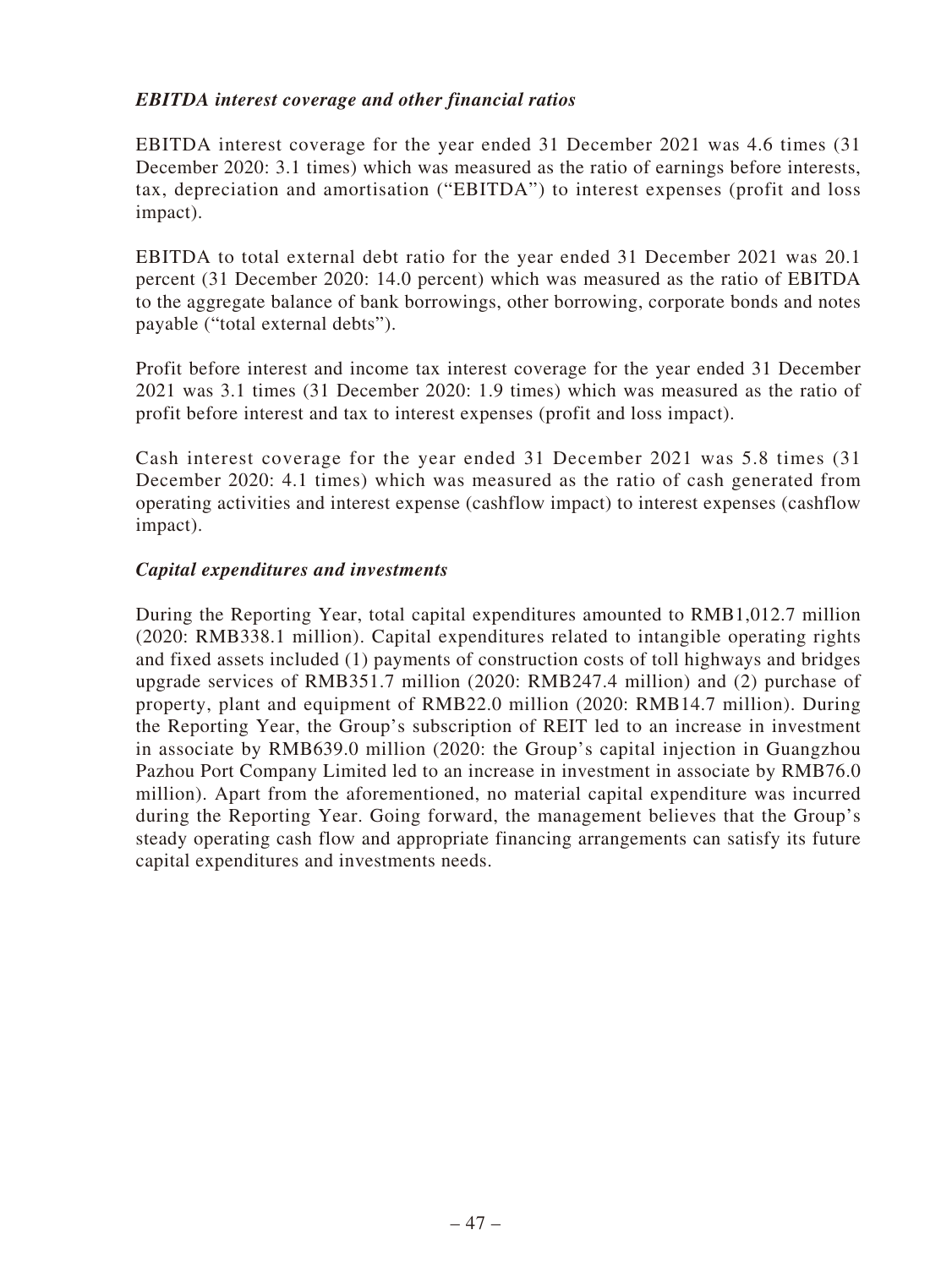***EBITDA interest coverage and other financial ratios***

EBITDA interest coverage for the year ended 31 December 2021 was 4.6 times (31 December 2020: 3.1 times) which was measured as the ratio of earnings before interests, tax, depreciation and amortisation ("EBITDA") to interest expenses (profit and loss impact).

EBITDA to total external debt ratio for the year ended 31 December 2021 was 20.1 percent (31 December 2020: 14.0 percent) which was measured as the ratio of EBITDA to the aggregate balance of bank borrowings, other borrowing, corporate bonds and notes payable ("total external debts").

Profit before interest and income tax interest coverage for the year ended 31 December 2021 was 3.1 times (31 December 2020: 1.9 times) which was measured as the ratio of profit before interest and tax to interest expenses (profit and loss impact).

Cash interest coverage for the year ended 31 December 2021 was 5.8 times (31 December 2020: 4.1 times) which was measured as the ratio of cash generated from operating activities and interest expense (cashflow impact) to interest expenses (cashflow impact).

***Capital expenditures and investments***

During the Reporting Year, total capital expenditures amounted to RMB1,012.7 million (2020: RMB338.1 million). Capital expenditures related to intangible operating rights and fixed assets included (1) payments of construction costs of toll highways and bridges upgrade services of RMB351.7 million (2020: RMB247.4 million) and (2) purchase of property, plant and equipment of RMB22.0 million (2020: RMB14.7 million). During the Reporting Year, the Group's subscription of REIT led to an increase in investment in associate by RMB639.0 million (2020: the Group's capital injection in Guangzhou Pazhou Port Company Limited led to an increase in investment in associate by RMB76.0 million). Apart from the aforementioned, no material capital expenditure was incurred during the Reporting Year. Going forward, the management believes that the Group's steady operating cash flow and appropriate financing arrangements can satisfy its future capital expenditures and investments needs.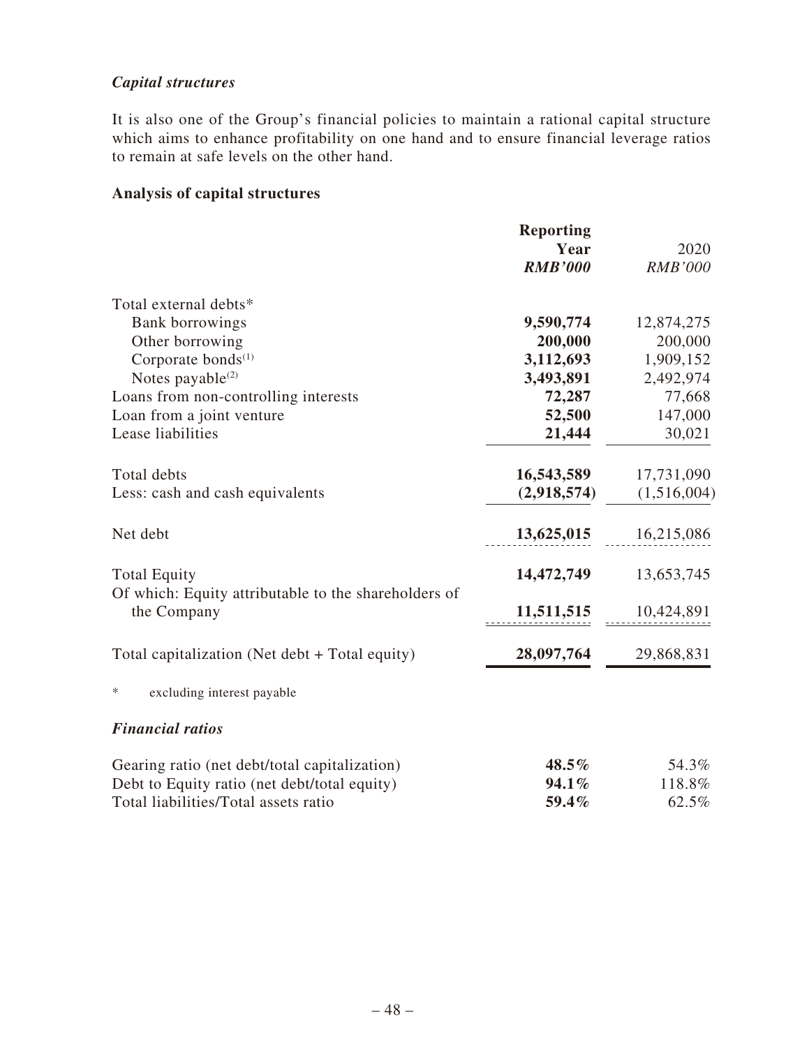### *Capital structures*

It is also one of the Group's financial policies to maintain a rational capital structure which aims to enhance profitability on one hand and to ensure financial leverage ratios to remain at safe levels on the other hand.

**Analysis of capital structures**

| | **Reporting Year** | 2020 |
|---|---|---|
| | ***RMB'000*** | *RMB'000* |
| Total external debts* | | |
| Bank borrowings | **9,590,774** | 12,874,275 |
| Other borrowing | **200,000** | 200,000 |
| Corporate bonds[(1)] | **3,112,693** | 1,909,152 |
| Notes payable[(2)] | **3,493,891** | 2,492,974 |
| Loans from non-controlling interests | **72,287** | 77,668 |
| Loan from a joint venture | **52,500** | 147,000 |
| Lease liabilities | **21,444** | 30,021 |
| Total debts | **16,543,589** | 17,731,090 |
| Less: cash and cash equivalents | **(2,918,574)** | (1,516,004) |
| Net debt | **13,625,015** | 16,215,086 |
| Total Equity | **14,472,749** | 13,653,745 |
| Of which: Equity attributable to the shareholders of the Company | **11,511,515** | 10,424,891 |
| Total capitalization (Net debt + Total equity) | **28,097,764** | 29,868,831 |

\* excluding interest payable

### *Financial ratios*

| | | |
|---|---|---|
| Gearing ratio (net debt/total capitalization) | **48.5%** | 54.3% |
| Debt to Equity ratio (net debt/total equity) | **94.1%** | 118.8% |
| Total liabilities/Total assets ratio | **59.4%** | 62.5% |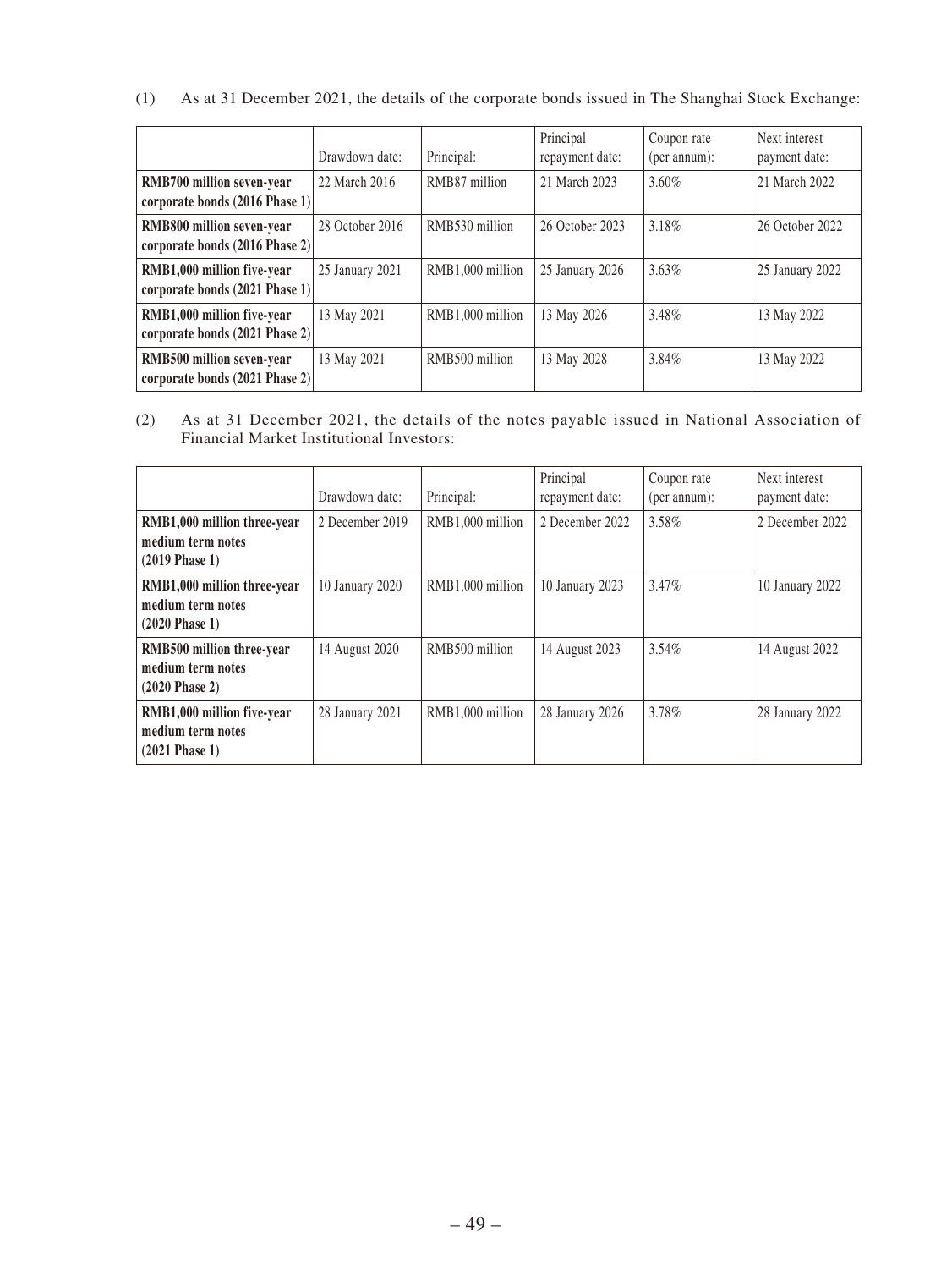(1) As at 31 December 2021, the details of the corporate bonds issued in The Shanghai Stock Exchange:

| | Drawdown date: | Principal: | Principal repayment date: | Coupon rate (per annum): | Next interest payment date: |
|---|---|---|---|---|---|
| **RMB700 million seven-year corporate bonds (2016 Phase 1)** | 22 March 2016 | RMB87 million | 21 March 2023 | 3.60% | 21 March 2022 |
| **RMB800 million seven-year corporate bonds (2016 Phase 2)** | 28 October 2016 | RMB530 million | 26 October 2023 | 3.18% | 26 October 2022 |
| **RMB1,000 million five-year corporate bonds (2021 Phase 1)** | 25 January 2021 | RMB1,000 million | 25 January 2026 | 3.63% | 25 January 2022 |
| **RMB1,000 million five-year corporate bonds (2021 Phase 2)** | 13 May 2021 | RMB1,000 million | 13 May 2026 | 3.48% | 13 May 2022 |
| **RMB500 million seven-year corporate bonds (2021 Phase 2)** | 13 May 2021 | RMB500 million | 13 May 2028 | 3.84% | 13 May 2022 |

(2) As at 31 December 2021, the details of the notes payable issued in National Association of Financial Market Institutional Investors:

| | Drawdown date: | Principal: | Principal repayment date: | Coupon rate (per annum): | Next interest payment date: |
|---|---|---|---|---|---|
| **RMB1,000 million three-year medium term notes (2019 Phase 1)** | 2 December 2019 | RMB1,000 million | 2 December 2022 | 3.58% | 2 December 2022 |
| **RMB1,000 million three-year medium term notes (2020 Phase 1)** | 10 January 2020 | RMB1,000 million | 10 January 2023 | 3.47% | 10 January 2022 |
| **RMB500 million three-year medium term notes (2020 Phase 2)** | 14 August 2020 | RMB500 million | 14 August 2023 | 3.54% | 14 August 2022 |
| **RMB1,000 million five-year medium term notes (2021 Phase 1)** | 28 January 2021 | RMB1,000 million | 28 January 2026 | 3.78% | 28 January 2022 |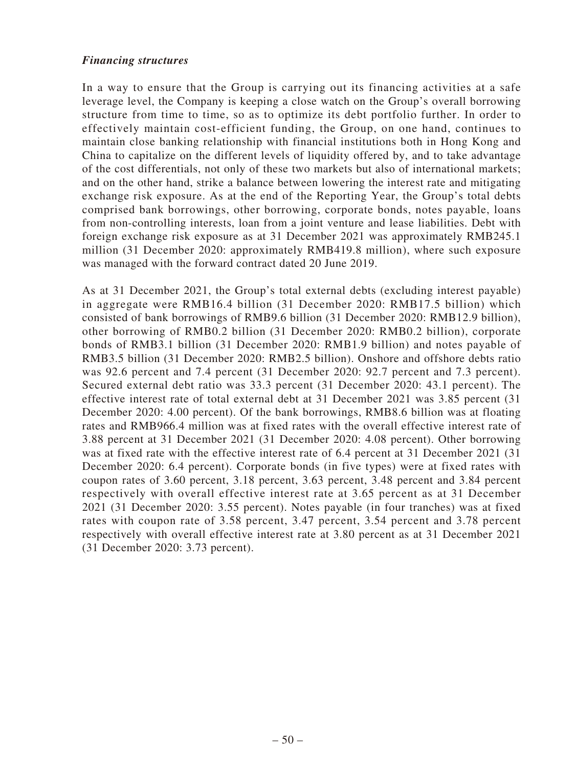***Financing structures***

In a way to ensure that the Group is carrying out its financing activities at a safe leverage level, the Company is keeping a close watch on the Group's overall borrowing structure from time to time, so as to optimize its debt portfolio further. In order to effectively maintain cost-efficient funding, the Group, on one hand, continues to maintain close banking relationship with financial institutions both in Hong Kong and China to capitalize on the different levels of liquidity offered by, and to take advantage of the cost differentials, not only of these two markets but also of international markets; and on the other hand, strike a balance between lowering the interest rate and mitigating exchange risk exposure. As at the end of the Reporting Year, the Group's total debts comprised bank borrowings, other borrowing, corporate bonds, notes payable, loans from non-controlling interests, loan from a joint venture and lease liabilities. Debt with foreign exchange risk exposure as at 31 December 2021 was approximately RMB245.1 million (31 December 2020: approximately RMB419.8 million), where such exposure was managed with the forward contract dated 20 June 2019.

As at 31 December 2021, the Group's total external debts (excluding interest payable) in aggregate were RMB16.4 billion (31 December 2020: RMB17.5 billion) which consisted of bank borrowings of RMB9.6 billion (31 December 2020: RMB12.9 billion), other borrowing of RMB0.2 billion (31 December 2020: RMB0.2 billion), corporate bonds of RMB3.1 billion (31 December 2020: RMB1.9 billion) and notes payable of RMB3.5 billion (31 December 2020: RMB2.5 billion). Onshore and offshore debts ratio was 92.6 percent and 7.4 percent (31 December 2020: 92.7 percent and 7.3 percent). Secured external debt ratio was 33.3 percent (31 December 2020: 43.1 percent). The effective interest rate of total external debt at 31 December 2021 was 3.85 percent (31 December 2020: 4.00 percent). Of the bank borrowings, RMB8.6 billion was at floating rates and RMB966.4 million was at fixed rates with the overall effective interest rate of 3.88 percent at 31 December 2021 (31 December 2020: 4.08 percent). Other borrowing was at fixed rate with the effective interest rate of 6.4 percent at 31 December 2021 (31 December 2020: 6.4 percent). Corporate bonds (in five types) were at fixed rates with coupon rates of 3.60 percent, 3.18 percent, 3.63 percent, 3.48 percent and 3.84 percent respectively with overall effective interest rate at 3.65 percent as at 31 December 2021 (31 December 2020: 3.55 percent). Notes payable (in four tranches) was at fixed rates with coupon rate of 3.58 percent, 3.47 percent, 3.54 percent and 3.78 percent respectively with overall effective interest rate at 3.80 percent as at 31 December 2021 (31 December 2020: 3.73 percent).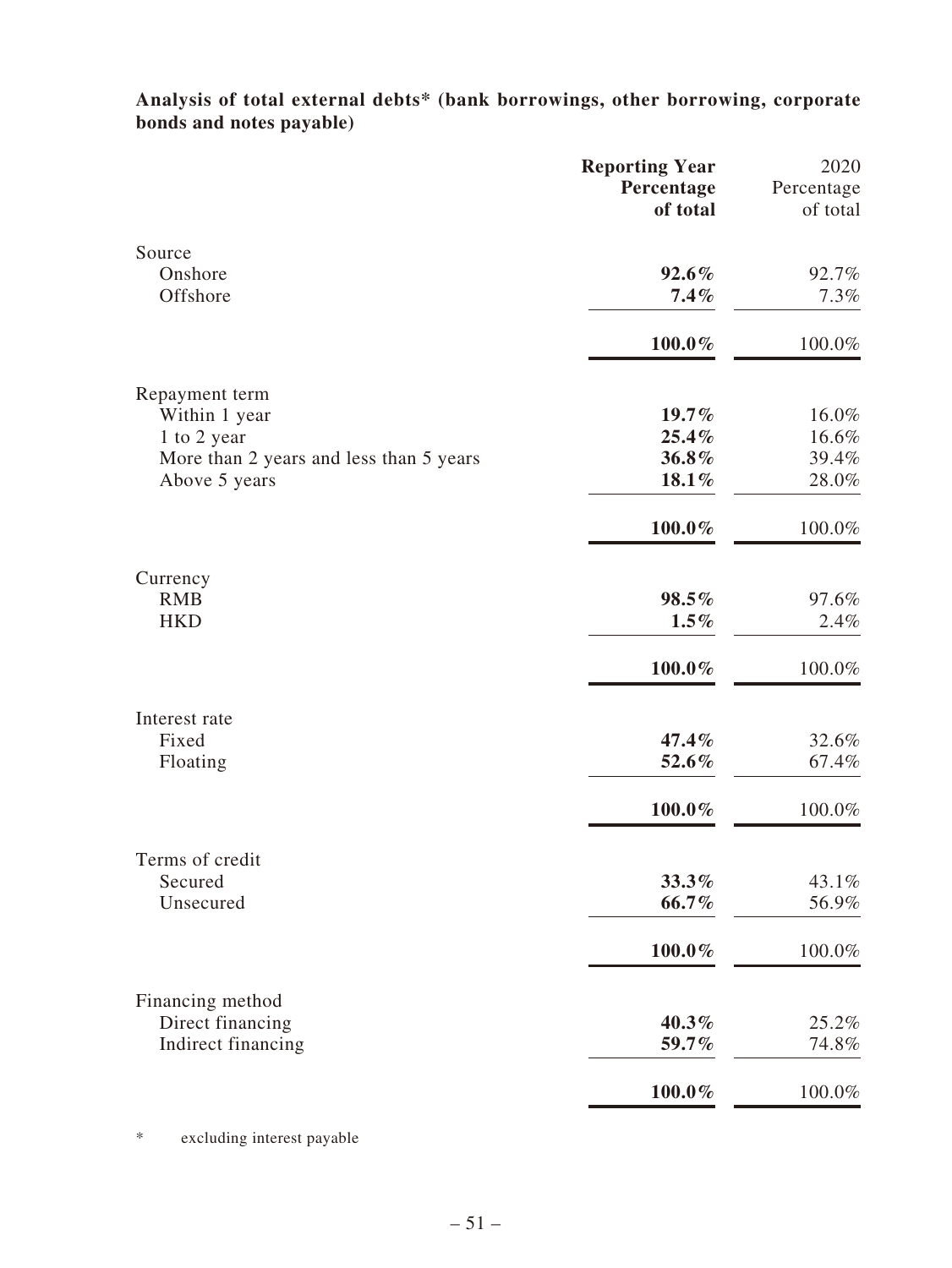**Analysis of total external debts* (bank borrowings, other borrowing, corporate bonds and notes payable)**

| | **Reporting Year Percentage of total** | 2020 Percentage of total |
|---|---|---|
| Source | | |
| Onshore | **92.6%** | 92.7% |
| Offshore | **7.4%** | 7.3% |
| | **100.0%** | 100.0% |
| Repayment term | | |
| Within 1 year | **19.7%** | 16.0% |
| 1 to 2 year | **25.4%** | 16.6% |
| More than 2 years and less than 5 years | **36.8%** | 39.4% |
| Above 5 years | **18.1%** | 28.0% |
| | **100.0%** | 100.0% |
| Currency | | |
| RMB | **98.5%** | 97.6% |
| HKD | **1.5%** | 2.4% |
| | **100.0%** | 100.0% |
| Interest rate | | |
| Fixed | **47.4%** | 32.6% |
| Floating | **52.6%** | 67.4% |
| | **100.0%** | 100.0% |
| Terms of credit | | |
| Secured | **33.3%** | 43.1% |
| Unsecured | **66.7%** | 56.9% |
| | **100.0%** | 100.0% |
| Financing method | | |
| Direct financing | **40.3%** | 25.2% |
| Indirect financing | **59.7%** | 74.8% |
| | **100.0%** | 100.0% |

* excluding interest payable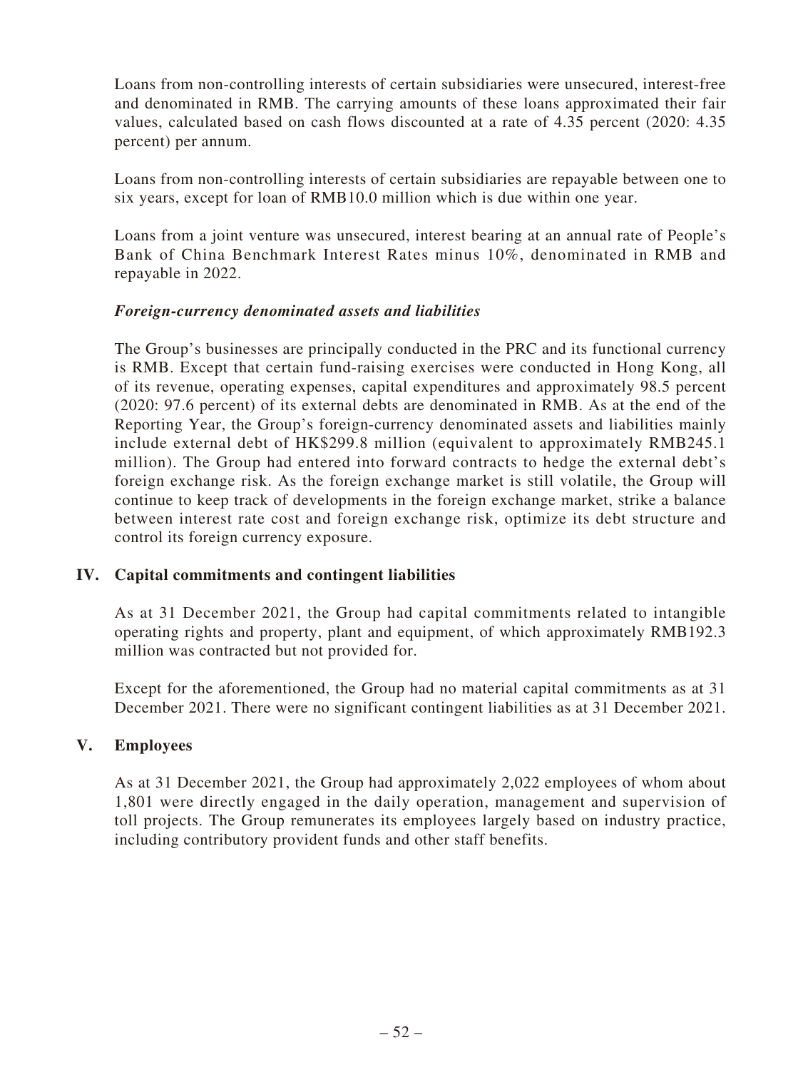Loans from non-controlling interests of certain subsidiaries were unsecured, interest-free and denominated in RMB. The carrying amounts of these loans approximated their fair values, calculated based on cash flows discounted at a rate of 4.35 percent (2020: 4.35 percent) per annum.

Loans from non-controlling interests of certain subsidiaries are repayable between one to six years, except for loan of RMB10.0 million which is due within one year.

Loans from a joint venture was unsecured, interest bearing at an annual rate of People's Bank of China Benchmark Interest Rates minus 10%, denominated in RMB and repayable in 2022.

***Foreign-currency denominated assets and liabilities***

The Group's businesses are principally conducted in the PRC and its functional currency is RMB. Except that certain fund-raising exercises were conducted in Hong Kong, all of its revenue, operating expenses, capital expenditures and approximately 98.5 percent (2020: 97.6 percent) of its external debts are denominated in RMB. As at the end of the Reporting Year, the Group's foreign-currency denominated assets and liabilities mainly include external debt of HK$299.8 million (equivalent to approximately RMB245.1 million). The Group had entered into forward contracts to hedge the external debt's foreign exchange risk. As the foreign exchange market is still volatile, the Group will continue to keep track of developments in the foreign exchange market, strike a balance between interest rate cost and foreign exchange risk, optimize its debt structure and control its foreign currency exposure.

## IV. Capital commitments and contingent liabilities

As at 31 December 2021, the Group had capital commitments related to intangible operating rights and property, plant and equipment, of which approximately RMB192.3 million was contracted but not provided for.

Except for the aforementioned, the Group had no material capital commitments as at 31 December 2021. There were no significant contingent liabilities as at 31 December 2021.

## V. Employees

As at 31 December 2021, the Group had approximately 2,022 employees of whom about 1,801 were directly engaged in the daily operation, management and supervision of toll projects. The Group remunerates its employees largely based on industry practice, including contributory provident funds and other staff benefits.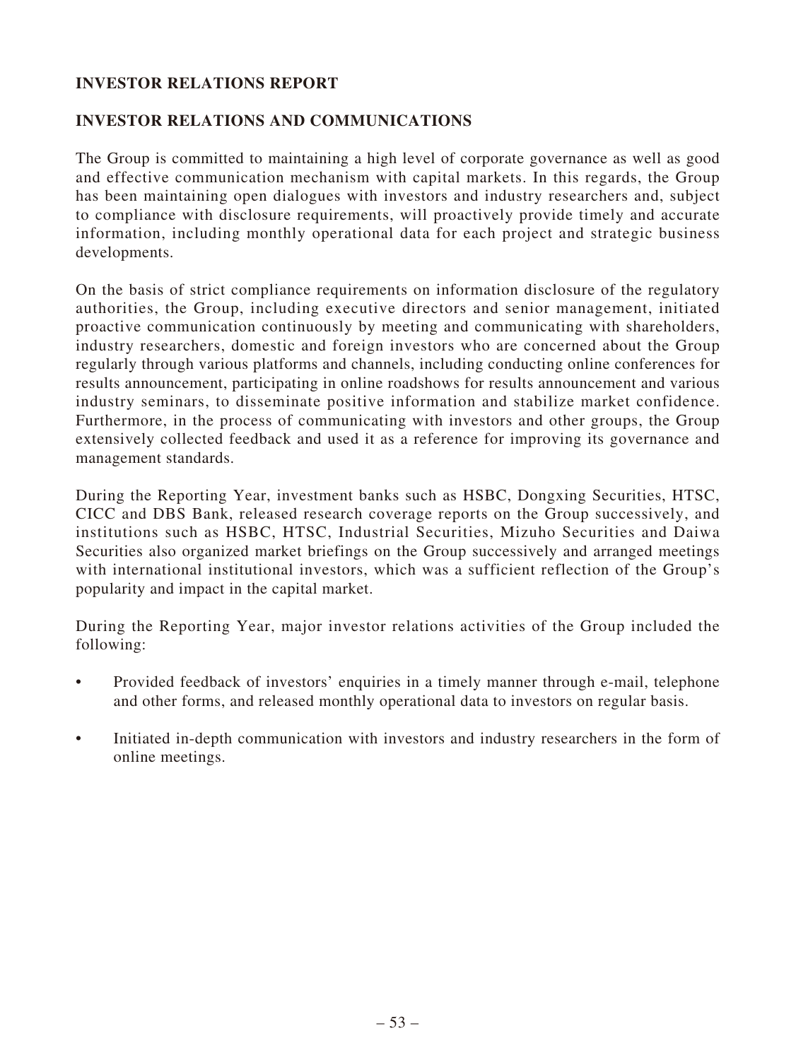## INVESTOR RELATIONS REPORT

## INVESTOR RELATIONS AND COMMUNICATIONS

The Group is committed to maintaining a high level of corporate governance as well as good and effective communication mechanism with capital markets. In this regards, the Group has been maintaining open dialogues with investors and industry researchers and, subject to compliance with disclosure requirements, will proactively provide timely and accurate information, including monthly operational data for each project and strategic business developments.

On the basis of strict compliance requirements on information disclosure of the regulatory authorities, the Group, including executive directors and senior management, initiated proactive communication continuously by meeting and communicating with shareholders, industry researchers, domestic and foreign investors who are concerned about the Group regularly through various platforms and channels, including conducting online conferences for results announcement, participating in online roadshows for results announcement and various industry seminars, to disseminate positive information and stabilize market confidence. Furthermore, in the process of communicating with investors and other groups, the Group extensively collected feedback and used it as a reference for improving its governance and management standards.

During the Reporting Year, investment banks such as HSBC, Dongxing Securities, HTSC, CICC and DBS Bank, released research coverage reports on the Group successively, and institutions such as HSBC, HTSC, Industrial Securities, Mizuho Securities and Daiwa Securities also organized market briefings on the Group successively and arranged meetings with international institutional investors, which was a sufficient reflection of the Group's popularity and impact in the capital market.

During the Reporting Year, major investor relations activities of the Group included the following:

- Provided feedback of investors' enquiries in a timely manner through e-mail, telephone and other forms, and released monthly operational data to investors on regular basis.
- Initiated in-depth communication with investors and industry researchers in the form of online meetings.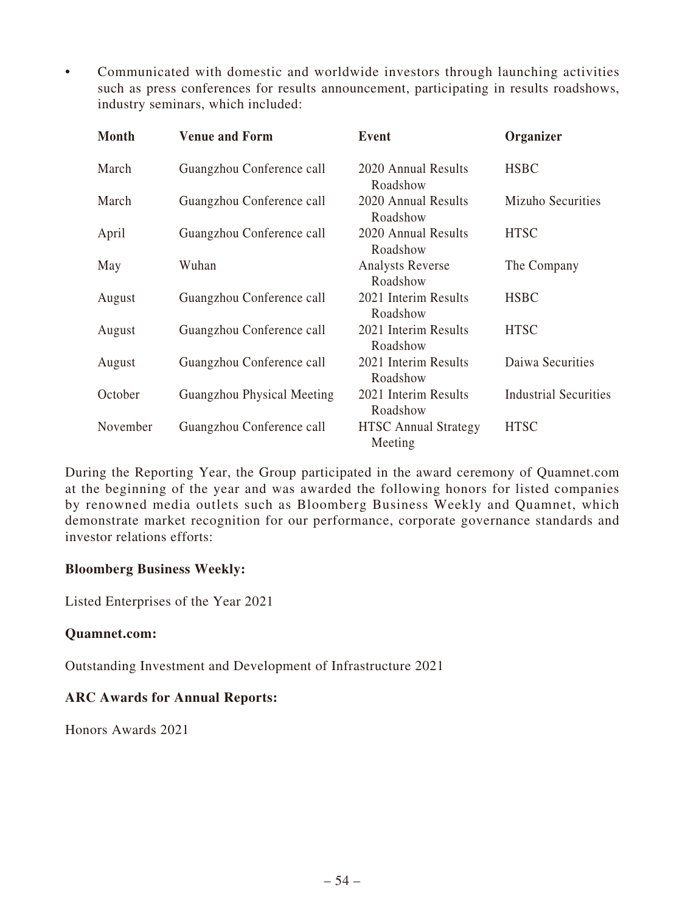- Communicated with domestic and worldwide investors through launching activities such as press conferences for results announcement, participating in results roadshows, industry seminars, which included:

| Month | Venue and Form | Event | Organizer |
|---|---|---|---|
| March | Guangzhou Conference call | 2020 Annual Results Roadshow | HSBC |
| March | Guangzhou Conference call | 2020 Annual Results Roadshow | Mizuho Securities |
| April | Guangzhou Conference call | 2020 Annual Results Roadshow | HTSC |
| May | Wuhan | Analysts Reverse Roadshow | The Company |
| August | Guangzhou Conference call | 2021 Interim Results Roadshow | HSBC |
| August | Guangzhou Conference call | 2021 Interim Results Roadshow | HTSC |
| August | Guangzhou Conference call | 2021 Interim Results Roadshow | Daiwa Securities |
| October | Guangzhou Physical Meeting | 2021 Interim Results Roadshow | Industrial Securities |
| November | Guangzhou Conference call | HTSC Annual Strategy Meeting | HTSC |

During the Reporting Year, the Group participated in the award ceremony of Quamnet.com at the beginning of the year and was awarded the following honors for listed companies by renowned media outlets such as Bloomberg Business Weekly and Quamnet, which demonstrate market recognition for our performance, corporate governance standards and investor relations efforts:

**Bloomberg Business Weekly:**

Listed Enterprises of the Year 2021

**Quamnet.com:**

Outstanding Investment and Development of Infrastructure 2021

**ARC Awards for Annual Reports:**

Honors Awards 2021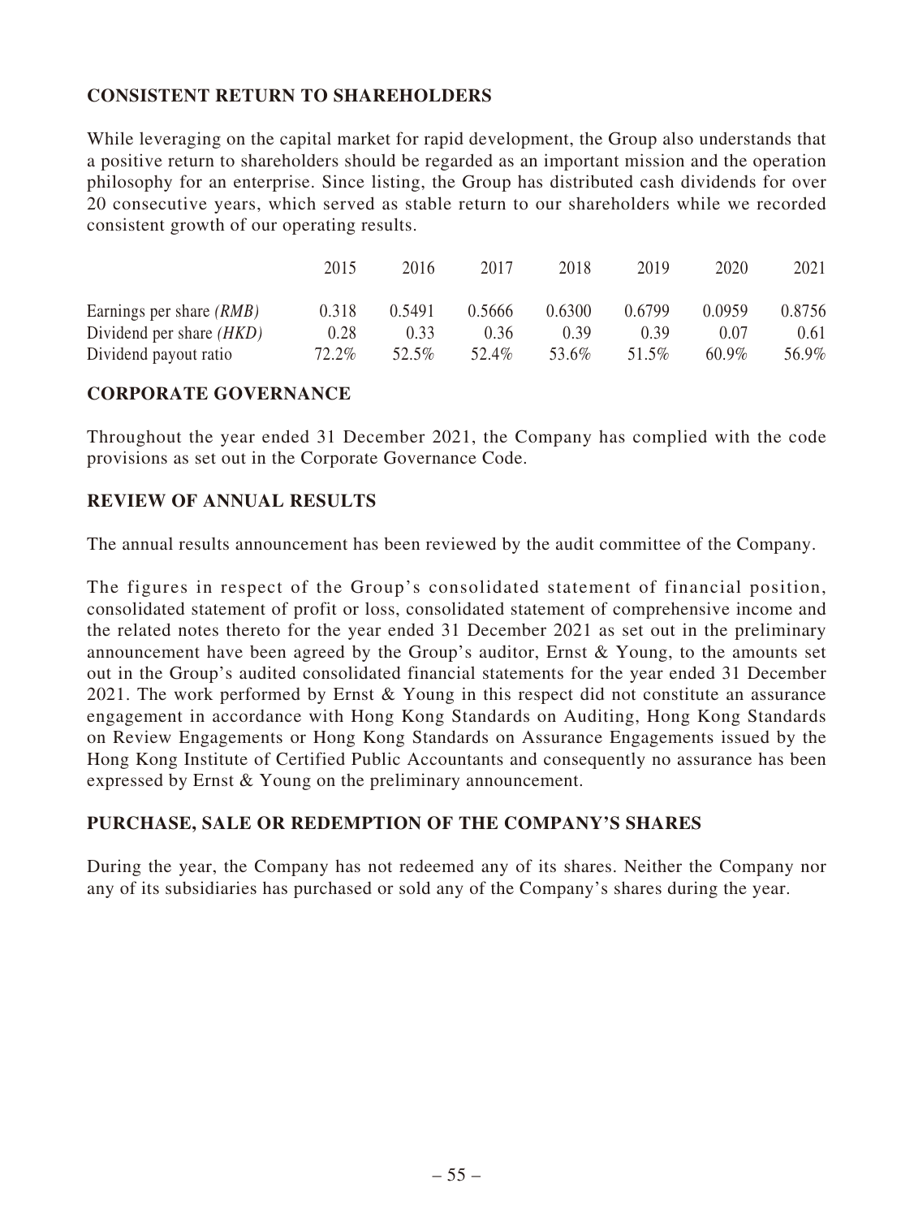## CONSISTENT RETURN TO SHAREHOLDERS

While leveraging on the capital market for rapid development, the Group also understands that a positive return to shareholders should be regarded as an important mission and the operation philosophy for an enterprise. Since listing, the Group has distributed cash dividends for over 20 consecutive years, which served as stable return to our shareholders while we recorded consistent growth of our operating results.

| | 2015 | 2016 | 2017 | 2018 | 2019 | 2020 | 2021 |
|---|---|---|---|---|---|---|---|
| Earnings per share *(RMB)* | 0.318 | 0.5491 | 0.5666 | 0.6300 | 0.6799 | 0.0959 | 0.8756 |
| Dividend per share *(HKD)* | 0.28 | 0.33 | 0.36 | 0.39 | 0.39 | 0.07 | 0.61 |
| Dividend payout ratio | 72.2% | 52.5% | 52.4% | 53.6% | 51.5% | 60.9% | 56.9% |

## CORPORATE GOVERNANCE

Throughout the year ended 31 December 2021, the Company has complied with the code provisions as set out in the Corporate Governance Code.

## REVIEW OF ANNUAL RESULTS

The annual results announcement has been reviewed by the audit committee of the Company.

The figures in respect of the Group's consolidated statement of financial position, consolidated statement of profit or loss, consolidated statement of comprehensive income and the related notes thereto for the year ended 31 December 2021 as set out in the preliminary announcement have been agreed by the Group's auditor, Ernst & Young, to the amounts set out in the Group's audited consolidated financial statements for the year ended 31 December 2021. The work performed by Ernst & Young in this respect did not constitute an assurance engagement in accordance with Hong Kong Standards on Auditing, Hong Kong Standards on Review Engagements or Hong Kong Standards on Assurance Engagements issued by the Hong Kong Institute of Certified Public Accountants and consequently no assurance has been expressed by Ernst & Young on the preliminary announcement.

## PURCHASE, SALE OR REDEMPTION OF THE COMPANY'S SHARES

During the year, the Company has not redeemed any of its shares. Neither the Company nor any of its subsidiaries has purchased or sold any of the Company's shares during the year.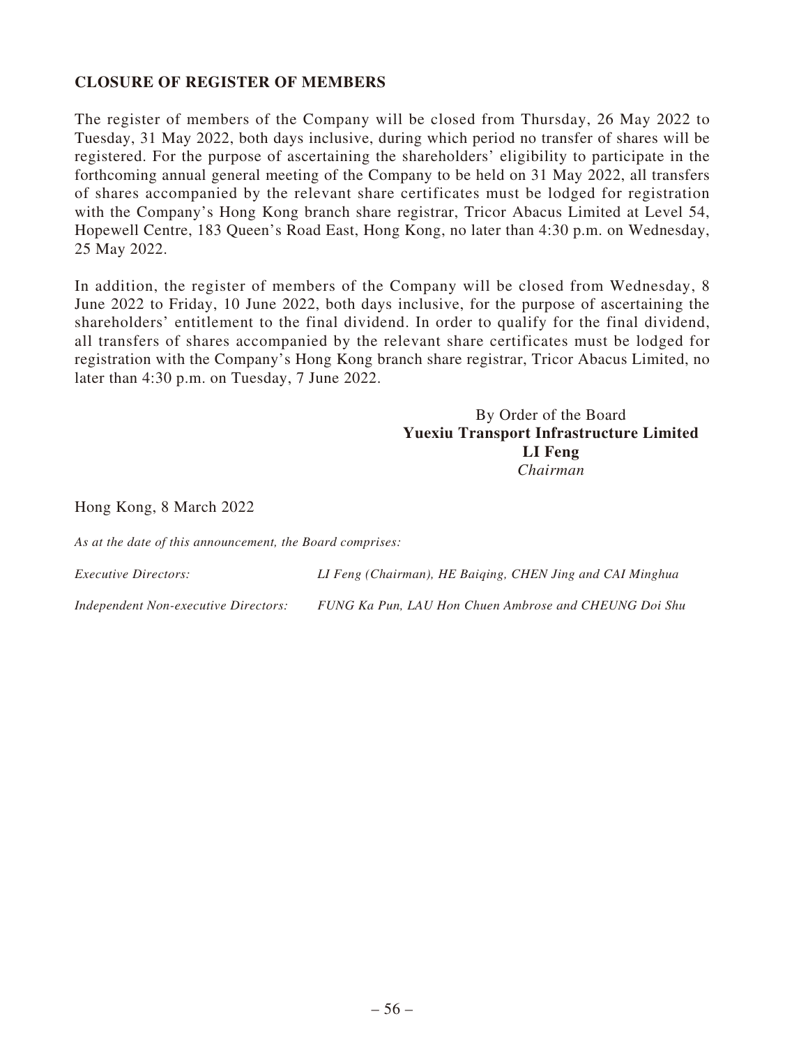## CLOSURE OF REGISTER OF MEMBERS

The register of members of the Company will be closed from Thursday, 26 May 2022 to Tuesday, 31 May 2022, both days inclusive, during which period no transfer of shares will be registered. For the purpose of ascertaining the shareholders' eligibility to participate in the forthcoming annual general meeting of the Company to be held on 31 May 2022, all transfers of shares accompanied by the relevant share certificates must be lodged for registration with the Company's Hong Kong branch share registrar, Tricor Abacus Limited at Level 54, Hopewell Centre, 183 Queen's Road East, Hong Kong, no later than 4:30 p.m. on Wednesday, 25 May 2022.

In addition, the register of members of the Company will be closed from Wednesday, 8 June 2022 to Friday, 10 June 2022, both days inclusive, for the purpose of ascertaining the shareholders' entitlement to the final dividend. In order to qualify for the final dividend, all transfers of shares accompanied by the relevant share certificates must be lodged for registration with the Company's Hong Kong branch share registrar, Tricor Abacus Limited, no later than 4:30 p.m. on Tuesday, 7 June 2022.

By Order of the Board
**Yuexiu Transport Infrastructure Limited**
**LI Feng**
*Chairman*

Hong Kong, 8 March 2022

*As at the date of this announcement, the Board comprises:*

| | |
|---|---|
| *Executive Directors:* | *LI Feng (Chairman), HE Baiqing, CHEN Jing and CAI Minghua* |
| *Independent Non-executive Directors:* | *FUNG Ka Pun, LAU Hon Chuen Ambrose and CHEUNG Doi Shu* |